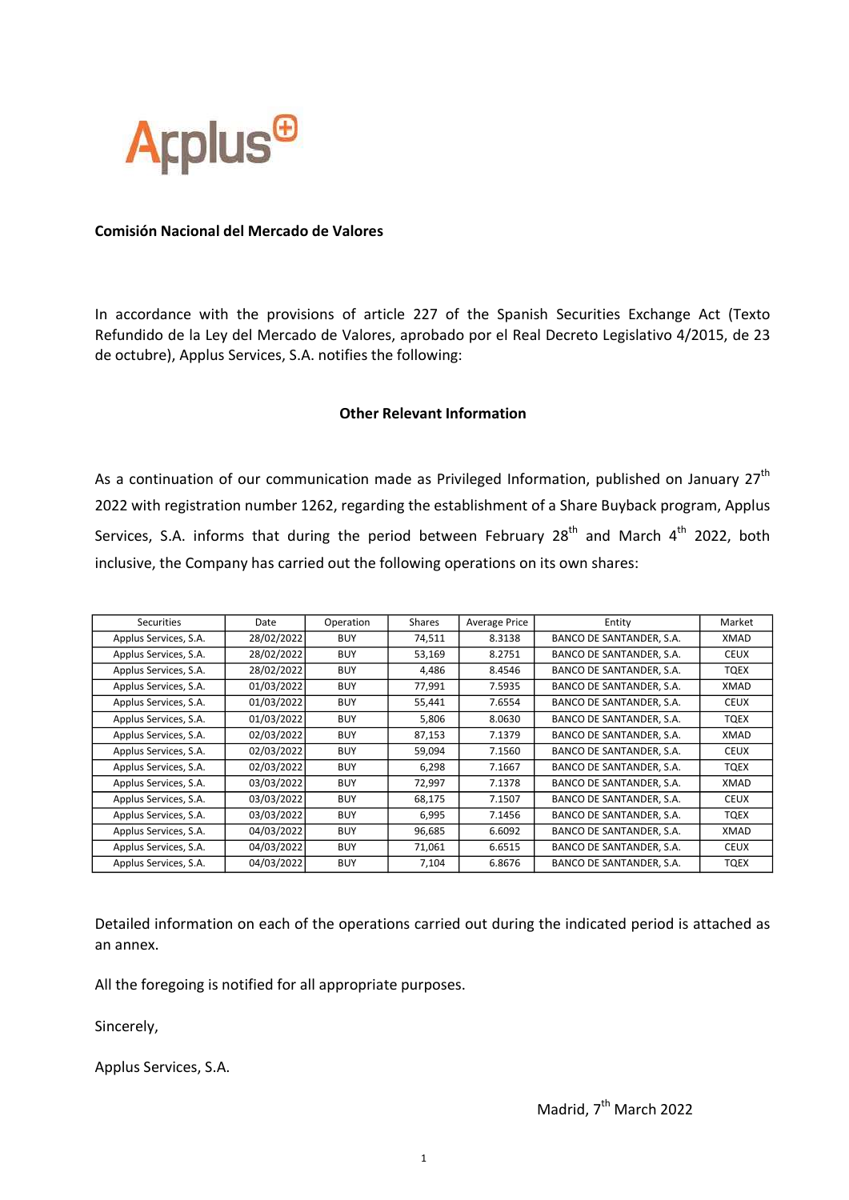Applus

**Comisión Nacional del Mercado de Valores**

In accordance with the provisions of article 227 of the Spanish Securities Exchange Act (Texto Refundido de la Ley del Mercado de Valores, aprobado por el Real Decreto Legislativo 4/2015, de 23 de octubre), Applus Services, S.A. notifies the following:

**Other Relevant Information**

As a continuation of our communication made as Privileged Information, published on January 27th 2022 with registration number 1262, regarding the establishment of a Share Buyback program, Applus Services, S.A. informs that during the period between February 28th and March 4th 2022, both inclusive, the Company has carried out the following operations on its own shares:

| Securities | Date | Operation | Shares | Average Price | Entity | Market |
|---|---|---|---|---|---|---|
| Applus Services, S.A. | 28/02/2022 | BUY | 74,511 | 8.3138 | BANCO DE SANTANDER, S.A. | XMAD |
| Applus Services, S.A. | 28/02/2022 | BUY | 53,169 | 8.2751 | BANCO DE SANTANDER, S.A. | CEUX |
| Applus Services, S.A. | 28/02/2022 | BUY | 4,486 | 8.4546 | BANCO DE SANTANDER, S.A. | TQEX |
| Applus Services, S.A. | 01/03/2022 | BUY | 77,991 | 7.5935 | BANCO DE SANTANDER, S.A. | XMAD |
| Applus Services, S.A. | 01/03/2022 | BUY | 55,441 | 7.6554 | BANCO DE SANTANDER, S.A. | CEUX |
| Applus Services, S.A. | 01/03/2022 | BUY | 5,806 | 8.0630 | BANCO DE SANTANDER, S.A. | TQEX |
| Applus Services, S.A. | 02/03/2022 | BUY | 87,153 | 7.1379 | BANCO DE SANTANDER, S.A. | XMAD |
| Applus Services, S.A. | 02/03/2022 | BUY | 59,094 | 7.1560 | BANCO DE SANTANDER, S.A. | CEUX |
| Applus Services, S.A. | 02/03/2022 | BUY | 6,298 | 7.1667 | BANCO DE SANTANDER, S.A. | TQEX |
| Applus Services, S.A. | 03/03/2022 | BUY | 72,997 | 7.1378 | BANCO DE SANTANDER, S.A. | XMAD |
| Applus Services, S.A. | 03/03/2022 | BUY | 68,175 | 7.1507 | BANCO DE SANTANDER, S.A. | CEUX |
| Applus Services, S.A. | 03/03/2022 | BUY | 6,995 | 7.1456 | BANCO DE SANTANDER, S.A. | TQEX |
| Applus Services, S.A. | 04/03/2022 | BUY | 96,685 | 6.6092 | BANCO DE SANTANDER, S.A. | XMAD |
| Applus Services, S.A. | 04/03/2022 | BUY | 71,061 | 6.6515 | BANCO DE SANTANDER, S.A. | CEUX |
| Applus Services, S.A. | 04/03/2022 | BUY | 7,104 | 6.8676 | BANCO DE SANTANDER, S.A. | TQEX |

Detailed information on each of the operations carried out during the indicated period is attached as an annex.

All the foregoing is notified for all appropriate purposes.

Sincerely,

Applus Services, S.A.

Madrid, 7th March 2022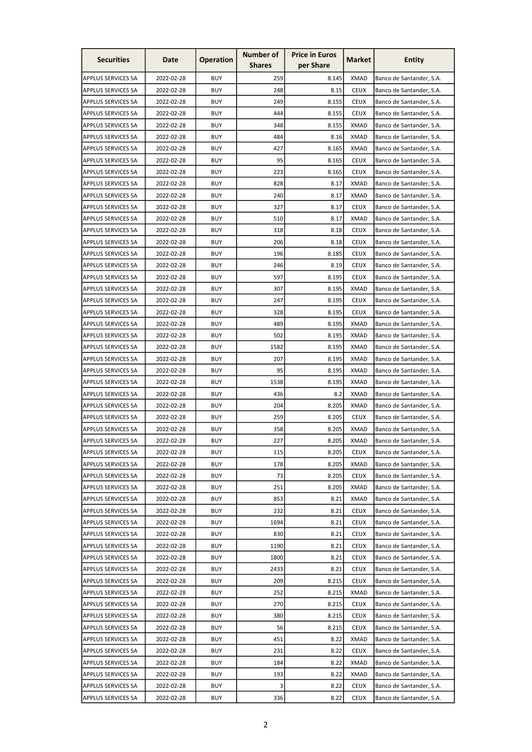| Securities | Date | Operation | Number of Shares | Price in Euros per Share | Market | Entity |
|---|---|---|---|---|---|---|
| APPLUS SERVICES SA | 2022-02-28 | BUY | 259 | 8.145 | XMAD | Banco de Santander, S.A. |
| APPLUS SERVICES SA | 2022-02-28 | BUY | 248 | 8.15 | CEUX | Banco de Santander, S.A. |
| APPLUS SERVICES SA | 2022-02-28 | BUY | 249 | 8.155 | CEUX | Banco de Santander, S.A. |
| APPLUS SERVICES SA | 2022-02-28 | BUY | 444 | 8.155 | CEUX | Banco de Santander, S.A. |
| APPLUS SERVICES SA | 2022-02-28 | BUY | 348 | 8.155 | XMAD | Banco de Santander, S.A. |
| APPLUS SERVICES SA | 2022-02-28 | BUY | 484 | 8.16 | XMAD | Banco de Santander, S.A. |
| APPLUS SERVICES SA | 2022-02-28 | BUY | 427 | 8.165 | XMAD | Banco de Santander, S.A. |
| APPLUS SERVICES SA | 2022-02-28 | BUY | 95 | 8.165 | CEUX | Banco de Santander, S.A. |
| APPLUS SERVICES SA | 2022-02-28 | BUY | 223 | 8.165 | CEUX | Banco de Santander, S.A. |
| APPLUS SERVICES SA | 2022-02-28 | BUY | 828 | 8.17 | XMAD | Banco de Santander, S.A. |
| APPLUS SERVICES SA | 2022-02-28 | BUY | 240 | 8.17 | XMAD | Banco de Santander, S.A. |
| APPLUS SERVICES SA | 2022-02-28 | BUY | 327 | 8.17 | CEUX | Banco de Santander, S.A. |
| APPLUS SERVICES SA | 2022-02-28 | BUY | 510 | 8.17 | XMAD | Banco de Santander, S.A. |
| APPLUS SERVICES SA | 2022-02-28 | BUY | 318 | 8.18 | CEUX | Banco de Santander, S.A. |
| APPLUS SERVICES SA | 2022-02-28 | BUY | 206 | 8.18 | CEUX | Banco de Santander, S.A. |
| APPLUS SERVICES SA | 2022-02-28 | BUY | 196 | 8.185 | CEUX | Banco de Santander, S.A. |
| APPLUS SERVICES SA | 2022-02-28 | BUY | 246 | 8.19 | CEUX | Banco de Santander, S.A. |
| APPLUS SERVICES SA | 2022-02-28 | BUY | 597 | 8.195 | CEUX | Banco de Santander, S.A. |
| APPLUS SERVICES SA | 2022-02-28 | BUY | 307 | 8.195 | XMAD | Banco de Santander, S.A. |
| APPLUS SERVICES SA | 2022-02-28 | BUY | 247 | 8.195 | CEUX | Banco de Santander, S.A. |
| APPLUS SERVICES SA | 2022-02-28 | BUY | 328 | 8.195 | CEUX | Banco de Santander, S.A. |
| APPLUS SERVICES SA | 2022-02-28 | BUY | 489 | 8.195 | XMAD | Banco de Santander, S.A. |
| APPLUS SERVICES SA | 2022-02-28 | BUY | 502 | 8.195 | XMAD | Banco de Santander, S.A. |
| APPLUS SERVICES SA | 2022-02-28 | BUY | 1582 | 8.195 | XMAD | Banco de Santander, S.A. |
| APPLUS SERVICES SA | 2022-02-28 | BUY | 207 | 8.195 | XMAD | Banco de Santander, S.A. |
| APPLUS SERVICES SA | 2022-02-28 | BUY | 95 | 8.195 | XMAD | Banco de Santander, S.A. |
| APPLUS SERVICES SA | 2022-02-28 | BUY | 1538 | 8.195 | XMAD | Banco de Santander, S.A. |
| APPLUS SERVICES SA | 2022-02-28 | BUY | 436 | 8.2 | XMAD | Banco de Santander, S.A. |
| APPLUS SERVICES SA | 2022-02-28 | BUY | 204 | 8.205 | XMAD | Banco de Santander, S.A. |
| APPLUS SERVICES SA | 2022-02-28 | BUY | 259 | 8.205 | CEUX | Banco de Santander, S.A. |
| APPLUS SERVICES SA | 2022-02-28 | BUY | 358 | 8.205 | XMAD | Banco de Santander, S.A. |
| APPLUS SERVICES SA | 2022-02-28 | BUY | 227 | 8.205 | XMAD | Banco de Santander, S.A. |
| APPLUS SERVICES SA | 2022-02-28 | BUY | 115 | 8.205 | CEUX | Banco de Santander, S.A. |
| APPLUS SERVICES SA | 2022-02-28 | BUY | 178 | 8.205 | XMAD | Banco de Santander, S.A. |
| APPLUS SERVICES SA | 2022-02-28 | BUY | 73 | 8.205 | CEUX | Banco de Santander, S.A. |
| APPLUS SERVICES SA | 2022-02-28 | BUY | 251 | 8.205 | XMAD | Banco de Santander, S.A. |
| APPLUS SERVICES SA | 2022-02-28 | BUY | 853 | 8.21 | XMAD | Banco de Santander, S.A. |
| APPLUS SERVICES SA | 2022-02-28 | BUY | 232 | 8.21 | CEUX | Banco de Santander, S.A. |
| APPLUS SERVICES SA | 2022-02-28 | BUY | 1694 | 8.21 | CEUX | Banco de Santander, S.A. |
| APPLUS SERVICES SA | 2022-02-28 | BUY | 830 | 8.21 | CEUX | Banco de Santander, S.A. |
| APPLUS SERVICES SA | 2022-02-28 | BUY | 1190 | 8.21 | CEUX | Banco de Santander, S.A. |
| APPLUS SERVICES SA | 2022-02-28 | BUY | 1800 | 8.21 | CEUX | Banco de Santander, S.A. |
| APPLUS SERVICES SA | 2022-02-28 | BUY | 2433 | 8.21 | CEUX | Banco de Santander, S.A. |
| APPLUS SERVICES SA | 2022-02-28 | BUY | 209 | 8.215 | CEUX | Banco de Santander, S.A. |
| APPLUS SERVICES SA | 2022-02-28 | BUY | 252 | 8.215 | XMAD | Banco de Santander, S.A. |
| APPLUS SERVICES SA | 2022-02-28 | BUY | 270 | 8.215 | CEUX | Banco de Santander, S.A. |
| APPLUS SERVICES SA | 2022-02-28 | BUY | 380 | 8.215 | CEUX | Banco de Santander, S.A. |
| APPLUS SERVICES SA | 2022-02-28 | BUY | 56 | 8.215 | CEUX | Banco de Santander, S.A. |
| APPLUS SERVICES SA | 2022-02-28 | BUY | 451 | 8.22 | XMAD | Banco de Santander, S.A. |
| APPLUS SERVICES SA | 2022-02-28 | BUY | 231 | 8.22 | CEUX | Banco de Santander, S.A. |
| APPLUS SERVICES SA | 2022-02-28 | BUY | 184 | 8.22 | XMAD | Banco de Santander, S.A. |
| APPLUS SERVICES SA | 2022-02-28 | BUY | 193 | 8.22 | XMAD | Banco de Santander, S.A. |
| APPLUS SERVICES SA | 2022-02-28 | BUY | 3 | 8.22 | CEUX | Banco de Santander, S.A. |
| APPLUS SERVICES SA | 2022-02-28 | BUY | 336 | 8.22 | CEUX | Banco de Santander, S.A. |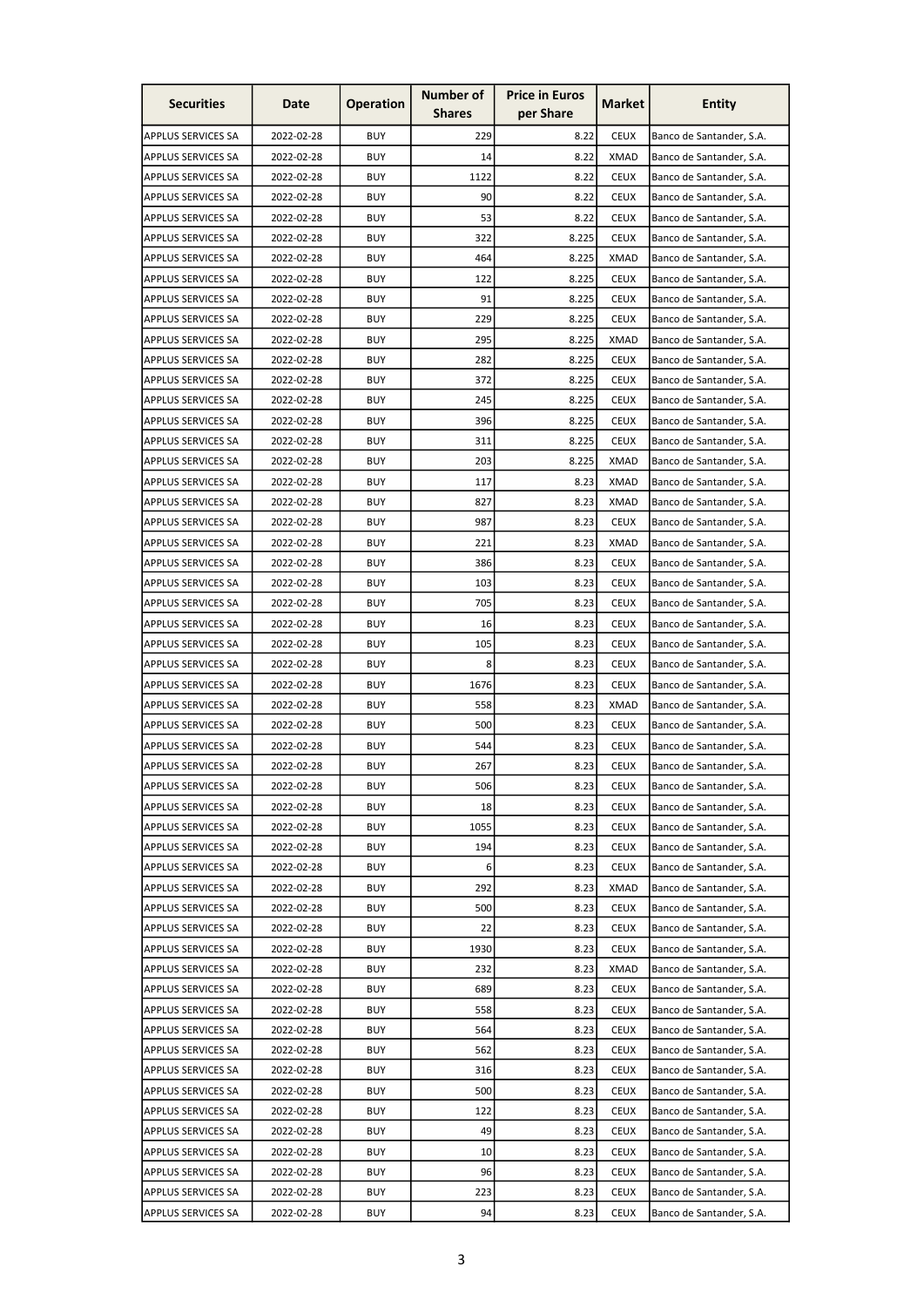| Securities | Date | Operation | Number of Shares | Price in Euros per Share | Market | Entity |
|---|---|---|---|---|---|---|
| APPLUS SERVICES SA | 2022-02-28 | BUY | 229 | 8.22 | CEUX | Banco de Santander, S.A. |
| APPLUS SERVICES SA | 2022-02-28 | BUY | 14 | 8.22 | XMAD | Banco de Santander, S.A. |
| APPLUS SERVICES SA | 2022-02-28 | BUY | 1122 | 8.22 | CEUX | Banco de Santander, S.A. |
| APPLUS SERVICES SA | 2022-02-28 | BUY | 90 | 8.22 | CEUX | Banco de Santander, S.A. |
| APPLUS SERVICES SA | 2022-02-28 | BUY | 53 | 8.22 | CEUX | Banco de Santander, S.A. |
| APPLUS SERVICES SA | 2022-02-28 | BUY | 322 | 8.225 | CEUX | Banco de Santander, S.A. |
| APPLUS SERVICES SA | 2022-02-28 | BUY | 464 | 8.225 | XMAD | Banco de Santander, S.A. |
| APPLUS SERVICES SA | 2022-02-28 | BUY | 122 | 8.225 | CEUX | Banco de Santander, S.A. |
| APPLUS SERVICES SA | 2022-02-28 | BUY | 91 | 8.225 | CEUX | Banco de Santander, S.A. |
| APPLUS SERVICES SA | 2022-02-28 | BUY | 229 | 8.225 | CEUX | Banco de Santander, S.A. |
| APPLUS SERVICES SA | 2022-02-28 | BUY | 295 | 8.225 | XMAD | Banco de Santander, S.A. |
| APPLUS SERVICES SA | 2022-02-28 | BUY | 282 | 8.225 | CEUX | Banco de Santander, S.A. |
| APPLUS SERVICES SA | 2022-02-28 | BUY | 372 | 8.225 | CEUX | Banco de Santander, S.A. |
| APPLUS SERVICES SA | 2022-02-28 | BUY | 245 | 8.225 | CEUX | Banco de Santander, S.A. |
| APPLUS SERVICES SA | 2022-02-28 | BUY | 396 | 8.225 | CEUX | Banco de Santander, S.A. |
| APPLUS SERVICES SA | 2022-02-28 | BUY | 311 | 8.225 | CEUX | Banco de Santander, S.A. |
| APPLUS SERVICES SA | 2022-02-28 | BUY | 203 | 8.225 | XMAD | Banco de Santander, S.A. |
| APPLUS SERVICES SA | 2022-02-28 | BUY | 117 | 8.23 | XMAD | Banco de Santander, S.A. |
| APPLUS SERVICES SA | 2022-02-28 | BUY | 827 | 8.23 | XMAD | Banco de Santander, S.A. |
| APPLUS SERVICES SA | 2022-02-28 | BUY | 987 | 8.23 | CEUX | Banco de Santander, S.A. |
| APPLUS SERVICES SA | 2022-02-28 | BUY | 221 | 8.23 | XMAD | Banco de Santander, S.A. |
| APPLUS SERVICES SA | 2022-02-28 | BUY | 386 | 8.23 | CEUX | Banco de Santander, S.A. |
| APPLUS SERVICES SA | 2022-02-28 | BUY | 103 | 8.23 | CEUX | Banco de Santander, S.A. |
| APPLUS SERVICES SA | 2022-02-28 | BUY | 705 | 8.23 | CEUX | Banco de Santander, S.A. |
| APPLUS SERVICES SA | 2022-02-28 | BUY | 16 | 8.23 | CEUX | Banco de Santander, S.A. |
| APPLUS SERVICES SA | 2022-02-28 | BUY | 105 | 8.23 | CEUX | Banco de Santander, S.A. |
| APPLUS SERVICES SA | 2022-02-28 | BUY | 8 | 8.23 | CEUX | Banco de Santander, S.A. |
| APPLUS SERVICES SA | 2022-02-28 | BUY | 1676 | 8.23 | CEUX | Banco de Santander, S.A. |
| APPLUS SERVICES SA | 2022-02-28 | BUY | 558 | 8.23 | XMAD | Banco de Santander, S.A. |
| APPLUS SERVICES SA | 2022-02-28 | BUY | 500 | 8.23 | CEUX | Banco de Santander, S.A. |
| APPLUS SERVICES SA | 2022-02-28 | BUY | 544 | 8.23 | CEUX | Banco de Santander, S.A. |
| APPLUS SERVICES SA | 2022-02-28 | BUY | 267 | 8.23 | CEUX | Banco de Santander, S.A. |
| APPLUS SERVICES SA | 2022-02-28 | BUY | 506 | 8.23 | CEUX | Banco de Santander, S.A. |
| APPLUS SERVICES SA | 2022-02-28 | BUY | 18 | 8.23 | CEUX | Banco de Santander, S.A. |
| APPLUS SERVICES SA | 2022-02-28 | BUY | 1055 | 8.23 | CEUX | Banco de Santander, S.A. |
| APPLUS SERVICES SA | 2022-02-28 | BUY | 194 | 8.23 | CEUX | Banco de Santander, S.A. |
| APPLUS SERVICES SA | 2022-02-28 | BUY | 6 | 8.23 | CEUX | Banco de Santander, S.A. |
| APPLUS SERVICES SA | 2022-02-28 | BUY | 292 | 8.23 | XMAD | Banco de Santander, S.A. |
| APPLUS SERVICES SA | 2022-02-28 | BUY | 500 | 8.23 | CEUX | Banco de Santander, S.A. |
| APPLUS SERVICES SA | 2022-02-28 | BUY | 22 | 8.23 | CEUX | Banco de Santander, S.A. |
| APPLUS SERVICES SA | 2022-02-28 | BUY | 1930 | 8.23 | CEUX | Banco de Santander, S.A. |
| APPLUS SERVICES SA | 2022-02-28 | BUY | 232 | 8.23 | XMAD | Banco de Santander, S.A. |
| APPLUS SERVICES SA | 2022-02-28 | BUY | 689 | 8.23 | CEUX | Banco de Santander, S.A. |
| APPLUS SERVICES SA | 2022-02-28 | BUY | 558 | 8.23 | CEUX | Banco de Santander, S.A. |
| APPLUS SERVICES SA | 2022-02-28 | BUY | 564 | 8.23 | CEUX | Banco de Santander, S.A. |
| APPLUS SERVICES SA | 2022-02-28 | BUY | 562 | 8.23 | CEUX | Banco de Santander, S.A. |
| APPLUS SERVICES SA | 2022-02-28 | BUY | 316 | 8.23 | CEUX | Banco de Santander, S.A. |
| APPLUS SERVICES SA | 2022-02-28 | BUY | 500 | 8.23 | CEUX | Banco de Santander, S.A. |
| APPLUS SERVICES SA | 2022-02-28 | BUY | 122 | 8.23 | CEUX | Banco de Santander, S.A. |
| APPLUS SERVICES SA | 2022-02-28 | BUY | 49 | 8.23 | CEUX | Banco de Santander, S.A. |
| APPLUS SERVICES SA | 2022-02-28 | BUY | 10 | 8.23 | CEUX | Banco de Santander, S.A. |
| APPLUS SERVICES SA | 2022-02-28 | BUY | 96 | 8.23 | CEUX | Banco de Santander, S.A. |
| APPLUS SERVICES SA | 2022-02-28 | BUY | 223 | 8.23 | CEUX | Banco de Santander, S.A. |
| APPLUS SERVICES SA | 2022-02-28 | BUY | 94 | 8.23 | CEUX | Banco de Santander, S.A. |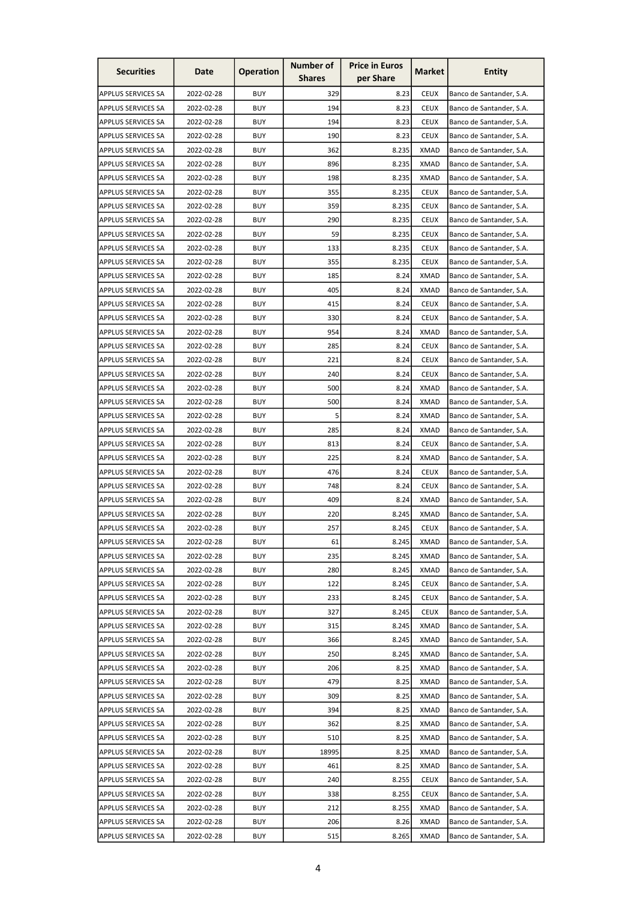| Securities | Date | Operation | Number of Shares | Price in Euros per Share | Market | Entity |
|---|---|---|---|---|---|---|
| APPLUS SERVICES SA | 2022-02-28 | BUY | 329 | 8.23 | CEUX | Banco de Santander, S.A. |
| APPLUS SERVICES SA | 2022-02-28 | BUY | 194 | 8.23 | CEUX | Banco de Santander, S.A. |
| APPLUS SERVICES SA | 2022-02-28 | BUY | 194 | 8.23 | CEUX | Banco de Santander, S.A. |
| APPLUS SERVICES SA | 2022-02-28 | BUY | 190 | 8.23 | CEUX | Banco de Santander, S.A. |
| APPLUS SERVICES SA | 2022-02-28 | BUY | 362 | 8.235 | XMAD | Banco de Santander, S.A. |
| APPLUS SERVICES SA | 2022-02-28 | BUY | 896 | 8.235 | XMAD | Banco de Santander, S.A. |
| APPLUS SERVICES SA | 2022-02-28 | BUY | 198 | 8.235 | XMAD | Banco de Santander, S.A. |
| APPLUS SERVICES SA | 2022-02-28 | BUY | 355 | 8.235 | CEUX | Banco de Santander, S.A. |
| APPLUS SERVICES SA | 2022-02-28 | BUY | 359 | 8.235 | CEUX | Banco de Santander, S.A. |
| APPLUS SERVICES SA | 2022-02-28 | BUY | 290 | 8.235 | CEUX | Banco de Santander, S.A. |
| APPLUS SERVICES SA | 2022-02-28 | BUY | 59 | 8.235 | CEUX | Banco de Santander, S.A. |
| APPLUS SERVICES SA | 2022-02-28 | BUY | 133 | 8.235 | CEUX | Banco de Santander, S.A. |
| APPLUS SERVICES SA | 2022-02-28 | BUY | 355 | 8.235 | CEUX | Banco de Santander, S.A. |
| APPLUS SERVICES SA | 2022-02-28 | BUY | 185 | 8.24 | XMAD | Banco de Santander, S.A. |
| APPLUS SERVICES SA | 2022-02-28 | BUY | 405 | 8.24 | XMAD | Banco de Santander, S.A. |
| APPLUS SERVICES SA | 2022-02-28 | BUY | 415 | 8.24 | CEUX | Banco de Santander, S.A. |
| APPLUS SERVICES SA | 2022-02-28 | BUY | 330 | 8.24 | CEUX | Banco de Santander, S.A. |
| APPLUS SERVICES SA | 2022-02-28 | BUY | 954 | 8.24 | XMAD | Banco de Santander, S.A. |
| APPLUS SERVICES SA | 2022-02-28 | BUY | 285 | 8.24 | CEUX | Banco de Santander, S.A. |
| APPLUS SERVICES SA | 2022-02-28 | BUY | 221 | 8.24 | CEUX | Banco de Santander, S.A. |
| APPLUS SERVICES SA | 2022-02-28 | BUY | 240 | 8.24 | CEUX | Banco de Santander, S.A. |
| APPLUS SERVICES SA | 2022-02-28 | BUY | 500 | 8.24 | XMAD | Banco de Santander, S.A. |
| APPLUS SERVICES SA | 2022-02-28 | BUY | 500 | 8.24 | XMAD | Banco de Santander, S.A. |
| APPLUS SERVICES SA | 2022-02-28 | BUY | 5 | 8.24 | XMAD | Banco de Santander, S.A. |
| APPLUS SERVICES SA | 2022-02-28 | BUY | 285 | 8.24 | XMAD | Banco de Santander, S.A. |
| APPLUS SERVICES SA | 2022-02-28 | BUY | 813 | 8.24 | CEUX | Banco de Santander, S.A. |
| APPLUS SERVICES SA | 2022-02-28 | BUY | 225 | 8.24 | XMAD | Banco de Santander, S.A. |
| APPLUS SERVICES SA | 2022-02-28 | BUY | 476 | 8.24 | CEUX | Banco de Santander, S.A. |
| APPLUS SERVICES SA | 2022-02-28 | BUY | 748 | 8.24 | CEUX | Banco de Santander, S.A. |
| APPLUS SERVICES SA | 2022-02-28 | BUY | 409 | 8.24 | XMAD | Banco de Santander, S.A. |
| APPLUS SERVICES SA | 2022-02-28 | BUY | 220 | 8.245 | XMAD | Banco de Santander, S.A. |
| APPLUS SERVICES SA | 2022-02-28 | BUY | 257 | 8.245 | CEUX | Banco de Santander, S.A. |
| APPLUS SERVICES SA | 2022-02-28 | BUY | 61 | 8.245 | XMAD | Banco de Santander, S.A. |
| APPLUS SERVICES SA | 2022-02-28 | BUY | 235 | 8.245 | XMAD | Banco de Santander, S.A. |
| APPLUS SERVICES SA | 2022-02-28 | BUY | 280 | 8.245 | XMAD | Banco de Santander, S.A. |
| APPLUS SERVICES SA | 2022-02-28 | BUY | 122 | 8.245 | CEUX | Banco de Santander, S.A. |
| APPLUS SERVICES SA | 2022-02-28 | BUY | 233 | 8.245 | CEUX | Banco de Santander, S.A. |
| APPLUS SERVICES SA | 2022-02-28 | BUY | 327 | 8.245 | CEUX | Banco de Santander, S.A. |
| APPLUS SERVICES SA | 2022-02-28 | BUY | 315 | 8.245 | XMAD | Banco de Santander, S.A. |
| APPLUS SERVICES SA | 2022-02-28 | BUY | 366 | 8.245 | XMAD | Banco de Santander, S.A. |
| APPLUS SERVICES SA | 2022-02-28 | BUY | 250 | 8.245 | XMAD | Banco de Santander, S.A. |
| APPLUS SERVICES SA | 2022-02-28 | BUY | 206 | 8.25 | XMAD | Banco de Santander, S.A. |
| APPLUS SERVICES SA | 2022-02-28 | BUY | 479 | 8.25 | XMAD | Banco de Santander, S.A. |
| APPLUS SERVICES SA | 2022-02-28 | BUY | 309 | 8.25 | XMAD | Banco de Santander, S.A. |
| APPLUS SERVICES SA | 2022-02-28 | BUY | 394 | 8.25 | XMAD | Banco de Santander, S.A. |
| APPLUS SERVICES SA | 2022-02-28 | BUY | 362 | 8.25 | XMAD | Banco de Santander, S.A. |
| APPLUS SERVICES SA | 2022-02-28 | BUY | 510 | 8.25 | XMAD | Banco de Santander, S.A. |
| APPLUS SERVICES SA | 2022-02-28 | BUY | 18995 | 8.25 | XMAD | Banco de Santander, S.A. |
| APPLUS SERVICES SA | 2022-02-28 | BUY | 461 | 8.25 | XMAD | Banco de Santander, S.A. |
| APPLUS SERVICES SA | 2022-02-28 | BUY | 240 | 8.255 | CEUX | Banco de Santander, S.A. |
| APPLUS SERVICES SA | 2022-02-28 | BUY | 338 | 8.255 | CEUX | Banco de Santander, S.A. |
| APPLUS SERVICES SA | 2022-02-28 | BUY | 212 | 8.255 | XMAD | Banco de Santander, S.A. |
| APPLUS SERVICES SA | 2022-02-28 | BUY | 206 | 8.26 | XMAD | Banco de Santander, S.A. |
| APPLUS SERVICES SA | 2022-02-28 | BUY | 515 | 8.265 | XMAD | Banco de Santander, S.A. |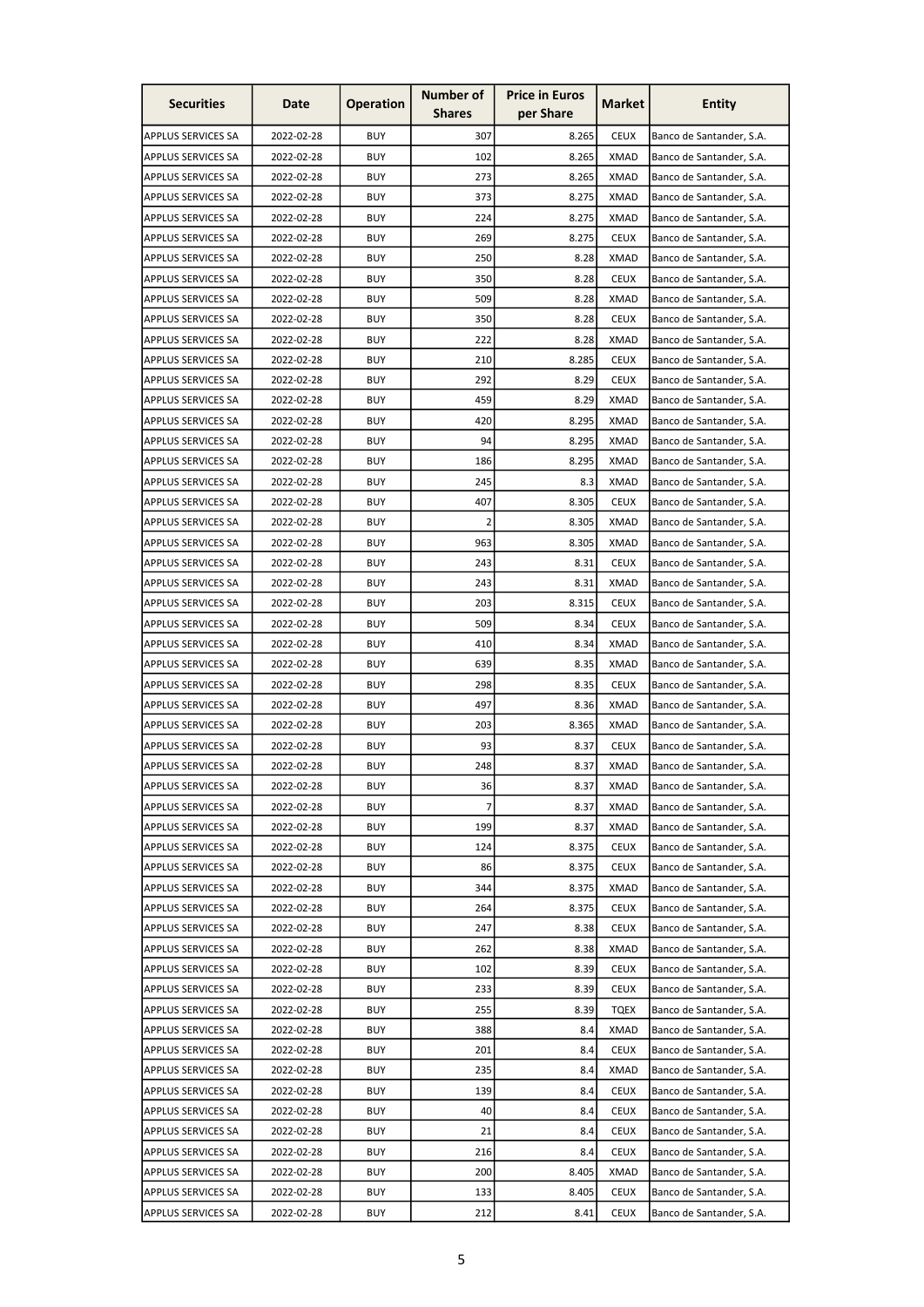| Securities | Date | Operation | Number of Shares | Price in Euros per Share | Market | Entity |
|---|---|---|---|---|---|---|
| APPLUS SERVICES SA | 2022-02-28 | BUY | 307 | 8.265 | CEUX | Banco de Santander, S.A. |
| APPLUS SERVICES SA | 2022-02-28 | BUY | 102 | 8.265 | XMAD | Banco de Santander, S.A. |
| APPLUS SERVICES SA | 2022-02-28 | BUY | 273 | 8.265 | XMAD | Banco de Santander, S.A. |
| APPLUS SERVICES SA | 2022-02-28 | BUY | 373 | 8.275 | XMAD | Banco de Santander, S.A. |
| APPLUS SERVICES SA | 2022-02-28 | BUY | 224 | 8.275 | XMAD | Banco de Santander, S.A. |
| APPLUS SERVICES SA | 2022-02-28 | BUY | 269 | 8.275 | CEUX | Banco de Santander, S.A. |
| APPLUS SERVICES SA | 2022-02-28 | BUY | 250 | 8.28 | XMAD | Banco de Santander, S.A. |
| APPLUS SERVICES SA | 2022-02-28 | BUY | 350 | 8.28 | CEUX | Banco de Santander, S.A. |
| APPLUS SERVICES SA | 2022-02-28 | BUY | 509 | 8.28 | XMAD | Banco de Santander, S.A. |
| APPLUS SERVICES SA | 2022-02-28 | BUY | 350 | 8.28 | CEUX | Banco de Santander, S.A. |
| APPLUS SERVICES SA | 2022-02-28 | BUY | 222 | 8.28 | XMAD | Banco de Santander, S.A. |
| APPLUS SERVICES SA | 2022-02-28 | BUY | 210 | 8.285 | CEUX | Banco de Santander, S.A. |
| APPLUS SERVICES SA | 2022-02-28 | BUY | 292 | 8.29 | CEUX | Banco de Santander, S.A. |
| APPLUS SERVICES SA | 2022-02-28 | BUY | 459 | 8.29 | XMAD | Banco de Santander, S.A. |
| APPLUS SERVICES SA | 2022-02-28 | BUY | 420 | 8.295 | XMAD | Banco de Santander, S.A. |
| APPLUS SERVICES SA | 2022-02-28 | BUY | 94 | 8.295 | XMAD | Banco de Santander, S.A. |
| APPLUS SERVICES SA | 2022-02-28 | BUY | 186 | 8.295 | XMAD | Banco de Santander, S.A. |
| APPLUS SERVICES SA | 2022-02-28 | BUY | 245 | 8.3 | XMAD | Banco de Santander, S.A. |
| APPLUS SERVICES SA | 2022-02-28 | BUY | 407 | 8.305 | CEUX | Banco de Santander, S.A. |
| APPLUS SERVICES SA | 2022-02-28 | BUY | 2 | 8.305 | XMAD | Banco de Santander, S.A. |
| APPLUS SERVICES SA | 2022-02-28 | BUY | 963 | 8.305 | XMAD | Banco de Santander, S.A. |
| APPLUS SERVICES SA | 2022-02-28 | BUY | 243 | 8.31 | CEUX | Banco de Santander, S.A. |
| APPLUS SERVICES SA | 2022-02-28 | BUY | 243 | 8.31 | XMAD | Banco de Santander, S.A. |
| APPLUS SERVICES SA | 2022-02-28 | BUY | 203 | 8.315 | CEUX | Banco de Santander, S.A. |
| APPLUS SERVICES SA | 2022-02-28 | BUY | 509 | 8.34 | CEUX | Banco de Santander, S.A. |
| APPLUS SERVICES SA | 2022-02-28 | BUY | 410 | 8.34 | XMAD | Banco de Santander, S.A. |
| APPLUS SERVICES SA | 2022-02-28 | BUY | 639 | 8.35 | XMAD | Banco de Santander, S.A. |
| APPLUS SERVICES SA | 2022-02-28 | BUY | 298 | 8.35 | CEUX | Banco de Santander, S.A. |
| APPLUS SERVICES SA | 2022-02-28 | BUY | 497 | 8.36 | XMAD | Banco de Santander, S.A. |
| APPLUS SERVICES SA | 2022-02-28 | BUY | 203 | 8.365 | XMAD | Banco de Santander, S.A. |
| APPLUS SERVICES SA | 2022-02-28 | BUY | 93 | 8.37 | CEUX | Banco de Santander, S.A. |
| APPLUS SERVICES SA | 2022-02-28 | BUY | 248 | 8.37 | XMAD | Banco de Santander, S.A. |
| APPLUS SERVICES SA | 2022-02-28 | BUY | 36 | 8.37 | XMAD | Banco de Santander, S.A. |
| APPLUS SERVICES SA | 2022-02-28 | BUY | 7 | 8.37 | XMAD | Banco de Santander, S.A. |
| APPLUS SERVICES SA | 2022-02-28 | BUY | 199 | 8.37 | XMAD | Banco de Santander, S.A. |
| APPLUS SERVICES SA | 2022-02-28 | BUY | 124 | 8.375 | CEUX | Banco de Santander, S.A. |
| APPLUS SERVICES SA | 2022-02-28 | BUY | 86 | 8.375 | CEUX | Banco de Santander, S.A. |
| APPLUS SERVICES SA | 2022-02-28 | BUY | 344 | 8.375 | XMAD | Banco de Santander, S.A. |
| APPLUS SERVICES SA | 2022-02-28 | BUY | 264 | 8.375 | CEUX | Banco de Santander, S.A. |
| APPLUS SERVICES SA | 2022-02-28 | BUY | 247 | 8.38 | CEUX | Banco de Santander, S.A. |
| APPLUS SERVICES SA | 2022-02-28 | BUY | 262 | 8.38 | XMAD | Banco de Santander, S.A. |
| APPLUS SERVICES SA | 2022-02-28 | BUY | 102 | 8.39 | CEUX | Banco de Santander, S.A. |
| APPLUS SERVICES SA | 2022-02-28 | BUY | 233 | 8.39 | CEUX | Banco de Santander, S.A. |
| APPLUS SERVICES SA | 2022-02-28 | BUY | 255 | 8.39 | TQEX | Banco de Santander, S.A. |
| APPLUS SERVICES SA | 2022-02-28 | BUY | 388 | 8.4 | XMAD | Banco de Santander, S.A. |
| APPLUS SERVICES SA | 2022-02-28 | BUY | 201 | 8.4 | CEUX | Banco de Santander, S.A. |
| APPLUS SERVICES SA | 2022-02-28 | BUY | 235 | 8.4 | XMAD | Banco de Santander, S.A. |
| APPLUS SERVICES SA | 2022-02-28 | BUY | 139 | 8.4 | CEUX | Banco de Santander, S.A. |
| APPLUS SERVICES SA | 2022-02-28 | BUY | 40 | 8.4 | CEUX | Banco de Santander, S.A. |
| APPLUS SERVICES SA | 2022-02-28 | BUY | 21 | 8.4 | CEUX | Banco de Santander, S.A. |
| APPLUS SERVICES SA | 2022-02-28 | BUY | 216 | 8.4 | CEUX | Banco de Santander, S.A. |
| APPLUS SERVICES SA | 2022-02-28 | BUY | 200 | 8.405 | XMAD | Banco de Santander, S.A. |
| APPLUS SERVICES SA | 2022-02-28 | BUY | 133 | 8.405 | CEUX | Banco de Santander, S.A. |
| APPLUS SERVICES SA | 2022-02-28 | BUY | 212 | 8.41 | CEUX | Banco de Santander, S.A. |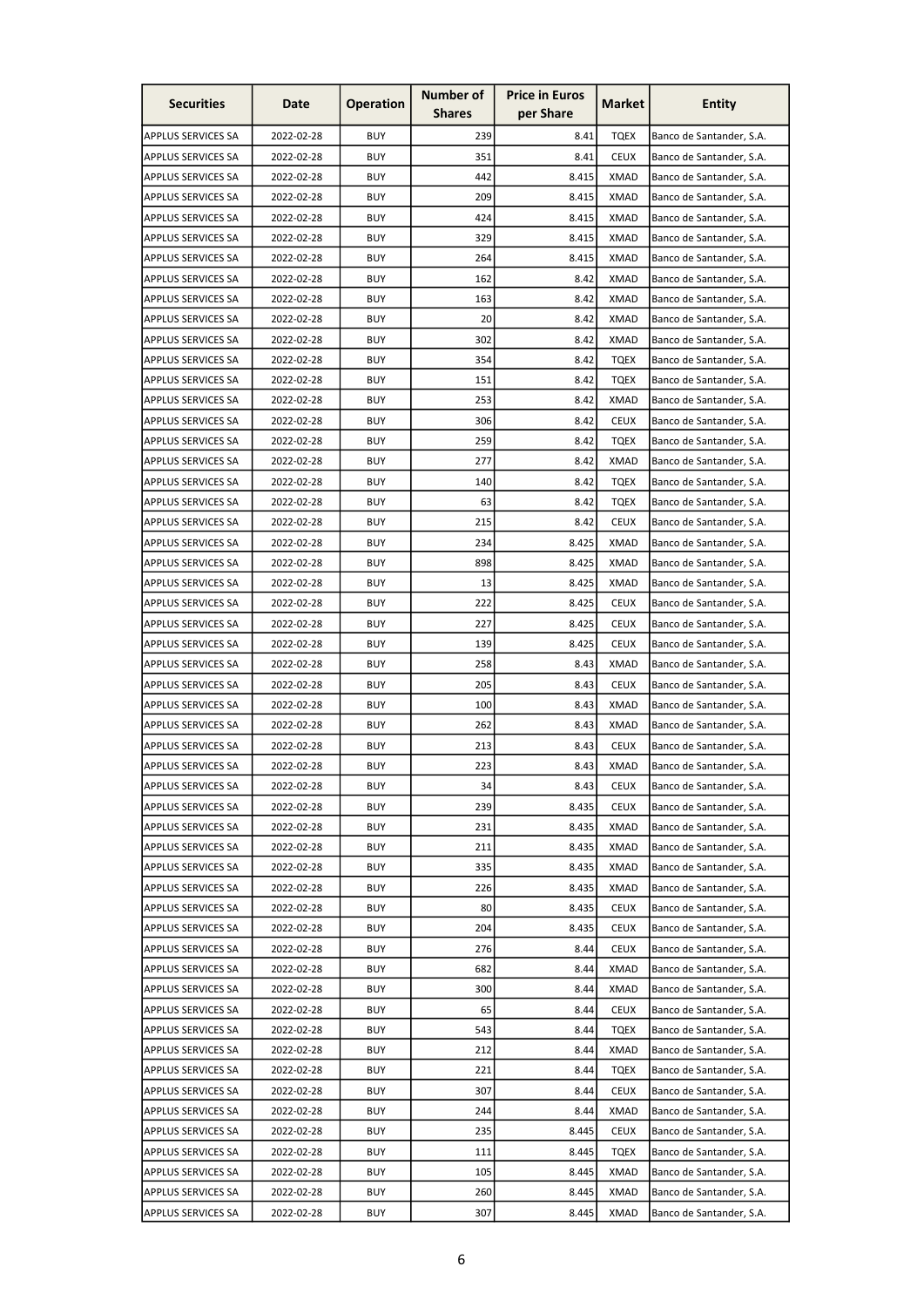| Securities | Date | Operation | Number of Shares | Price in Euros per Share | Market | Entity |
|---|---|---|---|---|---|---|
| APPLUS SERVICES SA | 2022-02-28 | BUY | 239 | 8.41 | TQEX | Banco de Santander, S.A. |
| APPLUS SERVICES SA | 2022-02-28 | BUY | 351 | 8.41 | CEUX | Banco de Santander, S.A. |
| APPLUS SERVICES SA | 2022-02-28 | BUY | 442 | 8.415 | XMAD | Banco de Santander, S.A. |
| APPLUS SERVICES SA | 2022-02-28 | BUY | 209 | 8.415 | XMAD | Banco de Santander, S.A. |
| APPLUS SERVICES SA | 2022-02-28 | BUY | 424 | 8.415 | XMAD | Banco de Santander, S.A. |
| APPLUS SERVICES SA | 2022-02-28 | BUY | 329 | 8.415 | XMAD | Banco de Santander, S.A. |
| APPLUS SERVICES SA | 2022-02-28 | BUY | 264 | 8.415 | XMAD | Banco de Santander, S.A. |
| APPLUS SERVICES SA | 2022-02-28 | BUY | 162 | 8.42 | XMAD | Banco de Santander, S.A. |
| APPLUS SERVICES SA | 2022-02-28 | BUY | 163 | 8.42 | XMAD | Banco de Santander, S.A. |
| APPLUS SERVICES SA | 2022-02-28 | BUY | 20 | 8.42 | XMAD | Banco de Santander, S.A. |
| APPLUS SERVICES SA | 2022-02-28 | BUY | 302 | 8.42 | XMAD | Banco de Santander, S.A. |
| APPLUS SERVICES SA | 2022-02-28 | BUY | 354 | 8.42 | TQEX | Banco de Santander, S.A. |
| APPLUS SERVICES SA | 2022-02-28 | BUY | 151 | 8.42 | TQEX | Banco de Santander, S.A. |
| APPLUS SERVICES SA | 2022-02-28 | BUY | 253 | 8.42 | XMAD | Banco de Santander, S.A. |
| APPLUS SERVICES SA | 2022-02-28 | BUY | 306 | 8.42 | CEUX | Banco de Santander, S.A. |
| APPLUS SERVICES SA | 2022-02-28 | BUY | 259 | 8.42 | TQEX | Banco de Santander, S.A. |
| APPLUS SERVICES SA | 2022-02-28 | BUY | 277 | 8.42 | XMAD | Banco de Santander, S.A. |
| APPLUS SERVICES SA | 2022-02-28 | BUY | 140 | 8.42 | TQEX | Banco de Santander, S.A. |
| APPLUS SERVICES SA | 2022-02-28 | BUY | 63 | 8.42 | TQEX | Banco de Santander, S.A. |
| APPLUS SERVICES SA | 2022-02-28 | BUY | 215 | 8.42 | CEUX | Banco de Santander, S.A. |
| APPLUS SERVICES SA | 2022-02-28 | BUY | 234 | 8.425 | XMAD | Banco de Santander, S.A. |
| APPLUS SERVICES SA | 2022-02-28 | BUY | 898 | 8.425 | XMAD | Banco de Santander, S.A. |
| APPLUS SERVICES SA | 2022-02-28 | BUY | 13 | 8.425 | XMAD | Banco de Santander, S.A. |
| APPLUS SERVICES SA | 2022-02-28 | BUY | 222 | 8.425 | CEUX | Banco de Santander, S.A. |
| APPLUS SERVICES SA | 2022-02-28 | BUY | 227 | 8.425 | CEUX | Banco de Santander, S.A. |
| APPLUS SERVICES SA | 2022-02-28 | BUY | 139 | 8.425 | CEUX | Banco de Santander, S.A. |
| APPLUS SERVICES SA | 2022-02-28 | BUY | 258 | 8.43 | XMAD | Banco de Santander, S.A. |
| APPLUS SERVICES SA | 2022-02-28 | BUY | 205 | 8.43 | CEUX | Banco de Santander, S.A. |
| APPLUS SERVICES SA | 2022-02-28 | BUY | 100 | 8.43 | XMAD | Banco de Santander, S.A. |
| APPLUS SERVICES SA | 2022-02-28 | BUY | 262 | 8.43 | XMAD | Banco de Santander, S.A. |
| APPLUS SERVICES SA | 2022-02-28 | BUY | 213 | 8.43 | CEUX | Banco de Santander, S.A. |
| APPLUS SERVICES SA | 2022-02-28 | BUY | 223 | 8.43 | XMAD | Banco de Santander, S.A. |
| APPLUS SERVICES SA | 2022-02-28 | BUY | 34 | 8.43 | CEUX | Banco de Santander, S.A. |
| APPLUS SERVICES SA | 2022-02-28 | BUY | 239 | 8.435 | CEUX | Banco de Santander, S.A. |
| APPLUS SERVICES SA | 2022-02-28 | BUY | 231 | 8.435 | XMAD | Banco de Santander, S.A. |
| APPLUS SERVICES SA | 2022-02-28 | BUY | 211 | 8.435 | XMAD | Banco de Santander, S.A. |
| APPLUS SERVICES SA | 2022-02-28 | BUY | 335 | 8.435 | XMAD | Banco de Santander, S.A. |
| APPLUS SERVICES SA | 2022-02-28 | BUY | 226 | 8.435 | XMAD | Banco de Santander, S.A. |
| APPLUS SERVICES SA | 2022-02-28 | BUY | 80 | 8.435 | CEUX | Banco de Santander, S.A. |
| APPLUS SERVICES SA | 2022-02-28 | BUY | 204 | 8.435 | CEUX | Banco de Santander, S.A. |
| APPLUS SERVICES SA | 2022-02-28 | BUY | 276 | 8.44 | CEUX | Banco de Santander, S.A. |
| APPLUS SERVICES SA | 2022-02-28 | BUY | 682 | 8.44 | XMAD | Banco de Santander, S.A. |
| APPLUS SERVICES SA | 2022-02-28 | BUY | 300 | 8.44 | XMAD | Banco de Santander, S.A. |
| APPLUS SERVICES SA | 2022-02-28 | BUY | 65 | 8.44 | CEUX | Banco de Santander, S.A. |
| APPLUS SERVICES SA | 2022-02-28 | BUY | 543 | 8.44 | TQEX | Banco de Santander, S.A. |
| APPLUS SERVICES SA | 2022-02-28 | BUY | 212 | 8.44 | XMAD | Banco de Santander, S.A. |
| APPLUS SERVICES SA | 2022-02-28 | BUY | 221 | 8.44 | TQEX | Banco de Santander, S.A. |
| APPLUS SERVICES SA | 2022-02-28 | BUY | 307 | 8.44 | CEUX | Banco de Santander, S.A. |
| APPLUS SERVICES SA | 2022-02-28 | BUY | 244 | 8.44 | XMAD | Banco de Santander, S.A. |
| APPLUS SERVICES SA | 2022-02-28 | BUY | 235 | 8.445 | CEUX | Banco de Santander, S.A. |
| APPLUS SERVICES SA | 2022-02-28 | BUY | 111 | 8.445 | TQEX | Banco de Santander, S.A. |
| APPLUS SERVICES SA | 2022-02-28 | BUY | 105 | 8.445 | XMAD | Banco de Santander, S.A. |
| APPLUS SERVICES SA | 2022-02-28 | BUY | 260 | 8.445 | XMAD | Banco de Santander, S.A. |
| APPLUS SERVICES SA | 2022-02-28 | BUY | 307 | 8.445 | XMAD | Banco de Santander, S.A. |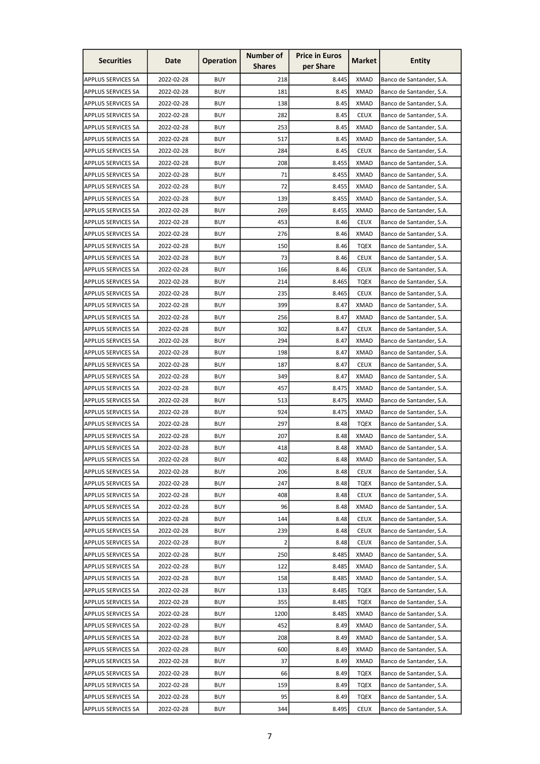| Securities | Date | Operation | Number of Shares | Price in Euros per Share | Market | Entity |
|---|---|---|---|---|---|---|
| APPLUS SERVICES SA | 2022-02-28 | BUY | 218 | 8.445 | XMAD | Banco de Santander, S.A. |
| APPLUS SERVICES SA | 2022-02-28 | BUY | 181 | 8.45 | XMAD | Banco de Santander, S.A. |
| APPLUS SERVICES SA | 2022-02-28 | BUY | 138 | 8.45 | XMAD | Banco de Santander, S.A. |
| APPLUS SERVICES SA | 2022-02-28 | BUY | 282 | 8.45 | CEUX | Banco de Santander, S.A. |
| APPLUS SERVICES SA | 2022-02-28 | BUY | 253 | 8.45 | XMAD | Banco de Santander, S.A. |
| APPLUS SERVICES SA | 2022-02-28 | BUY | 517 | 8.45 | XMAD | Banco de Santander, S.A. |
| APPLUS SERVICES SA | 2022-02-28 | BUY | 284 | 8.45 | CEUX | Banco de Santander, S.A. |
| APPLUS SERVICES SA | 2022-02-28 | BUY | 208 | 8.455 | XMAD | Banco de Santander, S.A. |
| APPLUS SERVICES SA | 2022-02-28 | BUY | 71 | 8.455 | XMAD | Banco de Santander, S.A. |
| APPLUS SERVICES SA | 2022-02-28 | BUY | 72 | 8.455 | XMAD | Banco de Santander, S.A. |
| APPLUS SERVICES SA | 2022-02-28 | BUY | 139 | 8.455 | XMAD | Banco de Santander, S.A. |
| APPLUS SERVICES SA | 2022-02-28 | BUY | 269 | 8.455 | XMAD | Banco de Santander, S.A. |
| APPLUS SERVICES SA | 2022-02-28 | BUY | 453 | 8.46 | CEUX | Banco de Santander, S.A. |
| APPLUS SERVICES SA | 2022-02-28 | BUY | 276 | 8.46 | XMAD | Banco de Santander, S.A. |
| APPLUS SERVICES SA | 2022-02-28 | BUY | 150 | 8.46 | TQEX | Banco de Santander, S.A. |
| APPLUS SERVICES SA | 2022-02-28 | BUY | 73 | 8.46 | CEUX | Banco de Santander, S.A. |
| APPLUS SERVICES SA | 2022-02-28 | BUY | 166 | 8.46 | CEUX | Banco de Santander, S.A. |
| APPLUS SERVICES SA | 2022-02-28 | BUY | 214 | 8.465 | TQEX | Banco de Santander, S.A. |
| APPLUS SERVICES SA | 2022-02-28 | BUY | 235 | 8.465 | CEUX | Banco de Santander, S.A. |
| APPLUS SERVICES SA | 2022-02-28 | BUY | 399 | 8.47 | XMAD | Banco de Santander, S.A. |
| APPLUS SERVICES SA | 2022-02-28 | BUY | 256 | 8.47 | XMAD | Banco de Santander, S.A. |
| APPLUS SERVICES SA | 2022-02-28 | BUY | 302 | 8.47 | CEUX | Banco de Santander, S.A. |
| APPLUS SERVICES SA | 2022-02-28 | BUY | 294 | 8.47 | XMAD | Banco de Santander, S.A. |
| APPLUS SERVICES SA | 2022-02-28 | BUY | 198 | 8.47 | XMAD | Banco de Santander, S.A. |
| APPLUS SERVICES SA | 2022-02-28 | BUY | 187 | 8.47 | CEUX | Banco de Santander, S.A. |
| APPLUS SERVICES SA | 2022-02-28 | BUY | 349 | 8.47 | XMAD | Banco de Santander, S.A. |
| APPLUS SERVICES SA | 2022-02-28 | BUY | 457 | 8.475 | XMAD | Banco de Santander, S.A. |
| APPLUS SERVICES SA | 2022-02-28 | BUY | 513 | 8.475 | XMAD | Banco de Santander, S.A. |
| APPLUS SERVICES SA | 2022-02-28 | BUY | 924 | 8.475 | XMAD | Banco de Santander, S.A. |
| APPLUS SERVICES SA | 2022-02-28 | BUY | 297 | 8.48 | TQEX | Banco de Santander, S.A. |
| APPLUS SERVICES SA | 2022-02-28 | BUY | 207 | 8.48 | XMAD | Banco de Santander, S.A. |
| APPLUS SERVICES SA | 2022-02-28 | BUY | 418 | 8.48 | XMAD | Banco de Santander, S.A. |
| APPLUS SERVICES SA | 2022-02-28 | BUY | 402 | 8.48 | XMAD | Banco de Santander, S.A. |
| APPLUS SERVICES SA | 2022-02-28 | BUY | 206 | 8.48 | CEUX | Banco de Santander, S.A. |
| APPLUS SERVICES SA | 2022-02-28 | BUY | 247 | 8.48 | TQEX | Banco de Santander, S.A. |
| APPLUS SERVICES SA | 2022-02-28 | BUY | 408 | 8.48 | CEUX | Banco de Santander, S.A. |
| APPLUS SERVICES SA | 2022-02-28 | BUY | 96 | 8.48 | XMAD | Banco de Santander, S.A. |
| APPLUS SERVICES SA | 2022-02-28 | BUY | 144 | 8.48 | CEUX | Banco de Santander, S.A. |
| APPLUS SERVICES SA | 2022-02-28 | BUY | 239 | 8.48 | CEUX | Banco de Santander, S.A. |
| APPLUS SERVICES SA | 2022-02-28 | BUY | 2 | 8.48 | CEUX | Banco de Santander, S.A. |
| APPLUS SERVICES SA | 2022-02-28 | BUY | 250 | 8.485 | XMAD | Banco de Santander, S.A. |
| APPLUS SERVICES SA | 2022-02-28 | BUY | 122 | 8.485 | XMAD | Banco de Santander, S.A. |
| APPLUS SERVICES SA | 2022-02-28 | BUY | 158 | 8.485 | XMAD | Banco de Santander, S.A. |
| APPLUS SERVICES SA | 2022-02-28 | BUY | 133 | 8.485 | TQEX | Banco de Santander, S.A. |
| APPLUS SERVICES SA | 2022-02-28 | BUY | 355 | 8.485 | TQEX | Banco de Santander, S.A. |
| APPLUS SERVICES SA | 2022-02-28 | BUY | 1200 | 8.485 | XMAD | Banco de Santander, S.A. |
| APPLUS SERVICES SA | 2022-02-28 | BUY | 452 | 8.49 | XMAD | Banco de Santander, S.A. |
| APPLUS SERVICES SA | 2022-02-28 | BUY | 208 | 8.49 | XMAD | Banco de Santander, S.A. |
| APPLUS SERVICES SA | 2022-02-28 | BUY | 600 | 8.49 | XMAD | Banco de Santander, S.A. |
| APPLUS SERVICES SA | 2022-02-28 | BUY | 37 | 8.49 | XMAD | Banco de Santander, S.A. |
| APPLUS SERVICES SA | 2022-02-28 | BUY | 66 | 8.49 | TQEX | Banco de Santander, S.A. |
| APPLUS SERVICES SA | 2022-02-28 | BUY | 159 | 8.49 | TQEX | Banco de Santander, S.A. |
| APPLUS SERVICES SA | 2022-02-28 | BUY | 95 | 8.49 | TQEX | Banco de Santander, S.A. |
| APPLUS SERVICES SA | 2022-02-28 | BUY | 344 | 8.495 | CEUX | Banco de Santander, S.A. |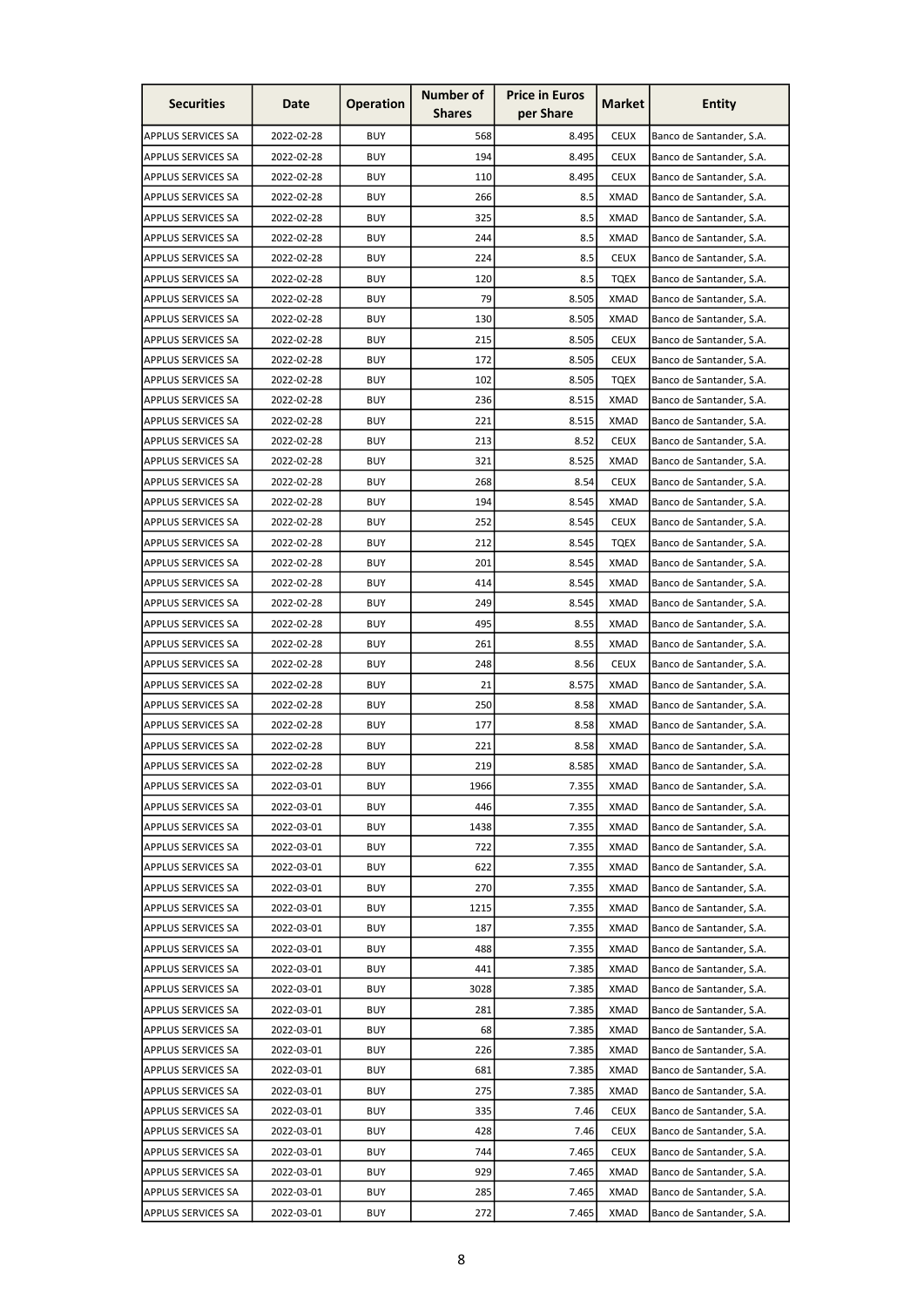| Securities | Date | Operation | Number of Shares | Price in Euros per Share | Market | Entity |
|---|---|---|---|---|---|---|
| APPLUS SERVICES SA | 2022-02-28 | BUY | 568 | 8.495 | CEUX | Banco de Santander, S.A. |
| APPLUS SERVICES SA | 2022-02-28 | BUY | 194 | 8.495 | CEUX | Banco de Santander, S.A. |
| APPLUS SERVICES SA | 2022-02-28 | BUY | 110 | 8.495 | CEUX | Banco de Santander, S.A. |
| APPLUS SERVICES SA | 2022-02-28 | BUY | 266 | 8.5 | XMAD | Banco de Santander, S.A. |
| APPLUS SERVICES SA | 2022-02-28 | BUY | 325 | 8.5 | XMAD | Banco de Santander, S.A. |
| APPLUS SERVICES SA | 2022-02-28 | BUY | 244 | 8.5 | XMAD | Banco de Santander, S.A. |
| APPLUS SERVICES SA | 2022-02-28 | BUY | 224 | 8.5 | CEUX | Banco de Santander, S.A. |
| APPLUS SERVICES SA | 2022-02-28 | BUY | 120 | 8.5 | TQEX | Banco de Santander, S.A. |
| APPLUS SERVICES SA | 2022-02-28 | BUY | 79 | 8.505 | XMAD | Banco de Santander, S.A. |
| APPLUS SERVICES SA | 2022-02-28 | BUY | 130 | 8.505 | XMAD | Banco de Santander, S.A. |
| APPLUS SERVICES SA | 2022-02-28 | BUY | 215 | 8.505 | CEUX | Banco de Santander, S.A. |
| APPLUS SERVICES SA | 2022-02-28 | BUY | 172 | 8.505 | CEUX | Banco de Santander, S.A. |
| APPLUS SERVICES SA | 2022-02-28 | BUY | 102 | 8.505 | TQEX | Banco de Santander, S.A. |
| APPLUS SERVICES SA | 2022-02-28 | BUY | 236 | 8.515 | XMAD | Banco de Santander, S.A. |
| APPLUS SERVICES SA | 2022-02-28 | BUY | 221 | 8.515 | XMAD | Banco de Santander, S.A. |
| APPLUS SERVICES SA | 2022-02-28 | BUY | 213 | 8.52 | CEUX | Banco de Santander, S.A. |
| APPLUS SERVICES SA | 2022-02-28 | BUY | 321 | 8.525 | XMAD | Banco de Santander, S.A. |
| APPLUS SERVICES SA | 2022-02-28 | BUY | 268 | 8.54 | CEUX | Banco de Santander, S.A. |
| APPLUS SERVICES SA | 2022-02-28 | BUY | 194 | 8.545 | XMAD | Banco de Santander, S.A. |
| APPLUS SERVICES SA | 2022-02-28 | BUY | 252 | 8.545 | CEUX | Banco de Santander, S.A. |
| APPLUS SERVICES SA | 2022-02-28 | BUY | 212 | 8.545 | TQEX | Banco de Santander, S.A. |
| APPLUS SERVICES SA | 2022-02-28 | BUY | 201 | 8.545 | XMAD | Banco de Santander, S.A. |
| APPLUS SERVICES SA | 2022-02-28 | BUY | 414 | 8.545 | XMAD | Banco de Santander, S.A. |
| APPLUS SERVICES SA | 2022-02-28 | BUY | 249 | 8.545 | XMAD | Banco de Santander, S.A. |
| APPLUS SERVICES SA | 2022-02-28 | BUY | 495 | 8.55 | XMAD | Banco de Santander, S.A. |
| APPLUS SERVICES SA | 2022-02-28 | BUY | 261 | 8.55 | XMAD | Banco de Santander, S.A. |
| APPLUS SERVICES SA | 2022-02-28 | BUY | 248 | 8.56 | CEUX | Banco de Santander, S.A. |
| APPLUS SERVICES SA | 2022-02-28 | BUY | 21 | 8.575 | XMAD | Banco de Santander, S.A. |
| APPLUS SERVICES SA | 2022-02-28 | BUY | 250 | 8.58 | XMAD | Banco de Santander, S.A. |
| APPLUS SERVICES SA | 2022-02-28 | BUY | 177 | 8.58 | XMAD | Banco de Santander, S.A. |
| APPLUS SERVICES SA | 2022-02-28 | BUY | 221 | 8.58 | XMAD | Banco de Santander, S.A. |
| APPLUS SERVICES SA | 2022-02-28 | BUY | 219 | 8.585 | XMAD | Banco de Santander, S.A. |
| APPLUS SERVICES SA | 2022-03-01 | BUY | 1966 | 7.355 | XMAD | Banco de Santander, S.A. |
| APPLUS SERVICES SA | 2022-03-01 | BUY | 446 | 7.355 | XMAD | Banco de Santander, S.A. |
| APPLUS SERVICES SA | 2022-03-01 | BUY | 1438 | 7.355 | XMAD | Banco de Santander, S.A. |
| APPLUS SERVICES SA | 2022-03-01 | BUY | 722 | 7.355 | XMAD | Banco de Santander, S.A. |
| APPLUS SERVICES SA | 2022-03-01 | BUY | 622 | 7.355 | XMAD | Banco de Santander, S.A. |
| APPLUS SERVICES SA | 2022-03-01 | BUY | 270 | 7.355 | XMAD | Banco de Santander, S.A. |
| APPLUS SERVICES SA | 2022-03-01 | BUY | 1215 | 7.355 | XMAD | Banco de Santander, S.A. |
| APPLUS SERVICES SA | 2022-03-01 | BUY | 187 | 7.355 | XMAD | Banco de Santander, S.A. |
| APPLUS SERVICES SA | 2022-03-01 | BUY | 488 | 7.355 | XMAD | Banco de Santander, S.A. |
| APPLUS SERVICES SA | 2022-03-01 | BUY | 441 | 7.385 | XMAD | Banco de Santander, S.A. |
| APPLUS SERVICES SA | 2022-03-01 | BUY | 3028 | 7.385 | XMAD | Banco de Santander, S.A. |
| APPLUS SERVICES SA | 2022-03-01 | BUY | 281 | 7.385 | XMAD | Banco de Santander, S.A. |
| APPLUS SERVICES SA | 2022-03-01 | BUY | 68 | 7.385 | XMAD | Banco de Santander, S.A. |
| APPLUS SERVICES SA | 2022-03-01 | BUY | 226 | 7.385 | XMAD | Banco de Santander, S.A. |
| APPLUS SERVICES SA | 2022-03-01 | BUY | 681 | 7.385 | XMAD | Banco de Santander, S.A. |
| APPLUS SERVICES SA | 2022-03-01 | BUY | 275 | 7.385 | XMAD | Banco de Santander, S.A. |
| APPLUS SERVICES SA | 2022-03-01 | BUY | 335 | 7.46 | CEUX | Banco de Santander, S.A. |
| APPLUS SERVICES SA | 2022-03-01 | BUY | 428 | 7.46 | CEUX | Banco de Santander, S.A. |
| APPLUS SERVICES SA | 2022-03-01 | BUY | 744 | 7.465 | CEUX | Banco de Santander, S.A. |
| APPLUS SERVICES SA | 2022-03-01 | BUY | 929 | 7.465 | XMAD | Banco de Santander, S.A. |
| APPLUS SERVICES SA | 2022-03-01 | BUY | 285 | 7.465 | XMAD | Banco de Santander, S.A. |
| APPLUS SERVICES SA | 2022-03-01 | BUY | 272 | 7.465 | XMAD | Banco de Santander, S.A. |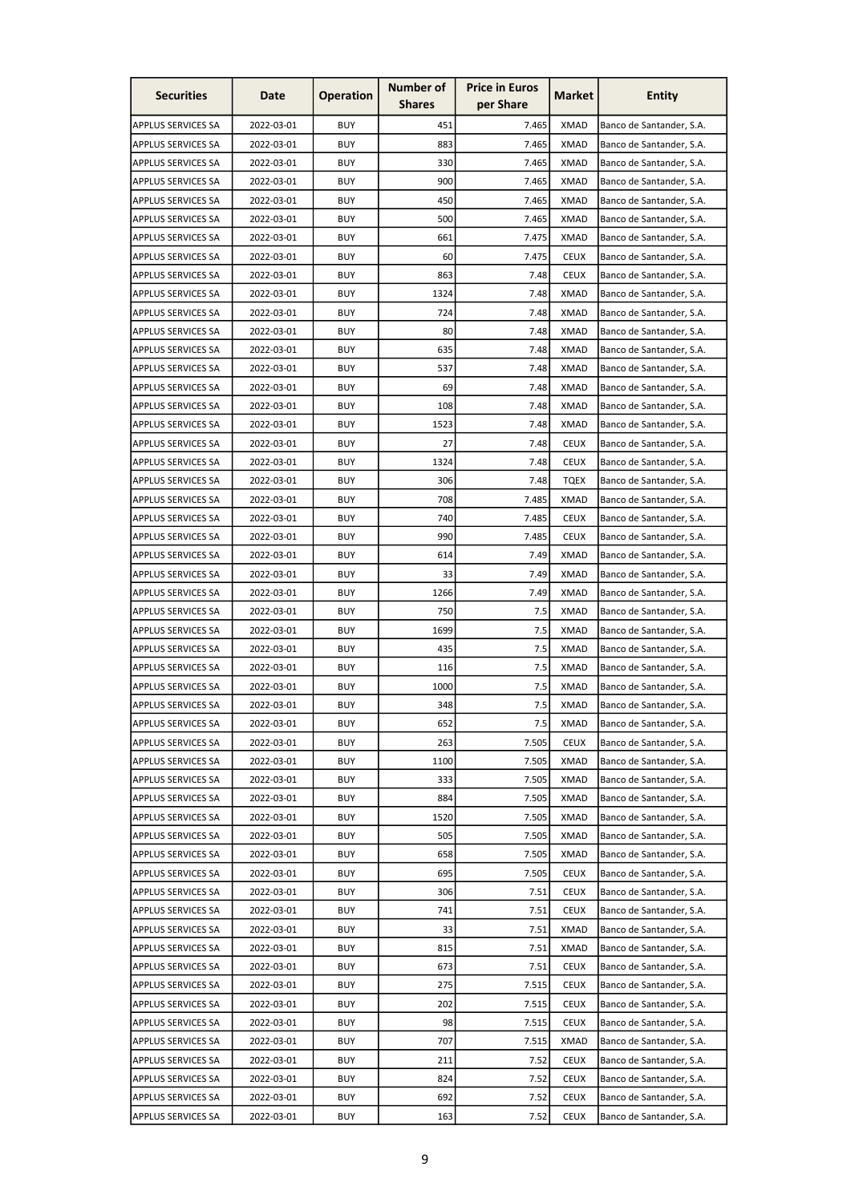| Securities | Date | Operation | Number of Shares | Price in Euros per Share | Market | Entity |
|---|---|---|---|---|---|---|
| APPLUS SERVICES SA | 2022-03-01 | BUY | 451 | 7.465 | XMAD | Banco de Santander, S.A. |
| APPLUS SERVICES SA | 2022-03-01 | BUY | 883 | 7.465 | XMAD | Banco de Santander, S.A. |
| APPLUS SERVICES SA | 2022-03-01 | BUY | 330 | 7.465 | XMAD | Banco de Santander, S.A. |
| APPLUS SERVICES SA | 2022-03-01 | BUY | 900 | 7.465 | XMAD | Banco de Santander, S.A. |
| APPLUS SERVICES SA | 2022-03-01 | BUY | 450 | 7.465 | XMAD | Banco de Santander, S.A. |
| APPLUS SERVICES SA | 2022-03-01 | BUY | 500 | 7.465 | XMAD | Banco de Santander, S.A. |
| APPLUS SERVICES SA | 2022-03-01 | BUY | 661 | 7.475 | XMAD | Banco de Santander, S.A. |
| APPLUS SERVICES SA | 2022-03-01 | BUY | 60 | 7.475 | CEUX | Banco de Santander, S.A. |
| APPLUS SERVICES SA | 2022-03-01 | BUY | 863 | 7.48 | CEUX | Banco de Santander, S.A. |
| APPLUS SERVICES SA | 2022-03-01 | BUY | 1324 | 7.48 | XMAD | Banco de Santander, S.A. |
| APPLUS SERVICES SA | 2022-03-01 | BUY | 724 | 7.48 | XMAD | Banco de Santander, S.A. |
| APPLUS SERVICES SA | 2022-03-01 | BUY | 80 | 7.48 | XMAD | Banco de Santander, S.A. |
| APPLUS SERVICES SA | 2022-03-01 | BUY | 635 | 7.48 | XMAD | Banco de Santander, S.A. |
| APPLUS SERVICES SA | 2022-03-01 | BUY | 537 | 7.48 | XMAD | Banco de Santander, S.A. |
| APPLUS SERVICES SA | 2022-03-01 | BUY | 69 | 7.48 | XMAD | Banco de Santander, S.A. |
| APPLUS SERVICES SA | 2022-03-01 | BUY | 108 | 7.48 | XMAD | Banco de Santander, S.A. |
| APPLUS SERVICES SA | 2022-03-01 | BUY | 1523 | 7.48 | XMAD | Banco de Santander, S.A. |
| APPLUS SERVICES SA | 2022-03-01 | BUY | 27 | 7.48 | CEUX | Banco de Santander, S.A. |
| APPLUS SERVICES SA | 2022-03-01 | BUY | 1324 | 7.48 | CEUX | Banco de Santander, S.A. |
| APPLUS SERVICES SA | 2022-03-01 | BUY | 306 | 7.48 | TQEX | Banco de Santander, S.A. |
| APPLUS SERVICES SA | 2022-03-01 | BUY | 708 | 7.485 | XMAD | Banco de Santander, S.A. |
| APPLUS SERVICES SA | 2022-03-01 | BUY | 740 | 7.485 | CEUX | Banco de Santander, S.A. |
| APPLUS SERVICES SA | 2022-03-01 | BUY | 990 | 7.485 | CEUX | Banco de Santander, S.A. |
| APPLUS SERVICES SA | 2022-03-01 | BUY | 614 | 7.49 | XMAD | Banco de Santander, S.A. |
| APPLUS SERVICES SA | 2022-03-01 | BUY | 33 | 7.49 | XMAD | Banco de Santander, S.A. |
| APPLUS SERVICES SA | 2022-03-01 | BUY | 1266 | 7.49 | XMAD | Banco de Santander, S.A. |
| APPLUS SERVICES SA | 2022-03-01 | BUY | 750 | 7.5 | XMAD | Banco de Santander, S.A. |
| APPLUS SERVICES SA | 2022-03-01 | BUY | 1699 | 7.5 | XMAD | Banco de Santander, S.A. |
| APPLUS SERVICES SA | 2022-03-01 | BUY | 435 | 7.5 | XMAD | Banco de Santander, S.A. |
| APPLUS SERVICES SA | 2022-03-01 | BUY | 116 | 7.5 | XMAD | Banco de Santander, S.A. |
| APPLUS SERVICES SA | 2022-03-01 | BUY | 1000 | 7.5 | XMAD | Banco de Santander, S.A. |
| APPLUS SERVICES SA | 2022-03-01 | BUY | 348 | 7.5 | XMAD | Banco de Santander, S.A. |
| APPLUS SERVICES SA | 2022-03-01 | BUY | 652 | 7.5 | XMAD | Banco de Santander, S.A. |
| APPLUS SERVICES SA | 2022-03-01 | BUY | 263 | 7.505 | CEUX | Banco de Santander, S.A. |
| APPLUS SERVICES SA | 2022-03-01 | BUY | 1100 | 7.505 | XMAD | Banco de Santander, S.A. |
| APPLUS SERVICES SA | 2022-03-01 | BUY | 333 | 7.505 | XMAD | Banco de Santander, S.A. |
| APPLUS SERVICES SA | 2022-03-01 | BUY | 884 | 7.505 | XMAD | Banco de Santander, S.A. |
| APPLUS SERVICES SA | 2022-03-01 | BUY | 1520 | 7.505 | XMAD | Banco de Santander, S.A. |
| APPLUS SERVICES SA | 2022-03-01 | BUY | 505 | 7.505 | XMAD | Banco de Santander, S.A. |
| APPLUS SERVICES SA | 2022-03-01 | BUY | 658 | 7.505 | XMAD | Banco de Santander, S.A. |
| APPLUS SERVICES SA | 2022-03-01 | BUY | 695 | 7.505 | CEUX | Banco de Santander, S.A. |
| APPLUS SERVICES SA | 2022-03-01 | BUY | 306 | 7.51 | CEUX | Banco de Santander, S.A. |
| APPLUS SERVICES SA | 2022-03-01 | BUY | 741 | 7.51 | CEUX | Banco de Santander, S.A. |
| APPLUS SERVICES SA | 2022-03-01 | BUY | 33 | 7.51 | XMAD | Banco de Santander, S.A. |
| APPLUS SERVICES SA | 2022-03-01 | BUY | 815 | 7.51 | XMAD | Banco de Santander, S.A. |
| APPLUS SERVICES SA | 2022-03-01 | BUY | 673 | 7.51 | CEUX | Banco de Santander, S.A. |
| APPLUS SERVICES SA | 2022-03-01 | BUY | 275 | 7.515 | CEUX | Banco de Santander, S.A. |
| APPLUS SERVICES SA | 2022-03-01 | BUY | 202 | 7.515 | CEUX | Banco de Santander, S.A. |
| APPLUS SERVICES SA | 2022-03-01 | BUY | 98 | 7.515 | CEUX | Banco de Santander, S.A. |
| APPLUS SERVICES SA | 2022-03-01 | BUY | 707 | 7.515 | XMAD | Banco de Santander, S.A. |
| APPLUS SERVICES SA | 2022-03-01 | BUY | 211 | 7.52 | CEUX | Banco de Santander, S.A. |
| APPLUS SERVICES SA | 2022-03-01 | BUY | 824 | 7.52 | CEUX | Banco de Santander, S.A. |
| APPLUS SERVICES SA | 2022-03-01 | BUY | 692 | 7.52 | CEUX | Banco de Santander, S.A. |
| APPLUS SERVICES SA | 2022-03-01 | BUY | 163 | 7.52 | CEUX | Banco de Santander, S.A. |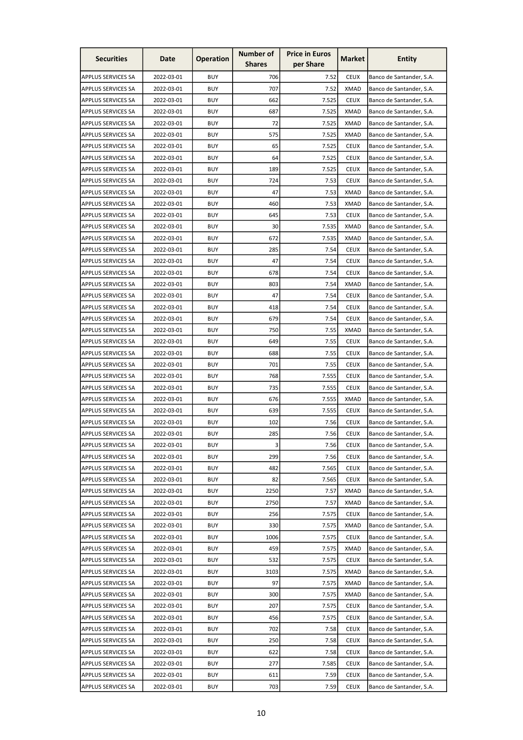| Securities | Date | Operation | Number of Shares | Price in Euros per Share | Market | Entity |
|---|---|---|---|---|---|---|
| APPLUS SERVICES SA | 2022-03-01 | BUY | 706 | 7.52 | CEUX | Banco de Santander, S.A. |
| APPLUS SERVICES SA | 2022-03-01 | BUY | 707 | 7.52 | XMAD | Banco de Santander, S.A. |
| APPLUS SERVICES SA | 2022-03-01 | BUY | 662 | 7.525 | CEUX | Banco de Santander, S.A. |
| APPLUS SERVICES SA | 2022-03-01 | BUY | 687 | 7.525 | XMAD | Banco de Santander, S.A. |
| APPLUS SERVICES SA | 2022-03-01 | BUY | 72 | 7.525 | XMAD | Banco de Santander, S.A. |
| APPLUS SERVICES SA | 2022-03-01 | BUY | 575 | 7.525 | XMAD | Banco de Santander, S.A. |
| APPLUS SERVICES SA | 2022-03-01 | BUY | 65 | 7.525 | CEUX | Banco de Santander, S.A. |
| APPLUS SERVICES SA | 2022-03-01 | BUY | 64 | 7.525 | CEUX | Banco de Santander, S.A. |
| APPLUS SERVICES SA | 2022-03-01 | BUY | 189 | 7.525 | CEUX | Banco de Santander, S.A. |
| APPLUS SERVICES SA | 2022-03-01 | BUY | 724 | 7.53 | CEUX | Banco de Santander, S.A. |
| APPLUS SERVICES SA | 2022-03-01 | BUY | 47 | 7.53 | XMAD | Banco de Santander, S.A. |
| APPLUS SERVICES SA | 2022-03-01 | BUY | 460 | 7.53 | XMAD | Banco de Santander, S.A. |
| APPLUS SERVICES SA | 2022-03-01 | BUY | 645 | 7.53 | CEUX | Banco de Santander, S.A. |
| APPLUS SERVICES SA | 2022-03-01 | BUY | 30 | 7.535 | XMAD | Banco de Santander, S.A. |
| APPLUS SERVICES SA | 2022-03-01 | BUY | 672 | 7.535 | XMAD | Banco de Santander, S.A. |
| APPLUS SERVICES SA | 2022-03-01 | BUY | 285 | 7.54 | CEUX | Banco de Santander, S.A. |
| APPLUS SERVICES SA | 2022-03-01 | BUY | 47 | 7.54 | CEUX | Banco de Santander, S.A. |
| APPLUS SERVICES SA | 2022-03-01 | BUY | 678 | 7.54 | CEUX | Banco de Santander, S.A. |
| APPLUS SERVICES SA | 2022-03-01 | BUY | 803 | 7.54 | XMAD | Banco de Santander, S.A. |
| APPLUS SERVICES SA | 2022-03-01 | BUY | 47 | 7.54 | CEUX | Banco de Santander, S.A. |
| APPLUS SERVICES SA | 2022-03-01 | BUY | 418 | 7.54 | CEUX | Banco de Santander, S.A. |
| APPLUS SERVICES SA | 2022-03-01 | BUY | 679 | 7.54 | CEUX | Banco de Santander, S.A. |
| APPLUS SERVICES SA | 2022-03-01 | BUY | 750 | 7.55 | XMAD | Banco de Santander, S.A. |
| APPLUS SERVICES SA | 2022-03-01 | BUY | 649 | 7.55 | CEUX | Banco de Santander, S.A. |
| APPLUS SERVICES SA | 2022-03-01 | BUY | 688 | 7.55 | CEUX | Banco de Santander, S.A. |
| APPLUS SERVICES SA | 2022-03-01 | BUY | 701 | 7.55 | CEUX | Banco de Santander, S.A. |
| APPLUS SERVICES SA | 2022-03-01 | BUY | 768 | 7.555 | CEUX | Banco de Santander, S.A. |
| APPLUS SERVICES SA | 2022-03-01 | BUY | 735 | 7.555 | CEUX | Banco de Santander, S.A. |
| APPLUS SERVICES SA | 2022-03-01 | BUY | 676 | 7.555 | XMAD | Banco de Santander, S.A. |
| APPLUS SERVICES SA | 2022-03-01 | BUY | 639 | 7.555 | CEUX | Banco de Santander, S.A. |
| APPLUS SERVICES SA | 2022-03-01 | BUY | 102 | 7.56 | CEUX | Banco de Santander, S.A. |
| APPLUS SERVICES SA | 2022-03-01 | BUY | 285 | 7.56 | CEUX | Banco de Santander, S.A. |
| APPLUS SERVICES SA | 2022-03-01 | BUY | 3 | 7.56 | CEUX | Banco de Santander, S.A. |
| APPLUS SERVICES SA | 2022-03-01 | BUY | 299 | 7.56 | CEUX | Banco de Santander, S.A. |
| APPLUS SERVICES SA | 2022-03-01 | BUY | 482 | 7.565 | CEUX | Banco de Santander, S.A. |
| APPLUS SERVICES SA | 2022-03-01 | BUY | 82 | 7.565 | CEUX | Banco de Santander, S.A. |
| APPLUS SERVICES SA | 2022-03-01 | BUY | 2250 | 7.57 | XMAD | Banco de Santander, S.A. |
| APPLUS SERVICES SA | 2022-03-01 | BUY | 2750 | 7.57 | XMAD | Banco de Santander, S.A. |
| APPLUS SERVICES SA | 2022-03-01 | BUY | 256 | 7.575 | CEUX | Banco de Santander, S.A. |
| APPLUS SERVICES SA | 2022-03-01 | BUY | 330 | 7.575 | XMAD | Banco de Santander, S.A. |
| APPLUS SERVICES SA | 2022-03-01 | BUY | 1006 | 7.575 | CEUX | Banco de Santander, S.A. |
| APPLUS SERVICES SA | 2022-03-01 | BUY | 459 | 7.575 | XMAD | Banco de Santander, S.A. |
| APPLUS SERVICES SA | 2022-03-01 | BUY | 532 | 7.575 | CEUX | Banco de Santander, S.A. |
| APPLUS SERVICES SA | 2022-03-01 | BUY | 3103 | 7.575 | XMAD | Banco de Santander, S.A. |
| APPLUS SERVICES SA | 2022-03-01 | BUY | 97 | 7.575 | XMAD | Banco de Santander, S.A. |
| APPLUS SERVICES SA | 2022-03-01 | BUY | 300 | 7.575 | XMAD | Banco de Santander, S.A. |
| APPLUS SERVICES SA | 2022-03-01 | BUY | 207 | 7.575 | CEUX | Banco de Santander, S.A. |
| APPLUS SERVICES SA | 2022-03-01 | BUY | 456 | 7.575 | CEUX | Banco de Santander, S.A. |
| APPLUS SERVICES SA | 2022-03-01 | BUY | 702 | 7.58 | CEUX | Banco de Santander, S.A. |
| APPLUS SERVICES SA | 2022-03-01 | BUY | 250 | 7.58 | CEUX | Banco de Santander, S.A. |
| APPLUS SERVICES SA | 2022-03-01 | BUY | 622 | 7.58 | CEUX | Banco de Santander, S.A. |
| APPLUS SERVICES SA | 2022-03-01 | BUY | 277 | 7.585 | CEUX | Banco de Santander, S.A. |
| APPLUS SERVICES SA | 2022-03-01 | BUY | 611 | 7.59 | CEUX | Banco de Santander, S.A. |
| APPLUS SERVICES SA | 2022-03-01 | BUY | 703 | 7.59 | CEUX | Banco de Santander, S.A. |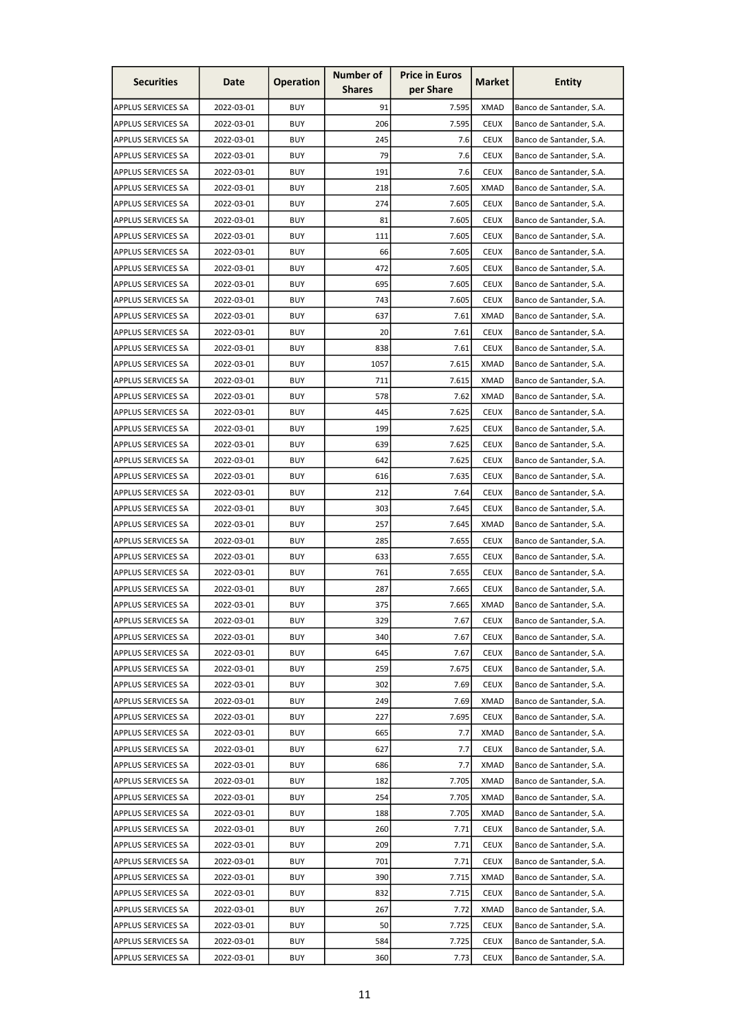| Securities | Date | Operation | Number of Shares | Price in Euros per Share | Market | Entity |
|---|---|---|---|---|---|---|
| APPLUS SERVICES SA | 2022-03-01 | BUY | 91 | 7.595 | XMAD | Banco de Santander, S.A. |
| APPLUS SERVICES SA | 2022-03-01 | BUY | 206 | 7.595 | CEUX | Banco de Santander, S.A. |
| APPLUS SERVICES SA | 2022-03-01 | BUY | 245 | 7.6 | CEUX | Banco de Santander, S.A. |
| APPLUS SERVICES SA | 2022-03-01 | BUY | 79 | 7.6 | CEUX | Banco de Santander, S.A. |
| APPLUS SERVICES SA | 2022-03-01 | BUY | 191 | 7.6 | CEUX | Banco de Santander, S.A. |
| APPLUS SERVICES SA | 2022-03-01 | BUY | 218 | 7.605 | XMAD | Banco de Santander, S.A. |
| APPLUS SERVICES SA | 2022-03-01 | BUY | 274 | 7.605 | CEUX | Banco de Santander, S.A. |
| APPLUS SERVICES SA | 2022-03-01 | BUY | 81 | 7.605 | CEUX | Banco de Santander, S.A. |
| APPLUS SERVICES SA | 2022-03-01 | BUY | 111 | 7.605 | CEUX | Banco de Santander, S.A. |
| APPLUS SERVICES SA | 2022-03-01 | BUY | 66 | 7.605 | CEUX | Banco de Santander, S.A. |
| APPLUS SERVICES SA | 2022-03-01 | BUY | 472 | 7.605 | CEUX | Banco de Santander, S.A. |
| APPLUS SERVICES SA | 2022-03-01 | BUY | 695 | 7.605 | CEUX | Banco de Santander, S.A. |
| APPLUS SERVICES SA | 2022-03-01 | BUY | 743 | 7.605 | CEUX | Banco de Santander, S.A. |
| APPLUS SERVICES SA | 2022-03-01 | BUY | 637 | 7.61 | XMAD | Banco de Santander, S.A. |
| APPLUS SERVICES SA | 2022-03-01 | BUY | 20 | 7.61 | CEUX | Banco de Santander, S.A. |
| APPLUS SERVICES SA | 2022-03-01 | BUY | 838 | 7.61 | CEUX | Banco de Santander, S.A. |
| APPLUS SERVICES SA | 2022-03-01 | BUY | 1057 | 7.615 | XMAD | Banco de Santander, S.A. |
| APPLUS SERVICES SA | 2022-03-01 | BUY | 711 | 7.615 | XMAD | Banco de Santander, S.A. |
| APPLUS SERVICES SA | 2022-03-01 | BUY | 578 | 7.62 | XMAD | Banco de Santander, S.A. |
| APPLUS SERVICES SA | 2022-03-01 | BUY | 445 | 7.625 | CEUX | Banco de Santander, S.A. |
| APPLUS SERVICES SA | 2022-03-01 | BUY | 199 | 7.625 | CEUX | Banco de Santander, S.A. |
| APPLUS SERVICES SA | 2022-03-01 | BUY | 639 | 7.625 | CEUX | Banco de Santander, S.A. |
| APPLUS SERVICES SA | 2022-03-01 | BUY | 642 | 7.625 | CEUX | Banco de Santander, S.A. |
| APPLUS SERVICES SA | 2022-03-01 | BUY | 616 | 7.635 | CEUX | Banco de Santander, S.A. |
| APPLUS SERVICES SA | 2022-03-01 | BUY | 212 | 7.64 | CEUX | Banco de Santander, S.A. |
| APPLUS SERVICES SA | 2022-03-01 | BUY | 303 | 7.645 | CEUX | Banco de Santander, S.A. |
| APPLUS SERVICES SA | 2022-03-01 | BUY | 257 | 7.645 | XMAD | Banco de Santander, S.A. |
| APPLUS SERVICES SA | 2022-03-01 | BUY | 285 | 7.655 | CEUX | Banco de Santander, S.A. |
| APPLUS SERVICES SA | 2022-03-01 | BUY | 633 | 7.655 | CEUX | Banco de Santander, S.A. |
| APPLUS SERVICES SA | 2022-03-01 | BUY | 761 | 7.655 | CEUX | Banco de Santander, S.A. |
| APPLUS SERVICES SA | 2022-03-01 | BUY | 287 | 7.665 | CEUX | Banco de Santander, S.A. |
| APPLUS SERVICES SA | 2022-03-01 | BUY | 375 | 7.665 | XMAD | Banco de Santander, S.A. |
| APPLUS SERVICES SA | 2022-03-01 | BUY | 329 | 7.67 | CEUX | Banco de Santander, S.A. |
| APPLUS SERVICES SA | 2022-03-01 | BUY | 340 | 7.67 | CEUX | Banco de Santander, S.A. |
| APPLUS SERVICES SA | 2022-03-01 | BUY | 645 | 7.67 | CEUX | Banco de Santander, S.A. |
| APPLUS SERVICES SA | 2022-03-01 | BUY | 259 | 7.675 | CEUX | Banco de Santander, S.A. |
| APPLUS SERVICES SA | 2022-03-01 | BUY | 302 | 7.69 | CEUX | Banco de Santander, S.A. |
| APPLUS SERVICES SA | 2022-03-01 | BUY | 249 | 7.69 | XMAD | Banco de Santander, S.A. |
| APPLUS SERVICES SA | 2022-03-01 | BUY | 227 | 7.695 | CEUX | Banco de Santander, S.A. |
| APPLUS SERVICES SA | 2022-03-01 | BUY | 665 | 7.7 | XMAD | Banco de Santander, S.A. |
| APPLUS SERVICES SA | 2022-03-01 | BUY | 627 | 7.7 | CEUX | Banco de Santander, S.A. |
| APPLUS SERVICES SA | 2022-03-01 | BUY | 686 | 7.7 | XMAD | Banco de Santander, S.A. |
| APPLUS SERVICES SA | 2022-03-01 | BUY | 182 | 7.705 | XMAD | Banco de Santander, S.A. |
| APPLUS SERVICES SA | 2022-03-01 | BUY | 254 | 7.705 | XMAD | Banco de Santander, S.A. |
| APPLUS SERVICES SA | 2022-03-01 | BUY | 188 | 7.705 | XMAD | Banco de Santander, S.A. |
| APPLUS SERVICES SA | 2022-03-01 | BUY | 260 | 7.71 | CEUX | Banco de Santander, S.A. |
| APPLUS SERVICES SA | 2022-03-01 | BUY | 209 | 7.71 | CEUX | Banco de Santander, S.A. |
| APPLUS SERVICES SA | 2022-03-01 | BUY | 701 | 7.71 | CEUX | Banco de Santander, S.A. |
| APPLUS SERVICES SA | 2022-03-01 | BUY | 390 | 7.715 | XMAD | Banco de Santander, S.A. |
| APPLUS SERVICES SA | 2022-03-01 | BUY | 832 | 7.715 | CEUX | Banco de Santander, S.A. |
| APPLUS SERVICES SA | 2022-03-01 | BUY | 267 | 7.72 | XMAD | Banco de Santander, S.A. |
| APPLUS SERVICES SA | 2022-03-01 | BUY | 50 | 7.725 | CEUX | Banco de Santander, S.A. |
| APPLUS SERVICES SA | 2022-03-01 | BUY | 584 | 7.725 | CEUX | Banco de Santander, S.A. |
| APPLUS SERVICES SA | 2022-03-01 | BUY | 360 | 7.73 | CEUX | Banco de Santander, S.A. |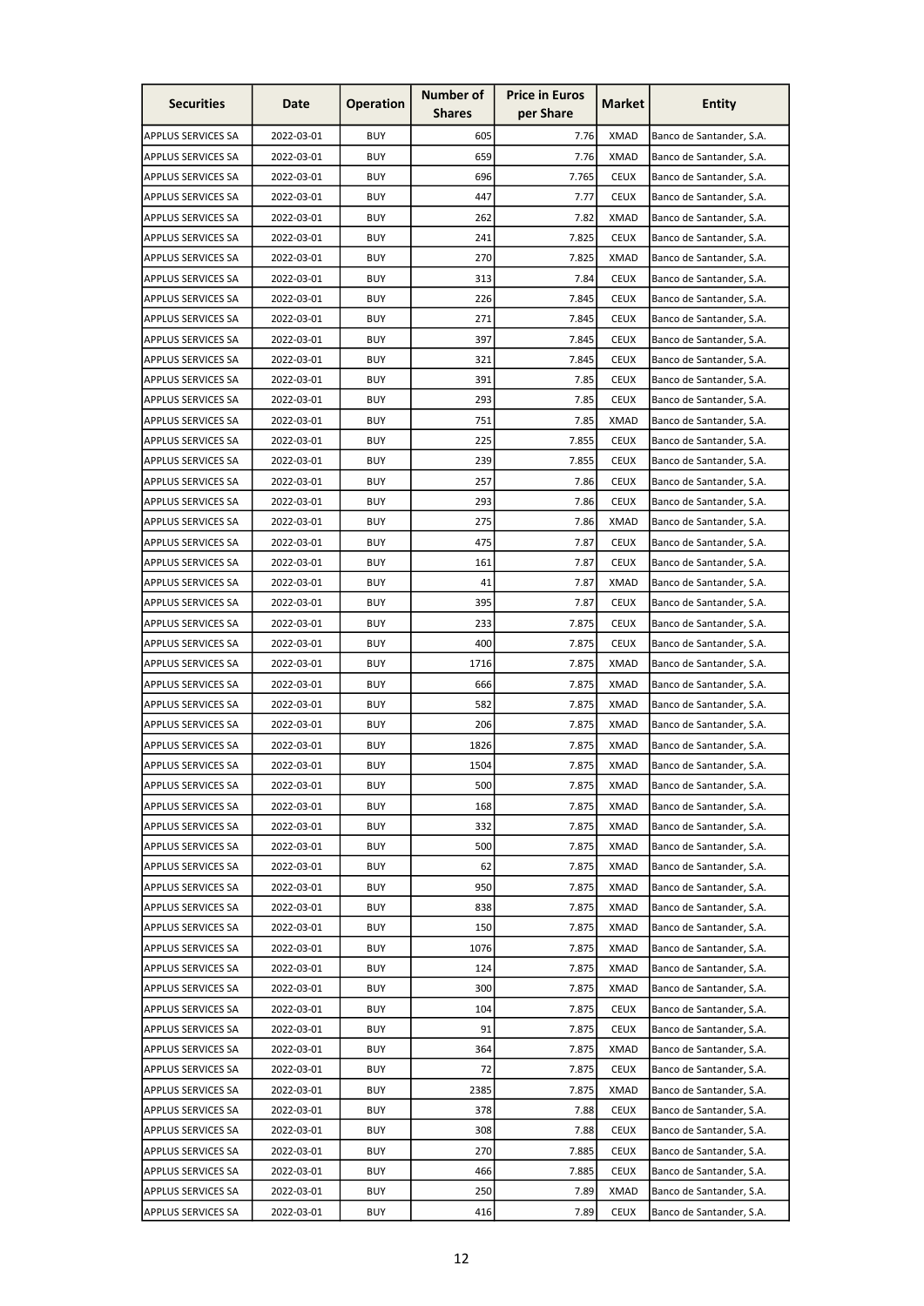| Securities | Date | Operation | Number of Shares | Price in Euros per Share | Market | Entity |
|---|---|---|---|---|---|---|
| APPLUS SERVICES SA | 2022-03-01 | BUY | 605 | 7.76 | XMAD | Banco de Santander, S.A. |
| APPLUS SERVICES SA | 2022-03-01 | BUY | 659 | 7.76 | XMAD | Banco de Santander, S.A. |
| APPLUS SERVICES SA | 2022-03-01 | BUY | 696 | 7.765 | CEUX | Banco de Santander, S.A. |
| APPLUS SERVICES SA | 2022-03-01 | BUY | 447 | 7.77 | CEUX | Banco de Santander, S.A. |
| APPLUS SERVICES SA | 2022-03-01 | BUY | 262 | 7.82 | XMAD | Banco de Santander, S.A. |
| APPLUS SERVICES SA | 2022-03-01 | BUY | 241 | 7.825 | CEUX | Banco de Santander, S.A. |
| APPLUS SERVICES SA | 2022-03-01 | BUY | 270 | 7.825 | XMAD | Banco de Santander, S.A. |
| APPLUS SERVICES SA | 2022-03-01 | BUY | 313 | 7.84 | CEUX | Banco de Santander, S.A. |
| APPLUS SERVICES SA | 2022-03-01 | BUY | 226 | 7.845 | CEUX | Banco de Santander, S.A. |
| APPLUS SERVICES SA | 2022-03-01 | BUY | 271 | 7.845 | CEUX | Banco de Santander, S.A. |
| APPLUS SERVICES SA | 2022-03-01 | BUY | 397 | 7.845 | CEUX | Banco de Santander, S.A. |
| APPLUS SERVICES SA | 2022-03-01 | BUY | 321 | 7.845 | CEUX | Banco de Santander, S.A. |
| APPLUS SERVICES SA | 2022-03-01 | BUY | 391 | 7.85 | CEUX | Banco de Santander, S.A. |
| APPLUS SERVICES SA | 2022-03-01 | BUY | 293 | 7.85 | CEUX | Banco de Santander, S.A. |
| APPLUS SERVICES SA | 2022-03-01 | BUY | 751 | 7.85 | XMAD | Banco de Santander, S.A. |
| APPLUS SERVICES SA | 2022-03-01 | BUY | 225 | 7.855 | CEUX | Banco de Santander, S.A. |
| APPLUS SERVICES SA | 2022-03-01 | BUY | 239 | 7.855 | CEUX | Banco de Santander, S.A. |
| APPLUS SERVICES SA | 2022-03-01 | BUY | 257 | 7.86 | CEUX | Banco de Santander, S.A. |
| APPLUS SERVICES SA | 2022-03-01 | BUY | 293 | 7.86 | CEUX | Banco de Santander, S.A. |
| APPLUS SERVICES SA | 2022-03-01 | BUY | 275 | 7.86 | XMAD | Banco de Santander, S.A. |
| APPLUS SERVICES SA | 2022-03-01 | BUY | 475 | 7.87 | CEUX | Banco de Santander, S.A. |
| APPLUS SERVICES SA | 2022-03-01 | BUY | 161 | 7.87 | CEUX | Banco de Santander, S.A. |
| APPLUS SERVICES SA | 2022-03-01 | BUY | 41 | 7.87 | XMAD | Banco de Santander, S.A. |
| APPLUS SERVICES SA | 2022-03-01 | BUY | 395 | 7.87 | CEUX | Banco de Santander, S.A. |
| APPLUS SERVICES SA | 2022-03-01 | BUY | 233 | 7.875 | CEUX | Banco de Santander, S.A. |
| APPLUS SERVICES SA | 2022-03-01 | BUY | 400 | 7.875 | CEUX | Banco de Santander, S.A. |
| APPLUS SERVICES SA | 2022-03-01 | BUY | 1716 | 7.875 | XMAD | Banco de Santander, S.A. |
| APPLUS SERVICES SA | 2022-03-01 | BUY | 666 | 7.875 | XMAD | Banco de Santander, S.A. |
| APPLUS SERVICES SA | 2022-03-01 | BUY | 582 | 7.875 | XMAD | Banco de Santander, S.A. |
| APPLUS SERVICES SA | 2022-03-01 | BUY | 206 | 7.875 | XMAD | Banco de Santander, S.A. |
| APPLUS SERVICES SA | 2022-03-01 | BUY | 1826 | 7.875 | XMAD | Banco de Santander, S.A. |
| APPLUS SERVICES SA | 2022-03-01 | BUY | 1504 | 7.875 | XMAD | Banco de Santander, S.A. |
| APPLUS SERVICES SA | 2022-03-01 | BUY | 500 | 7.875 | XMAD | Banco de Santander, S.A. |
| APPLUS SERVICES SA | 2022-03-01 | BUY | 168 | 7.875 | XMAD | Banco de Santander, S.A. |
| APPLUS SERVICES SA | 2022-03-01 | BUY | 332 | 7.875 | XMAD | Banco de Santander, S.A. |
| APPLUS SERVICES SA | 2022-03-01 | BUY | 500 | 7.875 | XMAD | Banco de Santander, S.A. |
| APPLUS SERVICES SA | 2022-03-01 | BUY | 62 | 7.875 | XMAD | Banco de Santander, S.A. |
| APPLUS SERVICES SA | 2022-03-01 | BUY | 950 | 7.875 | XMAD | Banco de Santander, S.A. |
| APPLUS SERVICES SA | 2022-03-01 | BUY | 838 | 7.875 | XMAD | Banco de Santander, S.A. |
| APPLUS SERVICES SA | 2022-03-01 | BUY | 150 | 7.875 | XMAD | Banco de Santander, S.A. |
| APPLUS SERVICES SA | 2022-03-01 | BUY | 1076 | 7.875 | XMAD | Banco de Santander, S.A. |
| APPLUS SERVICES SA | 2022-03-01 | BUY | 124 | 7.875 | XMAD | Banco de Santander, S.A. |
| APPLUS SERVICES SA | 2022-03-01 | BUY | 300 | 7.875 | XMAD | Banco de Santander, S.A. |
| APPLUS SERVICES SA | 2022-03-01 | BUY | 104 | 7.875 | CEUX | Banco de Santander, S.A. |
| APPLUS SERVICES SA | 2022-03-01 | BUY | 91 | 7.875 | CEUX | Banco de Santander, S.A. |
| APPLUS SERVICES SA | 2022-03-01 | BUY | 364 | 7.875 | XMAD | Banco de Santander, S.A. |
| APPLUS SERVICES SA | 2022-03-01 | BUY | 72 | 7.875 | CEUX | Banco de Santander, S.A. |
| APPLUS SERVICES SA | 2022-03-01 | BUY | 2385 | 7.875 | XMAD | Banco de Santander, S.A. |
| APPLUS SERVICES SA | 2022-03-01 | BUY | 378 | 7.88 | CEUX | Banco de Santander, S.A. |
| APPLUS SERVICES SA | 2022-03-01 | BUY | 308 | 7.88 | CEUX | Banco de Santander, S.A. |
| APPLUS SERVICES SA | 2022-03-01 | BUY | 270 | 7.885 | CEUX | Banco de Santander, S.A. |
| APPLUS SERVICES SA | 2022-03-01 | BUY | 466 | 7.885 | CEUX | Banco de Santander, S.A. |
| APPLUS SERVICES SA | 2022-03-01 | BUY | 250 | 7.89 | XMAD | Banco de Santander, S.A. |
| APPLUS SERVICES SA | 2022-03-01 | BUY | 416 | 7.89 | CEUX | Banco de Santander, S.A. |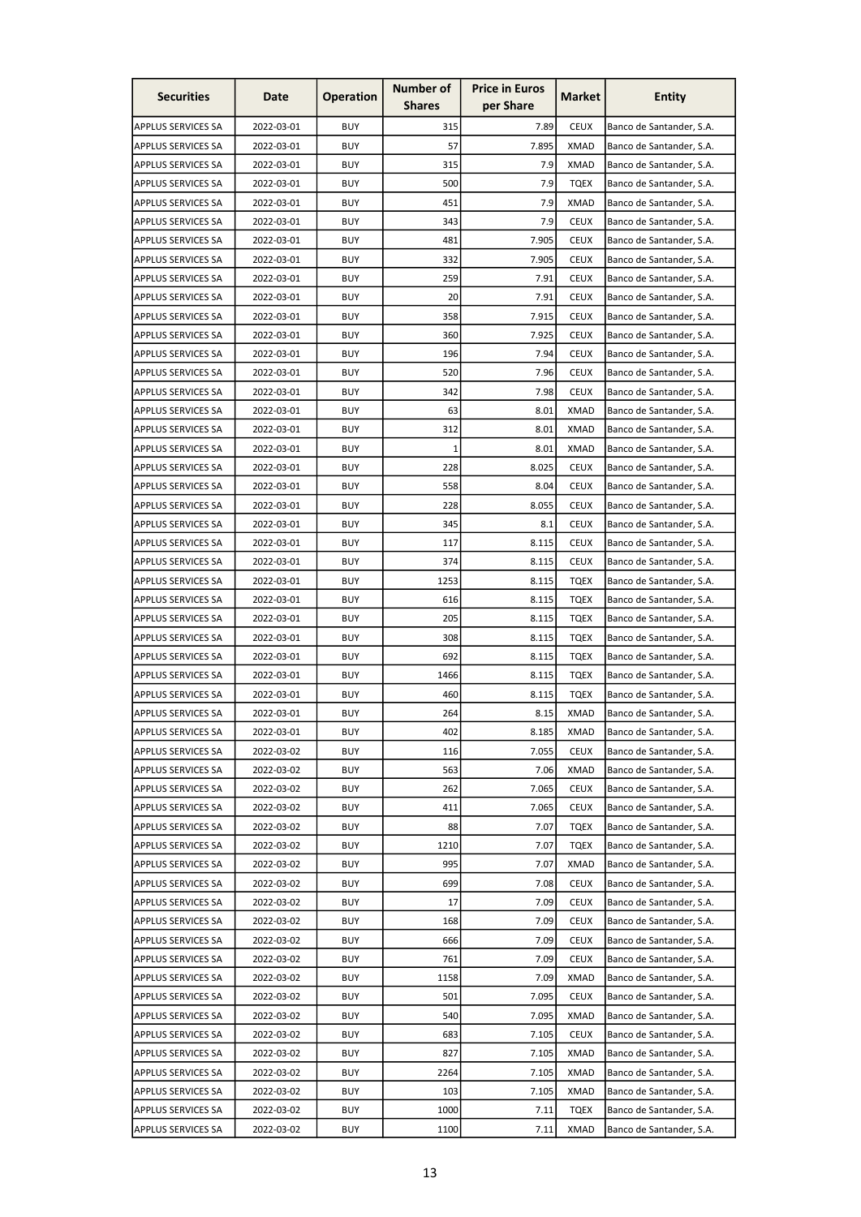| Securities | Date | Operation | Number of Shares | Price in Euros per Share | Market | Entity |
|---|---|---|---|---|---|---|
| APPLUS SERVICES SA | 2022-03-01 | BUY | 315 | 7.89 | CEUX | Banco de Santander, S.A. |
| APPLUS SERVICES SA | 2022-03-01 | BUY | 57 | 7.895 | XMAD | Banco de Santander, S.A. |
| APPLUS SERVICES SA | 2022-03-01 | BUY | 315 | 7.9 | XMAD | Banco de Santander, S.A. |
| APPLUS SERVICES SA | 2022-03-01 | BUY | 500 | 7.9 | TQEX | Banco de Santander, S.A. |
| APPLUS SERVICES SA | 2022-03-01 | BUY | 451 | 7.9 | XMAD | Banco de Santander, S.A. |
| APPLUS SERVICES SA | 2022-03-01 | BUY | 343 | 7.9 | CEUX | Banco de Santander, S.A. |
| APPLUS SERVICES SA | 2022-03-01 | BUY | 481 | 7.905 | CEUX | Banco de Santander, S.A. |
| APPLUS SERVICES SA | 2022-03-01 | BUY | 332 | 7.905 | CEUX | Banco de Santander, S.A. |
| APPLUS SERVICES SA | 2022-03-01 | BUY | 259 | 7.91 | CEUX | Banco de Santander, S.A. |
| APPLUS SERVICES SA | 2022-03-01 | BUY | 20 | 7.91 | CEUX | Banco de Santander, S.A. |
| APPLUS SERVICES SA | 2022-03-01 | BUY | 358 | 7.915 | CEUX | Banco de Santander, S.A. |
| APPLUS SERVICES SA | 2022-03-01 | BUY | 360 | 7.925 | CEUX | Banco de Santander, S.A. |
| APPLUS SERVICES SA | 2022-03-01 | BUY | 196 | 7.94 | CEUX | Banco de Santander, S.A. |
| APPLUS SERVICES SA | 2022-03-01 | BUY | 520 | 7.96 | CEUX | Banco de Santander, S.A. |
| APPLUS SERVICES SA | 2022-03-01 | BUY | 342 | 7.98 | CEUX | Banco de Santander, S.A. |
| APPLUS SERVICES SA | 2022-03-01 | BUY | 63 | 8.01 | XMAD | Banco de Santander, S.A. |
| APPLUS SERVICES SA | 2022-03-01 | BUY | 312 | 8.01 | XMAD | Banco de Santander, S.A. |
| APPLUS SERVICES SA | 2022-03-01 | BUY | 1 | 8.01 | XMAD | Banco de Santander, S.A. |
| APPLUS SERVICES SA | 2022-03-01 | BUY | 228 | 8.025 | CEUX | Banco de Santander, S.A. |
| APPLUS SERVICES SA | 2022-03-01 | BUY | 558 | 8.04 | CEUX | Banco de Santander, S.A. |
| APPLUS SERVICES SA | 2022-03-01 | BUY | 228 | 8.055 | CEUX | Banco de Santander, S.A. |
| APPLUS SERVICES SA | 2022-03-01 | BUY | 345 | 8.1 | CEUX | Banco de Santander, S.A. |
| APPLUS SERVICES SA | 2022-03-01 | BUY | 117 | 8.115 | CEUX | Banco de Santander, S.A. |
| APPLUS SERVICES SA | 2022-03-01 | BUY | 374 | 8.115 | CEUX | Banco de Santander, S.A. |
| APPLUS SERVICES SA | 2022-03-01 | BUY | 1253 | 8.115 | TQEX | Banco de Santander, S.A. |
| APPLUS SERVICES SA | 2022-03-01 | BUY | 616 | 8.115 | TQEX | Banco de Santander, S.A. |
| APPLUS SERVICES SA | 2022-03-01 | BUY | 205 | 8.115 | TQEX | Banco de Santander, S.A. |
| APPLUS SERVICES SA | 2022-03-01 | BUY | 308 | 8.115 | TQEX | Banco de Santander, S.A. |
| APPLUS SERVICES SA | 2022-03-01 | BUY | 692 | 8.115 | TQEX | Banco de Santander, S.A. |
| APPLUS SERVICES SA | 2022-03-01 | BUY | 1466 | 8.115 | TQEX | Banco de Santander, S.A. |
| APPLUS SERVICES SA | 2022-03-01 | BUY | 460 | 8.115 | TQEX | Banco de Santander, S.A. |
| APPLUS SERVICES SA | 2022-03-01 | BUY | 264 | 8.15 | XMAD | Banco de Santander, S.A. |
| APPLUS SERVICES SA | 2022-03-01 | BUY | 402 | 8.185 | XMAD | Banco de Santander, S.A. |
| APPLUS SERVICES SA | 2022-03-02 | BUY | 116 | 7.055 | CEUX | Banco de Santander, S.A. |
| APPLUS SERVICES SA | 2022-03-02 | BUY | 563 | 7.06 | XMAD | Banco de Santander, S.A. |
| APPLUS SERVICES SA | 2022-03-02 | BUY | 262 | 7.065 | CEUX | Banco de Santander, S.A. |
| APPLUS SERVICES SA | 2022-03-02 | BUY | 411 | 7.065 | CEUX | Banco de Santander, S.A. |
| APPLUS SERVICES SA | 2022-03-02 | BUY | 88 | 7.07 | TQEX | Banco de Santander, S.A. |
| APPLUS SERVICES SA | 2022-03-02 | BUY | 1210 | 7.07 | TQEX | Banco de Santander, S.A. |
| APPLUS SERVICES SA | 2022-03-02 | BUY | 995 | 7.07 | XMAD | Banco de Santander, S.A. |
| APPLUS SERVICES SA | 2022-03-02 | BUY | 699 | 7.08 | CEUX | Banco de Santander, S.A. |
| APPLUS SERVICES SA | 2022-03-02 | BUY | 17 | 7.09 | CEUX | Banco de Santander, S.A. |
| APPLUS SERVICES SA | 2022-03-02 | BUY | 168 | 7.09 | CEUX | Banco de Santander, S.A. |
| APPLUS SERVICES SA | 2022-03-02 | BUY | 666 | 7.09 | CEUX | Banco de Santander, S.A. |
| APPLUS SERVICES SA | 2022-03-02 | BUY | 761 | 7.09 | CEUX | Banco de Santander, S.A. |
| APPLUS SERVICES SA | 2022-03-02 | BUY | 1158 | 7.09 | XMAD | Banco de Santander, S.A. |
| APPLUS SERVICES SA | 2022-03-02 | BUY | 501 | 7.095 | CEUX | Banco de Santander, S.A. |
| APPLUS SERVICES SA | 2022-03-02 | BUY | 540 | 7.095 | XMAD | Banco de Santander, S.A. |
| APPLUS SERVICES SA | 2022-03-02 | BUY | 683 | 7.105 | CEUX | Banco de Santander, S.A. |
| APPLUS SERVICES SA | 2022-03-02 | BUY | 827 | 7.105 | XMAD | Banco de Santander, S.A. |
| APPLUS SERVICES SA | 2022-03-02 | BUY | 2264 | 7.105 | XMAD | Banco de Santander, S.A. |
| APPLUS SERVICES SA | 2022-03-02 | BUY | 103 | 7.105 | XMAD | Banco de Santander, S.A. |
| APPLUS SERVICES SA | 2022-03-02 | BUY | 1000 | 7.11 | TQEX | Banco de Santander, S.A. |
| APPLUS SERVICES SA | 2022-03-02 | BUY | 1100 | 7.11 | XMAD | Banco de Santander, S.A. |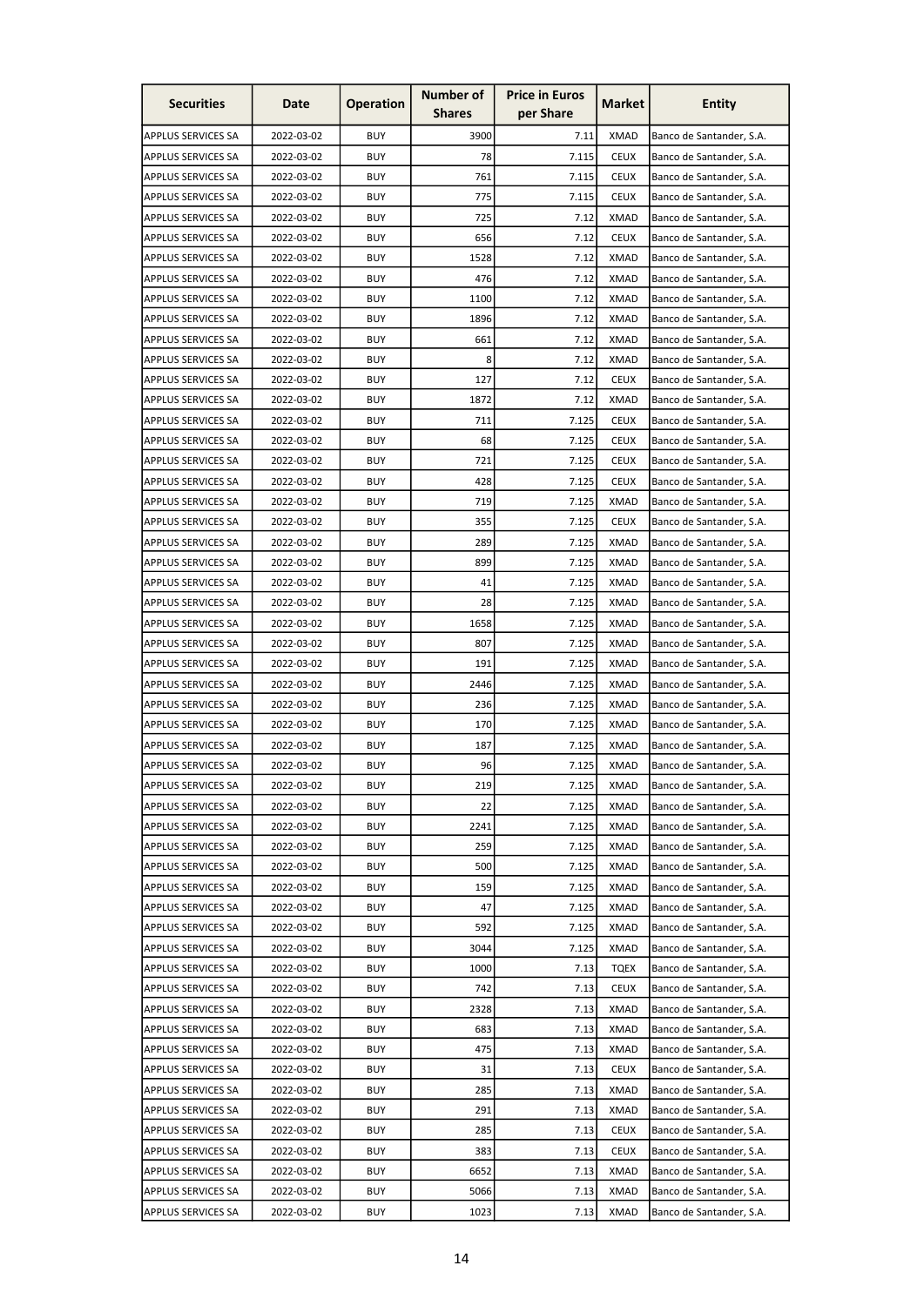| Securities | Date | Operation | Number of Shares | Price in Euros per Share | Market | Entity |
|---|---|---|---|---|---|---|
| APPLUS SERVICES SA | 2022-03-02 | BUY | 3900 | 7.11 | XMAD | Banco de Santander, S.A. |
| APPLUS SERVICES SA | 2022-03-02 | BUY | 78 | 7.115 | CEUX | Banco de Santander, S.A. |
| APPLUS SERVICES SA | 2022-03-02 | BUY | 761 | 7.115 | CEUX | Banco de Santander, S.A. |
| APPLUS SERVICES SA | 2022-03-02 | BUY | 775 | 7.115 | CEUX | Banco de Santander, S.A. |
| APPLUS SERVICES SA | 2022-03-02 | BUY | 725 | 7.12 | XMAD | Banco de Santander, S.A. |
| APPLUS SERVICES SA | 2022-03-02 | BUY | 656 | 7.12 | CEUX | Banco de Santander, S.A. |
| APPLUS SERVICES SA | 2022-03-02 | BUY | 1528 | 7.12 | XMAD | Banco de Santander, S.A. |
| APPLUS SERVICES SA | 2022-03-02 | BUY | 476 | 7.12 | XMAD | Banco de Santander, S.A. |
| APPLUS SERVICES SA | 2022-03-02 | BUY | 1100 | 7.12 | XMAD | Banco de Santander, S.A. |
| APPLUS SERVICES SA | 2022-03-02 | BUY | 1896 | 7.12 | XMAD | Banco de Santander, S.A. |
| APPLUS SERVICES SA | 2022-03-02 | BUY | 661 | 7.12 | XMAD | Banco de Santander, S.A. |
| APPLUS SERVICES SA | 2022-03-02 | BUY | 8 | 7.12 | XMAD | Banco de Santander, S.A. |
| APPLUS SERVICES SA | 2022-03-02 | BUY | 127 | 7.12 | CEUX | Banco de Santander, S.A. |
| APPLUS SERVICES SA | 2022-03-02 | BUY | 1872 | 7.12 | XMAD | Banco de Santander, S.A. |
| APPLUS SERVICES SA | 2022-03-02 | BUY | 711 | 7.125 | CEUX | Banco de Santander, S.A. |
| APPLUS SERVICES SA | 2022-03-02 | BUY | 68 | 7.125 | CEUX | Banco de Santander, S.A. |
| APPLUS SERVICES SA | 2022-03-02 | BUY | 721 | 7.125 | CEUX | Banco de Santander, S.A. |
| APPLUS SERVICES SA | 2022-03-02 | BUY | 428 | 7.125 | CEUX | Banco de Santander, S.A. |
| APPLUS SERVICES SA | 2022-03-02 | BUY | 719 | 7.125 | XMAD | Banco de Santander, S.A. |
| APPLUS SERVICES SA | 2022-03-02 | BUY | 355 | 7.125 | CEUX | Banco de Santander, S.A. |
| APPLUS SERVICES SA | 2022-03-02 | BUY | 289 | 7.125 | XMAD | Banco de Santander, S.A. |
| APPLUS SERVICES SA | 2022-03-02 | BUY | 899 | 7.125 | XMAD | Banco de Santander, S.A. |
| APPLUS SERVICES SA | 2022-03-02 | BUY | 41 | 7.125 | XMAD | Banco de Santander, S.A. |
| APPLUS SERVICES SA | 2022-03-02 | BUY | 28 | 7.125 | XMAD | Banco de Santander, S.A. |
| APPLUS SERVICES SA | 2022-03-02 | BUY | 1658 | 7.125 | XMAD | Banco de Santander, S.A. |
| APPLUS SERVICES SA | 2022-03-02 | BUY | 807 | 7.125 | XMAD | Banco de Santander, S.A. |
| APPLUS SERVICES SA | 2022-03-02 | BUY | 191 | 7.125 | XMAD | Banco de Santander, S.A. |
| APPLUS SERVICES SA | 2022-03-02 | BUY | 2446 | 7.125 | XMAD | Banco de Santander, S.A. |
| APPLUS SERVICES SA | 2022-03-02 | BUY | 236 | 7.125 | XMAD | Banco de Santander, S.A. |
| APPLUS SERVICES SA | 2022-03-02 | BUY | 170 | 7.125 | XMAD | Banco de Santander, S.A. |
| APPLUS SERVICES SA | 2022-03-02 | BUY | 187 | 7.125 | XMAD | Banco de Santander, S.A. |
| APPLUS SERVICES SA | 2022-03-02 | BUY | 96 | 7.125 | XMAD | Banco de Santander, S.A. |
| APPLUS SERVICES SA | 2022-03-02 | BUY | 219 | 7.125 | XMAD | Banco de Santander, S.A. |
| APPLUS SERVICES SA | 2022-03-02 | BUY | 22 | 7.125 | XMAD | Banco de Santander, S.A. |
| APPLUS SERVICES SA | 2022-03-02 | BUY | 2241 | 7.125 | XMAD | Banco de Santander, S.A. |
| APPLUS SERVICES SA | 2022-03-02 | BUY | 259 | 7.125 | XMAD | Banco de Santander, S.A. |
| APPLUS SERVICES SA | 2022-03-02 | BUY | 500 | 7.125 | XMAD | Banco de Santander, S.A. |
| APPLUS SERVICES SA | 2022-03-02 | BUY | 159 | 7.125 | XMAD | Banco de Santander, S.A. |
| APPLUS SERVICES SA | 2022-03-02 | BUY | 47 | 7.125 | XMAD | Banco de Santander, S.A. |
| APPLUS SERVICES SA | 2022-03-02 | BUY | 592 | 7.125 | XMAD | Banco de Santander, S.A. |
| APPLUS SERVICES SA | 2022-03-02 | BUY | 3044 | 7.125 | XMAD | Banco de Santander, S.A. |
| APPLUS SERVICES SA | 2022-03-02 | BUY | 1000 | 7.13 | TQEX | Banco de Santander, S.A. |
| APPLUS SERVICES SA | 2022-03-02 | BUY | 742 | 7.13 | CEUX | Banco de Santander, S.A. |
| APPLUS SERVICES SA | 2022-03-02 | BUY | 2328 | 7.13 | XMAD | Banco de Santander, S.A. |
| APPLUS SERVICES SA | 2022-03-02 | BUY | 683 | 7.13 | XMAD | Banco de Santander, S.A. |
| APPLUS SERVICES SA | 2022-03-02 | BUY | 475 | 7.13 | XMAD | Banco de Santander, S.A. |
| APPLUS SERVICES SA | 2022-03-02 | BUY | 31 | 7.13 | CEUX | Banco de Santander, S.A. |
| APPLUS SERVICES SA | 2022-03-02 | BUY | 285 | 7.13 | XMAD | Banco de Santander, S.A. |
| APPLUS SERVICES SA | 2022-03-02 | BUY | 291 | 7.13 | XMAD | Banco de Santander, S.A. |
| APPLUS SERVICES SA | 2022-03-02 | BUY | 285 | 7.13 | CEUX | Banco de Santander, S.A. |
| APPLUS SERVICES SA | 2022-03-02 | BUY | 383 | 7.13 | CEUX | Banco de Santander, S.A. |
| APPLUS SERVICES SA | 2022-03-02 | BUY | 6652 | 7.13 | XMAD | Banco de Santander, S.A. |
| APPLUS SERVICES SA | 2022-03-02 | BUY | 5066 | 7.13 | XMAD | Banco de Santander, S.A. |
| APPLUS SERVICES SA | 2022-03-02 | BUY | 1023 | 7.13 | XMAD | Banco de Santander, S.A. |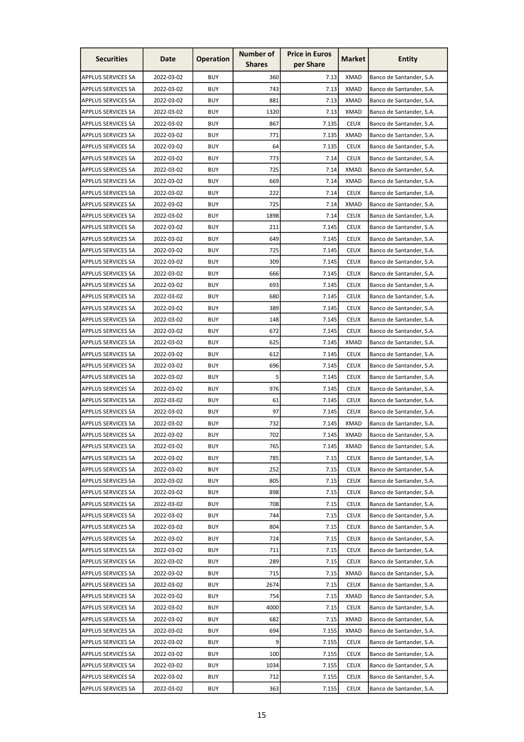| Securities | Date | Operation | Number of Shares | Price in Euros per Share | Market | Entity |
|---|---|---|---|---|---|---|
| APPLUS SERVICES SA | 2022-03-02 | BUY | 360 | 7.13 | XMAD | Banco de Santander, S.A. |
| APPLUS SERVICES SA | 2022-03-02 | BUY | 743 | 7.13 | XMAD | Banco de Santander, S.A. |
| APPLUS SERVICES SA | 2022-03-02 | BUY | 881 | 7.13 | XMAD | Banco de Santander, S.A. |
| APPLUS SERVICES SA | 2022-03-02 | BUY | 1320 | 7.13 | XMAD | Banco de Santander, S.A. |
| APPLUS SERVICES SA | 2022-03-02 | BUY | 867 | 7.135 | CEUX | Banco de Santander, S.A. |
| APPLUS SERVICES SA | 2022-03-02 | BUY | 771 | 7.135 | XMAD | Banco de Santander, S.A. |
| APPLUS SERVICES SA | 2022-03-02 | BUY | 64 | 7.135 | CEUX | Banco de Santander, S.A. |
| APPLUS SERVICES SA | 2022-03-02 | BUY | 773 | 7.14 | CEUX | Banco de Santander, S.A. |
| APPLUS SERVICES SA | 2022-03-02 | BUY | 725 | 7.14 | XMAD | Banco de Santander, S.A. |
| APPLUS SERVICES SA | 2022-03-02 | BUY | 669 | 7.14 | XMAD | Banco de Santander, S.A. |
| APPLUS SERVICES SA | 2022-03-02 | BUY | 222 | 7.14 | CEUX | Banco de Santander, S.A. |
| APPLUS SERVICES SA | 2022-03-02 | BUY | 725 | 7.14 | XMAD | Banco de Santander, S.A. |
| APPLUS SERVICES SA | 2022-03-02 | BUY | 1898 | 7.14 | CEUX | Banco de Santander, S.A. |
| APPLUS SERVICES SA | 2022-03-02 | BUY | 211 | 7.145 | CEUX | Banco de Santander, S.A. |
| APPLUS SERVICES SA | 2022-03-02 | BUY | 649 | 7.145 | CEUX | Banco de Santander, S.A. |
| APPLUS SERVICES SA | 2022-03-02 | BUY | 725 | 7.145 | CEUX | Banco de Santander, S.A. |
| APPLUS SERVICES SA | 2022-03-02 | BUY | 309 | 7.145 | CEUX | Banco de Santander, S.A. |
| APPLUS SERVICES SA | 2022-03-02 | BUY | 666 | 7.145 | CEUX | Banco de Santander, S.A. |
| APPLUS SERVICES SA | 2022-03-02 | BUY | 693 | 7.145 | CEUX | Banco de Santander, S.A. |
| APPLUS SERVICES SA | 2022-03-02 | BUY | 680 | 7.145 | CEUX | Banco de Santander, S.A. |
| APPLUS SERVICES SA | 2022-03-02 | BUY | 389 | 7.145 | CEUX | Banco de Santander, S.A. |
| APPLUS SERVICES SA | 2022-03-02 | BUY | 148 | 7.145 | CEUX | Banco de Santander, S.A. |
| APPLUS SERVICES SA | 2022-03-02 | BUY | 672 | 7.145 | CEUX | Banco de Santander, S.A. |
| APPLUS SERVICES SA | 2022-03-02 | BUY | 625 | 7.145 | XMAD | Banco de Santander, S.A. |
| APPLUS SERVICES SA | 2022-03-02 | BUY | 612 | 7.145 | CEUX | Banco de Santander, S.A. |
| APPLUS SERVICES SA | 2022-03-02 | BUY | 696 | 7.145 | CEUX | Banco de Santander, S.A. |
| APPLUS SERVICES SA | 2022-03-02 | BUY | 5 | 7.145 | CEUX | Banco de Santander, S.A. |
| APPLUS SERVICES SA | 2022-03-02 | BUY | 976 | 7.145 | CEUX | Banco de Santander, S.A. |
| APPLUS SERVICES SA | 2022-03-02 | BUY | 61 | 7.145 | CEUX | Banco de Santander, S.A. |
| APPLUS SERVICES SA | 2022-03-02 | BUY | 97 | 7.145 | CEUX | Banco de Santander, S.A. |
| APPLUS SERVICES SA | 2022-03-02 | BUY | 732 | 7.145 | XMAD | Banco de Santander, S.A. |
| APPLUS SERVICES SA | 2022-03-02 | BUY | 702 | 7.145 | XMAD | Banco de Santander, S.A. |
| APPLUS SERVICES SA | 2022-03-02 | BUY | 765 | 7.145 | XMAD | Banco de Santander, S.A. |
| APPLUS SERVICES SA | 2022-03-02 | BUY | 785 | 7.15 | CEUX | Banco de Santander, S.A. |
| APPLUS SERVICES SA | 2022-03-02 | BUY | 252 | 7.15 | CEUX | Banco de Santander, S.A. |
| APPLUS SERVICES SA | 2022-03-02 | BUY | 805 | 7.15 | CEUX | Banco de Santander, S.A. |
| APPLUS SERVICES SA | 2022-03-02 | BUY | 898 | 7.15 | CEUX | Banco de Santander, S.A. |
| APPLUS SERVICES SA | 2022-03-02 | BUY | 708 | 7.15 | CEUX | Banco de Santander, S.A. |
| APPLUS SERVICES SA | 2022-03-02 | BUY | 744 | 7.15 | CEUX | Banco de Santander, S.A. |
| APPLUS SERVICES SA | 2022-03-02 | BUY | 804 | 7.15 | CEUX | Banco de Santander, S.A. |
| APPLUS SERVICES SA | 2022-03-02 | BUY | 724 | 7.15 | CEUX | Banco de Santander, S.A. |
| APPLUS SERVICES SA | 2022-03-02 | BUY | 711 | 7.15 | CEUX | Banco de Santander, S.A. |
| APPLUS SERVICES SA | 2022-03-02 | BUY | 289 | 7.15 | CEUX | Banco de Santander, S.A. |
| APPLUS SERVICES SA | 2022-03-02 | BUY | 715 | 7.15 | XMAD | Banco de Santander, S.A. |
| APPLUS SERVICES SA | 2022-03-02 | BUY | 2674 | 7.15 | CEUX | Banco de Santander, S.A. |
| APPLUS SERVICES SA | 2022-03-02 | BUY | 754 | 7.15 | XMAD | Banco de Santander, S.A. |
| APPLUS SERVICES SA | 2022-03-02 | BUY | 4000 | 7.15 | CEUX | Banco de Santander, S.A. |
| APPLUS SERVICES SA | 2022-03-02 | BUY | 682 | 7.15 | XMAD | Banco de Santander, S.A. |
| APPLUS SERVICES SA | 2022-03-02 | BUY | 694 | 7.155 | XMAD | Banco de Santander, S.A. |
| APPLUS SERVICES SA | 2022-03-02 | BUY | 9 | 7.155 | CEUX | Banco de Santander, S.A. |
| APPLUS SERVICES SA | 2022-03-02 | BUY | 100 | 7.155 | CEUX | Banco de Santander, S.A. |
| APPLUS SERVICES SA | 2022-03-02 | BUY | 1034 | 7.155 | CEUX | Banco de Santander, S.A. |
| APPLUS SERVICES SA | 2022-03-02 | BUY | 712 | 7.155 | CEUX | Banco de Santander, S.A. |
| APPLUS SERVICES SA | 2022-03-02 | BUY | 363 | 7.155 | CEUX | Banco de Santander, S.A. |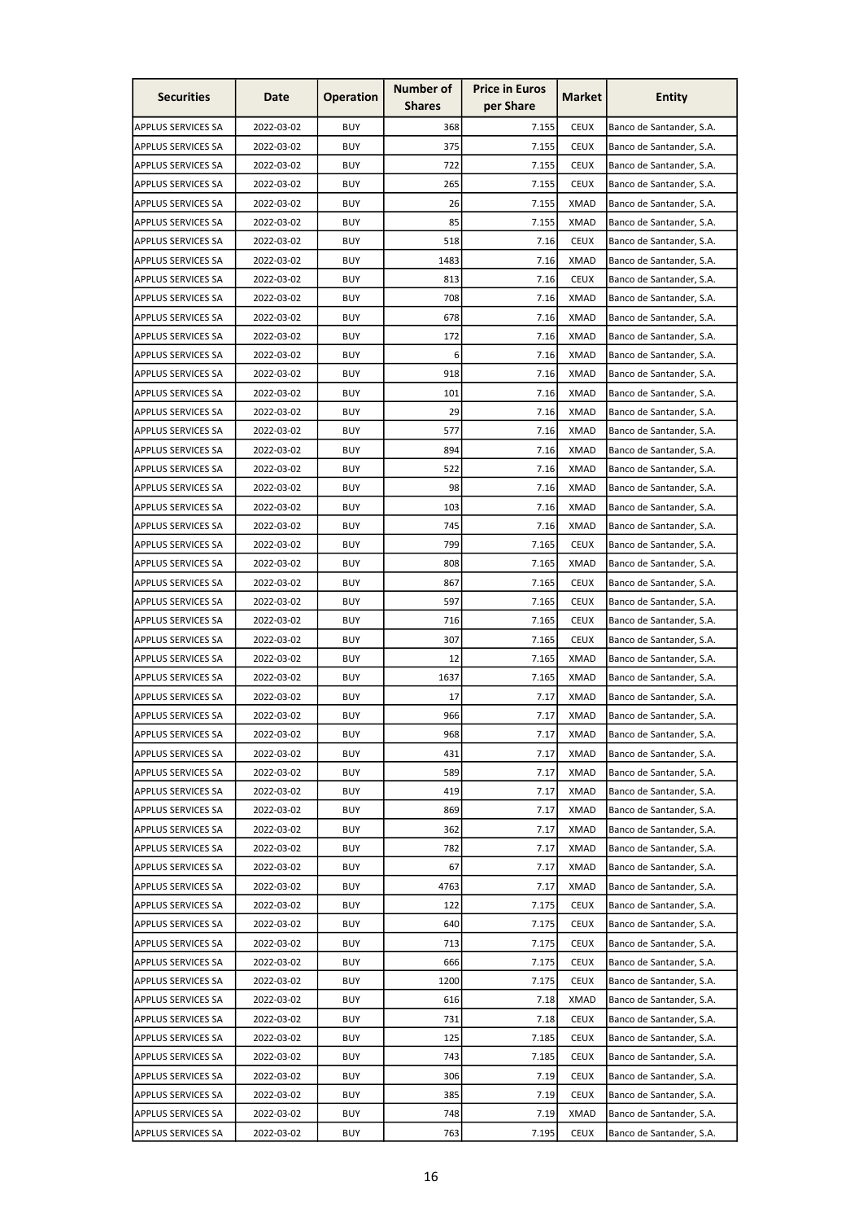| Securities | Date | Operation | Number of Shares | Price in Euros per Share | Market | Entity |
|---|---|---|---|---|---|---|
| APPLUS SERVICES SA | 2022-03-02 | BUY | 368 | 7.155 | CEUX | Banco de Santander, S.A. |
| APPLUS SERVICES SA | 2022-03-02 | BUY | 375 | 7.155 | CEUX | Banco de Santander, S.A. |
| APPLUS SERVICES SA | 2022-03-02 | BUY | 722 | 7.155 | CEUX | Banco de Santander, S.A. |
| APPLUS SERVICES SA | 2022-03-02 | BUY | 265 | 7.155 | CEUX | Banco de Santander, S.A. |
| APPLUS SERVICES SA | 2022-03-02 | BUY | 26 | 7.155 | XMAD | Banco de Santander, S.A. |
| APPLUS SERVICES SA | 2022-03-02 | BUY | 85 | 7.155 | XMAD | Banco de Santander, S.A. |
| APPLUS SERVICES SA | 2022-03-02 | BUY | 518 | 7.16 | CEUX | Banco de Santander, S.A. |
| APPLUS SERVICES SA | 2022-03-02 | BUY | 1483 | 7.16 | XMAD | Banco de Santander, S.A. |
| APPLUS SERVICES SA | 2022-03-02 | BUY | 813 | 7.16 | CEUX | Banco de Santander, S.A. |
| APPLUS SERVICES SA | 2022-03-02 | BUY | 708 | 7.16 | XMAD | Banco de Santander, S.A. |
| APPLUS SERVICES SA | 2022-03-02 | BUY | 678 | 7.16 | XMAD | Banco de Santander, S.A. |
| APPLUS SERVICES SA | 2022-03-02 | BUY | 172 | 7.16 | XMAD | Banco de Santander, S.A. |
| APPLUS SERVICES SA | 2022-03-02 | BUY | 6 | 7.16 | XMAD | Banco de Santander, S.A. |
| APPLUS SERVICES SA | 2022-03-02 | BUY | 918 | 7.16 | XMAD | Banco de Santander, S.A. |
| APPLUS SERVICES SA | 2022-03-02 | BUY | 101 | 7.16 | XMAD | Banco de Santander, S.A. |
| APPLUS SERVICES SA | 2022-03-02 | BUY | 29 | 7.16 | XMAD | Banco de Santander, S.A. |
| APPLUS SERVICES SA | 2022-03-02 | BUY | 577 | 7.16 | XMAD | Banco de Santander, S.A. |
| APPLUS SERVICES SA | 2022-03-02 | BUY | 894 | 7.16 | XMAD | Banco de Santander, S.A. |
| APPLUS SERVICES SA | 2022-03-02 | BUY | 522 | 7.16 | XMAD | Banco de Santander, S.A. |
| APPLUS SERVICES SA | 2022-03-02 | BUY | 98 | 7.16 | XMAD | Banco de Santander, S.A. |
| APPLUS SERVICES SA | 2022-03-02 | BUY | 103 | 7.16 | XMAD | Banco de Santander, S.A. |
| APPLUS SERVICES SA | 2022-03-02 | BUY | 745 | 7.16 | XMAD | Banco de Santander, S.A. |
| APPLUS SERVICES SA | 2022-03-02 | BUY | 799 | 7.165 | CEUX | Banco de Santander, S.A. |
| APPLUS SERVICES SA | 2022-03-02 | BUY | 808 | 7.165 | XMAD | Banco de Santander, S.A. |
| APPLUS SERVICES SA | 2022-03-02 | BUY | 867 | 7.165 | CEUX | Banco de Santander, S.A. |
| APPLUS SERVICES SA | 2022-03-02 | BUY | 597 | 7.165 | CEUX | Banco de Santander, S.A. |
| APPLUS SERVICES SA | 2022-03-02 | BUY | 716 | 7.165 | CEUX | Banco de Santander, S.A. |
| APPLUS SERVICES SA | 2022-03-02 | BUY | 307 | 7.165 | CEUX | Banco de Santander, S.A. |
| APPLUS SERVICES SA | 2022-03-02 | BUY | 12 | 7.165 | XMAD | Banco de Santander, S.A. |
| APPLUS SERVICES SA | 2022-03-02 | BUY | 1637 | 7.165 | XMAD | Banco de Santander, S.A. |
| APPLUS SERVICES SA | 2022-03-02 | BUY | 17 | 7.17 | XMAD | Banco de Santander, S.A. |
| APPLUS SERVICES SA | 2022-03-02 | BUY | 966 | 7.17 | XMAD | Banco de Santander, S.A. |
| APPLUS SERVICES SA | 2022-03-02 | BUY | 968 | 7.17 | XMAD | Banco de Santander, S.A. |
| APPLUS SERVICES SA | 2022-03-02 | BUY | 431 | 7.17 | XMAD | Banco de Santander, S.A. |
| APPLUS SERVICES SA | 2022-03-02 | BUY | 589 | 7.17 | XMAD | Banco de Santander, S.A. |
| APPLUS SERVICES SA | 2022-03-02 | BUY | 419 | 7.17 | XMAD | Banco de Santander, S.A. |
| APPLUS SERVICES SA | 2022-03-02 | BUY | 869 | 7.17 | XMAD | Banco de Santander, S.A. |
| APPLUS SERVICES SA | 2022-03-02 | BUY | 362 | 7.17 | XMAD | Banco de Santander, S.A. |
| APPLUS SERVICES SA | 2022-03-02 | BUY | 782 | 7.17 | XMAD | Banco de Santander, S.A. |
| APPLUS SERVICES SA | 2022-03-02 | BUY | 67 | 7.17 | XMAD | Banco de Santander, S.A. |
| APPLUS SERVICES SA | 2022-03-02 | BUY | 4763 | 7.17 | XMAD | Banco de Santander, S.A. |
| APPLUS SERVICES SA | 2022-03-02 | BUY | 122 | 7.175 | CEUX | Banco de Santander, S.A. |
| APPLUS SERVICES SA | 2022-03-02 | BUY | 640 | 7.175 | CEUX | Banco de Santander, S.A. |
| APPLUS SERVICES SA | 2022-03-02 | BUY | 713 | 7.175 | CEUX | Banco de Santander, S.A. |
| APPLUS SERVICES SA | 2022-03-02 | BUY | 666 | 7.175 | CEUX | Banco de Santander, S.A. |
| APPLUS SERVICES SA | 2022-03-02 | BUY | 1200 | 7.175 | CEUX | Banco de Santander, S.A. |
| APPLUS SERVICES SA | 2022-03-02 | BUY | 616 | 7.18 | XMAD | Banco de Santander, S.A. |
| APPLUS SERVICES SA | 2022-03-02 | BUY | 731 | 7.18 | CEUX | Banco de Santander, S.A. |
| APPLUS SERVICES SA | 2022-03-02 | BUY | 125 | 7.185 | CEUX | Banco de Santander, S.A. |
| APPLUS SERVICES SA | 2022-03-02 | BUY | 743 | 7.185 | CEUX | Banco de Santander, S.A. |
| APPLUS SERVICES SA | 2022-03-02 | BUY | 306 | 7.19 | CEUX | Banco de Santander, S.A. |
| APPLUS SERVICES SA | 2022-03-02 | BUY | 385 | 7.19 | CEUX | Banco de Santander, S.A. |
| APPLUS SERVICES SA | 2022-03-02 | BUY | 748 | 7.19 | XMAD | Banco de Santander, S.A. |
| APPLUS SERVICES SA | 2022-03-02 | BUY | 763 | 7.195 | CEUX | Banco de Santander, S.A. |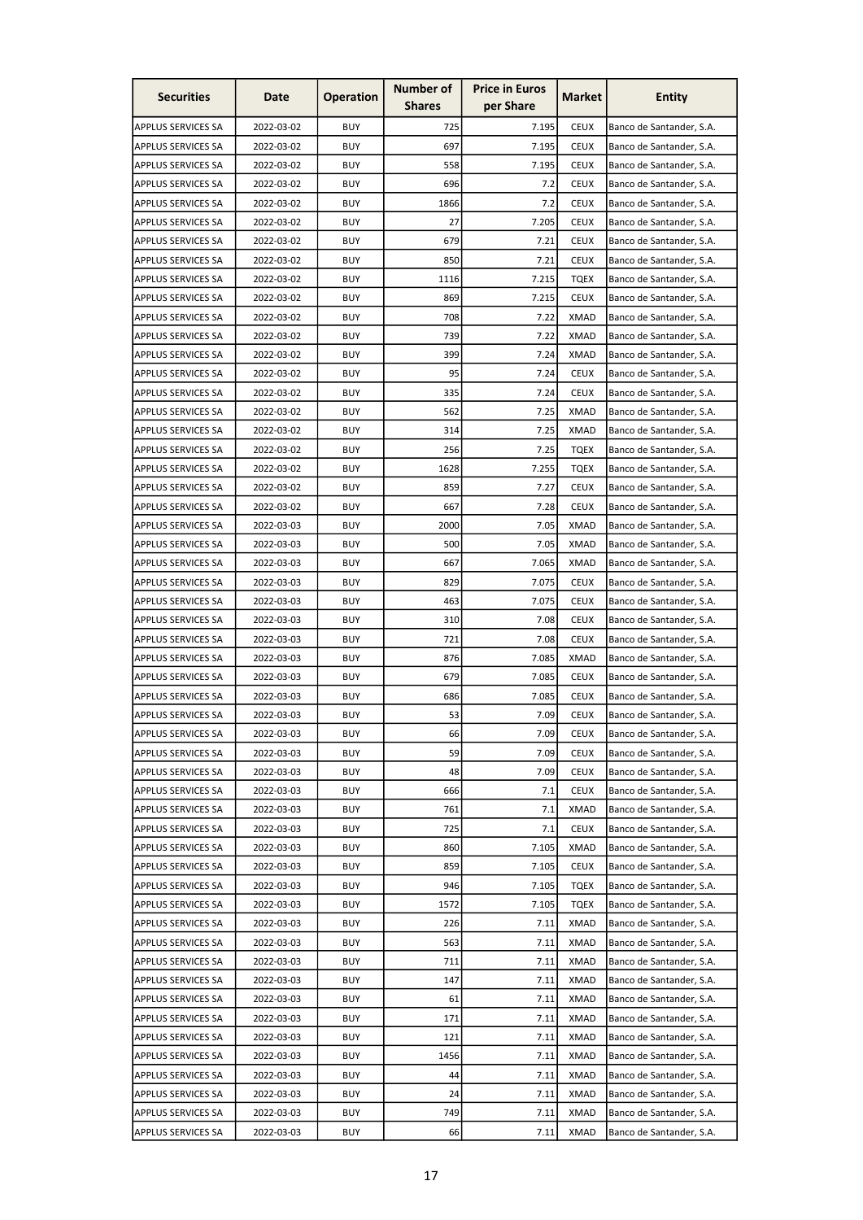| Securities | Date | Operation | Number of Shares | Price in Euros per Share | Market | Entity |
|---|---|---|---|---|---|---|
| APPLUS SERVICES SA | 2022-03-02 | BUY | 725 | 7.195 | CEUX | Banco de Santander, S.A. |
| APPLUS SERVICES SA | 2022-03-02 | BUY | 697 | 7.195 | CEUX | Banco de Santander, S.A. |
| APPLUS SERVICES SA | 2022-03-02 | BUY | 558 | 7.195 | CEUX | Banco de Santander, S.A. |
| APPLUS SERVICES SA | 2022-03-02 | BUY | 696 | 7.2 | CEUX | Banco de Santander, S.A. |
| APPLUS SERVICES SA | 2022-03-02 | BUY | 1866 | 7.2 | CEUX | Banco de Santander, S.A. |
| APPLUS SERVICES SA | 2022-03-02 | BUY | 27 | 7.205 | CEUX | Banco de Santander, S.A. |
| APPLUS SERVICES SA | 2022-03-02 | BUY | 679 | 7.21 | CEUX | Banco de Santander, S.A. |
| APPLUS SERVICES SA | 2022-03-02 | BUY | 850 | 7.21 | CEUX | Banco de Santander, S.A. |
| APPLUS SERVICES SA | 2022-03-02 | BUY | 1116 | 7.215 | TQEX | Banco de Santander, S.A. |
| APPLUS SERVICES SA | 2022-03-02 | BUY | 869 | 7.215 | CEUX | Banco de Santander, S.A. |
| APPLUS SERVICES SA | 2022-03-02 | BUY | 708 | 7.22 | XMAD | Banco de Santander, S.A. |
| APPLUS SERVICES SA | 2022-03-02 | BUY | 739 | 7.22 | XMAD | Banco de Santander, S.A. |
| APPLUS SERVICES SA | 2022-03-02 | BUY | 399 | 7.24 | XMAD | Banco de Santander, S.A. |
| APPLUS SERVICES SA | 2022-03-02 | BUY | 95 | 7.24 | CEUX | Banco de Santander, S.A. |
| APPLUS SERVICES SA | 2022-03-02 | BUY | 335 | 7.24 | CEUX | Banco de Santander, S.A. |
| APPLUS SERVICES SA | 2022-03-02 | BUY | 562 | 7.25 | XMAD | Banco de Santander, S.A. |
| APPLUS SERVICES SA | 2022-03-02 | BUY | 314 | 7.25 | XMAD | Banco de Santander, S.A. |
| APPLUS SERVICES SA | 2022-03-02 | BUY | 256 | 7.25 | TQEX | Banco de Santander, S.A. |
| APPLUS SERVICES SA | 2022-03-02 | BUY | 1628 | 7.255 | TQEX | Banco de Santander, S.A. |
| APPLUS SERVICES SA | 2022-03-02 | BUY | 859 | 7.27 | CEUX | Banco de Santander, S.A. |
| APPLUS SERVICES SA | 2022-03-02 | BUY | 667 | 7.28 | CEUX | Banco de Santander, S.A. |
| APPLUS SERVICES SA | 2022-03-03 | BUY | 2000 | 7.05 | XMAD | Banco de Santander, S.A. |
| APPLUS SERVICES SA | 2022-03-03 | BUY | 500 | 7.05 | XMAD | Banco de Santander, S.A. |
| APPLUS SERVICES SA | 2022-03-03 | BUY | 667 | 7.065 | XMAD | Banco de Santander, S.A. |
| APPLUS SERVICES SA | 2022-03-03 | BUY | 829 | 7.075 | CEUX | Banco de Santander, S.A. |
| APPLUS SERVICES SA | 2022-03-03 | BUY | 463 | 7.075 | CEUX | Banco de Santander, S.A. |
| APPLUS SERVICES SA | 2022-03-03 | BUY | 310 | 7.08 | CEUX | Banco de Santander, S.A. |
| APPLUS SERVICES SA | 2022-03-03 | BUY | 721 | 7.08 | CEUX | Banco de Santander, S.A. |
| APPLUS SERVICES SA | 2022-03-03 | BUY | 876 | 7.085 | XMAD | Banco de Santander, S.A. |
| APPLUS SERVICES SA | 2022-03-03 | BUY | 679 | 7.085 | CEUX | Banco de Santander, S.A. |
| APPLUS SERVICES SA | 2022-03-03 | BUY | 686 | 7.085 | CEUX | Banco de Santander, S.A. |
| APPLUS SERVICES SA | 2022-03-03 | BUY | 53 | 7.09 | CEUX | Banco de Santander, S.A. |
| APPLUS SERVICES SA | 2022-03-03 | BUY | 66 | 7.09 | CEUX | Banco de Santander, S.A. |
| APPLUS SERVICES SA | 2022-03-03 | BUY | 59 | 7.09 | CEUX | Banco de Santander, S.A. |
| APPLUS SERVICES SA | 2022-03-03 | BUY | 48 | 7.09 | CEUX | Banco de Santander, S.A. |
| APPLUS SERVICES SA | 2022-03-03 | BUY | 666 | 7.1 | CEUX | Banco de Santander, S.A. |
| APPLUS SERVICES SA | 2022-03-03 | BUY | 761 | 7.1 | XMAD | Banco de Santander, S.A. |
| APPLUS SERVICES SA | 2022-03-03 | BUY | 725 | 7.1 | CEUX | Banco de Santander, S.A. |
| APPLUS SERVICES SA | 2022-03-03 | BUY | 860 | 7.105 | XMAD | Banco de Santander, S.A. |
| APPLUS SERVICES SA | 2022-03-03 | BUY | 859 | 7.105 | CEUX | Banco de Santander, S.A. |
| APPLUS SERVICES SA | 2022-03-03 | BUY | 946 | 7.105 | TQEX | Banco de Santander, S.A. |
| APPLUS SERVICES SA | 2022-03-03 | BUY | 1572 | 7.105 | TQEX | Banco de Santander, S.A. |
| APPLUS SERVICES SA | 2022-03-03 | BUY | 226 | 7.11 | XMAD | Banco de Santander, S.A. |
| APPLUS SERVICES SA | 2022-03-03 | BUY | 563 | 7.11 | XMAD | Banco de Santander, S.A. |
| APPLUS SERVICES SA | 2022-03-03 | BUY | 711 | 7.11 | XMAD | Banco de Santander, S.A. |
| APPLUS SERVICES SA | 2022-03-03 | BUY | 147 | 7.11 | XMAD | Banco de Santander, S.A. |
| APPLUS SERVICES SA | 2022-03-03 | BUY | 61 | 7.11 | XMAD | Banco de Santander, S.A. |
| APPLUS SERVICES SA | 2022-03-03 | BUY | 171 | 7.11 | XMAD | Banco de Santander, S.A. |
| APPLUS SERVICES SA | 2022-03-03 | BUY | 121 | 7.11 | XMAD | Banco de Santander, S.A. |
| APPLUS SERVICES SA | 2022-03-03 | BUY | 1456 | 7.11 | XMAD | Banco de Santander, S.A. |
| APPLUS SERVICES SA | 2022-03-03 | BUY | 44 | 7.11 | XMAD | Banco de Santander, S.A. |
| APPLUS SERVICES SA | 2022-03-03 | BUY | 24 | 7.11 | XMAD | Banco de Santander, S.A. |
| APPLUS SERVICES SA | 2022-03-03 | BUY | 749 | 7.11 | XMAD | Banco de Santander, S.A. |
| APPLUS SERVICES SA | 2022-03-03 | BUY | 66 | 7.11 | XMAD | Banco de Santander, S.A. |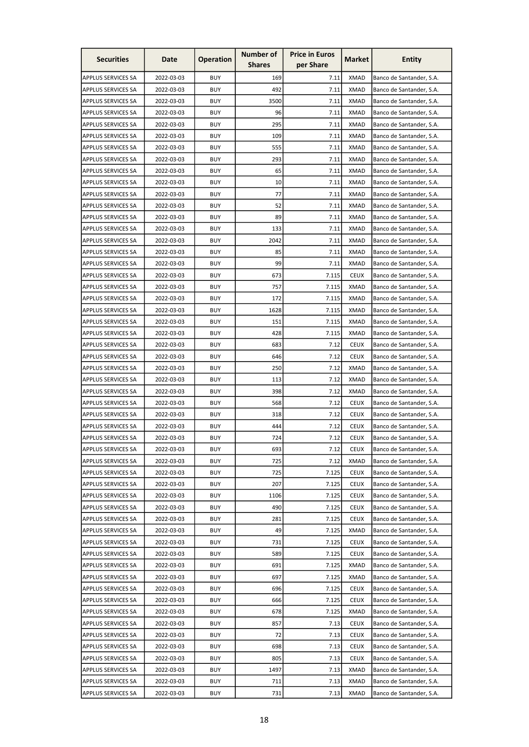| Securities | Date | Operation | Number of Shares | Price in Euros per Share | Market | Entity |
|---|---|---|---|---|---|---|
| APPLUS SERVICES SA | 2022-03-03 | BUY | 169 | 7.11 | XMAD | Banco de Santander, S.A. |
| APPLUS SERVICES SA | 2022-03-03 | BUY | 492 | 7.11 | XMAD | Banco de Santander, S.A. |
| APPLUS SERVICES SA | 2022-03-03 | BUY | 3500 | 7.11 | XMAD | Banco de Santander, S.A. |
| APPLUS SERVICES SA | 2022-03-03 | BUY | 96 | 7.11 | XMAD | Banco de Santander, S.A. |
| APPLUS SERVICES SA | 2022-03-03 | BUY | 295 | 7.11 | XMAD | Banco de Santander, S.A. |
| APPLUS SERVICES SA | 2022-03-03 | BUY | 109 | 7.11 | XMAD | Banco de Santander, S.A. |
| APPLUS SERVICES SA | 2022-03-03 | BUY | 555 | 7.11 | XMAD | Banco de Santander, S.A. |
| APPLUS SERVICES SA | 2022-03-03 | BUY | 293 | 7.11 | XMAD | Banco de Santander, S.A. |
| APPLUS SERVICES SA | 2022-03-03 | BUY | 65 | 7.11 | XMAD | Banco de Santander, S.A. |
| APPLUS SERVICES SA | 2022-03-03 | BUY | 10 | 7.11 | XMAD | Banco de Santander, S.A. |
| APPLUS SERVICES SA | 2022-03-03 | BUY | 77 | 7.11 | XMAD | Banco de Santander, S.A. |
| APPLUS SERVICES SA | 2022-03-03 | BUY | 52 | 7.11 | XMAD | Banco de Santander, S.A. |
| APPLUS SERVICES SA | 2022-03-03 | BUY | 89 | 7.11 | XMAD | Banco de Santander, S.A. |
| APPLUS SERVICES SA | 2022-03-03 | BUY | 133 | 7.11 | XMAD | Banco de Santander, S.A. |
| APPLUS SERVICES SA | 2022-03-03 | BUY | 2042 | 7.11 | XMAD | Banco de Santander, S.A. |
| APPLUS SERVICES SA | 2022-03-03 | BUY | 85 | 7.11 | XMAD | Banco de Santander, S.A. |
| APPLUS SERVICES SA | 2022-03-03 | BUY | 99 | 7.11 | XMAD | Banco de Santander, S.A. |
| APPLUS SERVICES SA | 2022-03-03 | BUY | 673 | 7.115 | CEUX | Banco de Santander, S.A. |
| APPLUS SERVICES SA | 2022-03-03 | BUY | 757 | 7.115 | XMAD | Banco de Santander, S.A. |
| APPLUS SERVICES SA | 2022-03-03 | BUY | 172 | 7.115 | XMAD | Banco de Santander, S.A. |
| APPLUS SERVICES SA | 2022-03-03 | BUY | 1628 | 7.115 | XMAD | Banco de Santander, S.A. |
| APPLUS SERVICES SA | 2022-03-03 | BUY | 151 | 7.115 | XMAD | Banco de Santander, S.A. |
| APPLUS SERVICES SA | 2022-03-03 | BUY | 428 | 7.115 | XMAD | Banco de Santander, S.A. |
| APPLUS SERVICES SA | 2022-03-03 | BUY | 683 | 7.12 | CEUX | Banco de Santander, S.A. |
| APPLUS SERVICES SA | 2022-03-03 | BUY | 646 | 7.12 | CEUX | Banco de Santander, S.A. |
| APPLUS SERVICES SA | 2022-03-03 | BUY | 250 | 7.12 | XMAD | Banco de Santander, S.A. |
| APPLUS SERVICES SA | 2022-03-03 | BUY | 113 | 7.12 | XMAD | Banco de Santander, S.A. |
| APPLUS SERVICES SA | 2022-03-03 | BUY | 398 | 7.12 | XMAD | Banco de Santander, S.A. |
| APPLUS SERVICES SA | 2022-03-03 | BUY | 568 | 7.12 | CEUX | Banco de Santander, S.A. |
| APPLUS SERVICES SA | 2022-03-03 | BUY | 318 | 7.12 | CEUX | Banco de Santander, S.A. |
| APPLUS SERVICES SA | 2022-03-03 | BUY | 444 | 7.12 | CEUX | Banco de Santander, S.A. |
| APPLUS SERVICES SA | 2022-03-03 | BUY | 724 | 7.12 | CEUX | Banco de Santander, S.A. |
| APPLUS SERVICES SA | 2022-03-03 | BUY | 693 | 7.12 | CEUX | Banco de Santander, S.A. |
| APPLUS SERVICES SA | 2022-03-03 | BUY | 725 | 7.12 | XMAD | Banco de Santander, S.A. |
| APPLUS SERVICES SA | 2022-03-03 | BUY | 725 | 7.125 | CEUX | Banco de Santander, S.A. |
| APPLUS SERVICES SA | 2022-03-03 | BUY | 207 | 7.125 | CEUX | Banco de Santander, S.A. |
| APPLUS SERVICES SA | 2022-03-03 | BUY | 1106 | 7.125 | CEUX | Banco de Santander, S.A. |
| APPLUS SERVICES SA | 2022-03-03 | BUY | 490 | 7.125 | CEUX | Banco de Santander, S.A. |
| APPLUS SERVICES SA | 2022-03-03 | BUY | 281 | 7.125 | CEUX | Banco de Santander, S.A. |
| APPLUS SERVICES SA | 2022-03-03 | BUY | 49 | 7.125 | XMAD | Banco de Santander, S.A. |
| APPLUS SERVICES SA | 2022-03-03 | BUY | 731 | 7.125 | CEUX | Banco de Santander, S.A. |
| APPLUS SERVICES SA | 2022-03-03 | BUY | 589 | 7.125 | CEUX | Banco de Santander, S.A. |
| APPLUS SERVICES SA | 2022-03-03 | BUY | 691 | 7.125 | XMAD | Banco de Santander, S.A. |
| APPLUS SERVICES SA | 2022-03-03 | BUY | 697 | 7.125 | XMAD | Banco de Santander, S.A. |
| APPLUS SERVICES SA | 2022-03-03 | BUY | 696 | 7.125 | CEUX | Banco de Santander, S.A. |
| APPLUS SERVICES SA | 2022-03-03 | BUY | 666 | 7.125 | CEUX | Banco de Santander, S.A. |
| APPLUS SERVICES SA | 2022-03-03 | BUY | 678 | 7.125 | XMAD | Banco de Santander, S.A. |
| APPLUS SERVICES SA | 2022-03-03 | BUY | 857 | 7.13 | CEUX | Banco de Santander, S.A. |
| APPLUS SERVICES SA | 2022-03-03 | BUY | 72 | 7.13 | CEUX | Banco de Santander, S.A. |
| APPLUS SERVICES SA | 2022-03-03 | BUY | 698 | 7.13 | CEUX | Banco de Santander, S.A. |
| APPLUS SERVICES SA | 2022-03-03 | BUY | 805 | 7.13 | CEUX | Banco de Santander, S.A. |
| APPLUS SERVICES SA | 2022-03-03 | BUY | 1497 | 7.13 | XMAD | Banco de Santander, S.A. |
| APPLUS SERVICES SA | 2022-03-03 | BUY | 711 | 7.13 | XMAD | Banco de Santander, S.A. |
| APPLUS SERVICES SA | 2022-03-03 | BUY | 731 | 7.13 | XMAD | Banco de Santander, S.A. |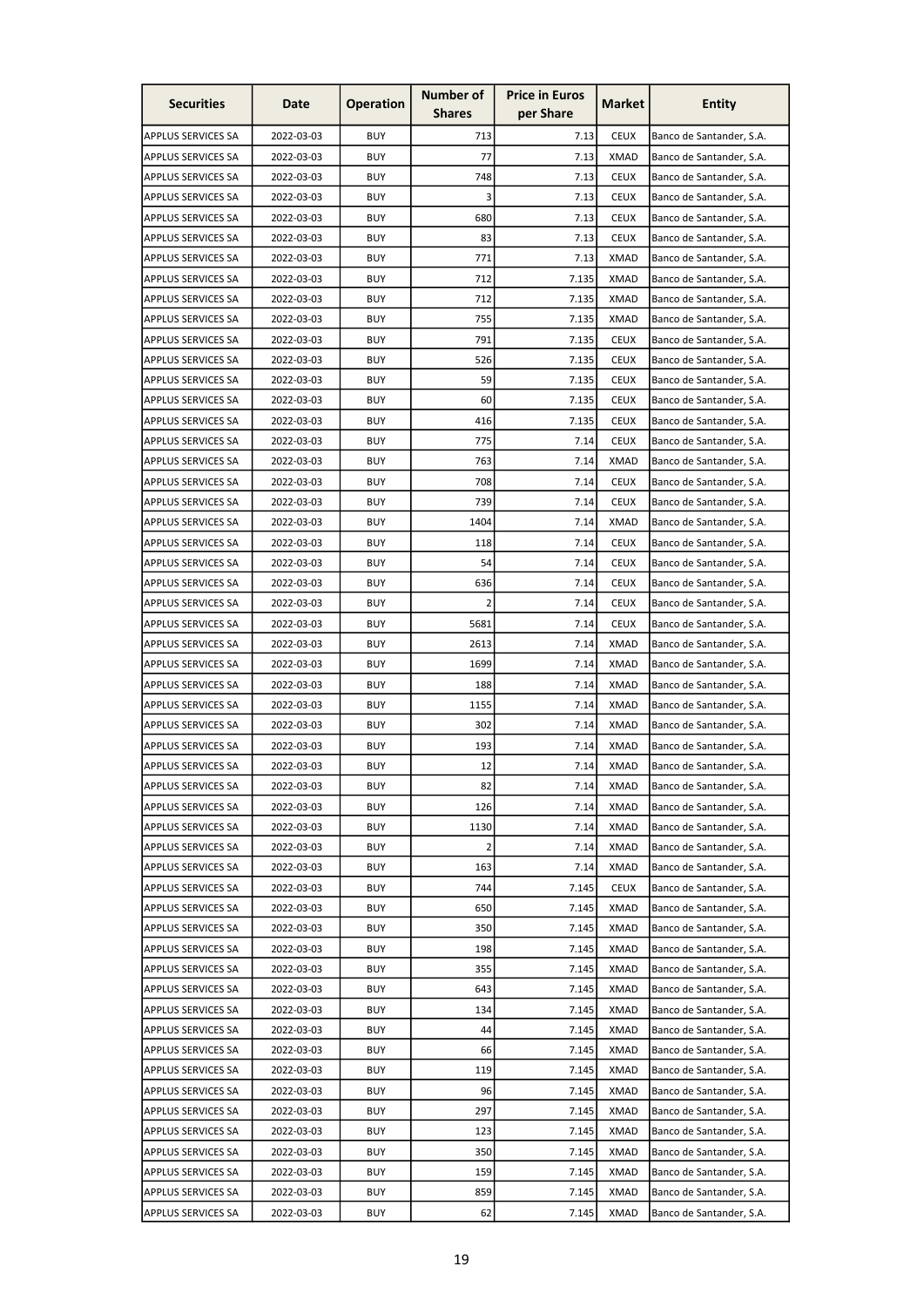| Securities | Date | Operation | Number of Shares | Price in Euros per Share | Market | Entity |
|---|---|---|---|---|---|---|
| APPLUS SERVICES SA | 2022-03-03 | BUY | 713 | 7.13 | CEUX | Banco de Santander, S.A. |
| APPLUS SERVICES SA | 2022-03-03 | BUY | 77 | 7.13 | XMAD | Banco de Santander, S.A. |
| APPLUS SERVICES SA | 2022-03-03 | BUY | 748 | 7.13 | CEUX | Banco de Santander, S.A. |
| APPLUS SERVICES SA | 2022-03-03 | BUY | 3 | 7.13 | CEUX | Banco de Santander, S.A. |
| APPLUS SERVICES SA | 2022-03-03 | BUY | 680 | 7.13 | CEUX | Banco de Santander, S.A. |
| APPLUS SERVICES SA | 2022-03-03 | BUY | 83 | 7.13 | CEUX | Banco de Santander, S.A. |
| APPLUS SERVICES SA | 2022-03-03 | BUY | 771 | 7.13 | XMAD | Banco de Santander, S.A. |
| APPLUS SERVICES SA | 2022-03-03 | BUY | 712 | 7.135 | XMAD | Banco de Santander, S.A. |
| APPLUS SERVICES SA | 2022-03-03 | BUY | 712 | 7.135 | XMAD | Banco de Santander, S.A. |
| APPLUS SERVICES SA | 2022-03-03 | BUY | 755 | 7.135 | XMAD | Banco de Santander, S.A. |
| APPLUS SERVICES SA | 2022-03-03 | BUY | 791 | 7.135 | CEUX | Banco de Santander, S.A. |
| APPLUS SERVICES SA | 2022-03-03 | BUY | 526 | 7.135 | CEUX | Banco de Santander, S.A. |
| APPLUS SERVICES SA | 2022-03-03 | BUY | 59 | 7.135 | CEUX | Banco de Santander, S.A. |
| APPLUS SERVICES SA | 2022-03-03 | BUY | 60 | 7.135 | CEUX | Banco de Santander, S.A. |
| APPLUS SERVICES SA | 2022-03-03 | BUY | 416 | 7.135 | CEUX | Banco de Santander, S.A. |
| APPLUS SERVICES SA | 2022-03-03 | BUY | 775 | 7.14 | CEUX | Banco de Santander, S.A. |
| APPLUS SERVICES SA | 2022-03-03 | BUY | 763 | 7.14 | XMAD | Banco de Santander, S.A. |
| APPLUS SERVICES SA | 2022-03-03 | BUY | 708 | 7.14 | CEUX | Banco de Santander, S.A. |
| APPLUS SERVICES SA | 2022-03-03 | BUY | 739 | 7.14 | CEUX | Banco de Santander, S.A. |
| APPLUS SERVICES SA | 2022-03-03 | BUY | 1404 | 7.14 | XMAD | Banco de Santander, S.A. |
| APPLUS SERVICES SA | 2022-03-03 | BUY | 118 | 7.14 | CEUX | Banco de Santander, S.A. |
| APPLUS SERVICES SA | 2022-03-03 | BUY | 54 | 7.14 | CEUX | Banco de Santander, S.A. |
| APPLUS SERVICES SA | 2022-03-03 | BUY | 636 | 7.14 | CEUX | Banco de Santander, S.A. |
| APPLUS SERVICES SA | 2022-03-03 | BUY | 2 | 7.14 | CEUX | Banco de Santander, S.A. |
| APPLUS SERVICES SA | 2022-03-03 | BUY | 5681 | 7.14 | CEUX | Banco de Santander, S.A. |
| APPLUS SERVICES SA | 2022-03-03 | BUY | 2613 | 7.14 | XMAD | Banco de Santander, S.A. |
| APPLUS SERVICES SA | 2022-03-03 | BUY | 1699 | 7.14 | XMAD | Banco de Santander, S.A. |
| APPLUS SERVICES SA | 2022-03-03 | BUY | 188 | 7.14 | XMAD | Banco de Santander, S.A. |
| APPLUS SERVICES SA | 2022-03-03 | BUY | 1155 | 7.14 | XMAD | Banco de Santander, S.A. |
| APPLUS SERVICES SA | 2022-03-03 | BUY | 302 | 7.14 | XMAD | Banco de Santander, S.A. |
| APPLUS SERVICES SA | 2022-03-03 | BUY | 193 | 7.14 | XMAD | Banco de Santander, S.A. |
| APPLUS SERVICES SA | 2022-03-03 | BUY | 12 | 7.14 | XMAD | Banco de Santander, S.A. |
| APPLUS SERVICES SA | 2022-03-03 | BUY | 82 | 7.14 | XMAD | Banco de Santander, S.A. |
| APPLUS SERVICES SA | 2022-03-03 | BUY | 126 | 7.14 | XMAD | Banco de Santander, S.A. |
| APPLUS SERVICES SA | 2022-03-03 | BUY | 1130 | 7.14 | XMAD | Banco de Santander, S.A. |
| APPLUS SERVICES SA | 2022-03-03 | BUY | 2 | 7.14 | XMAD | Banco de Santander, S.A. |
| APPLUS SERVICES SA | 2022-03-03 | BUY | 163 | 7.14 | XMAD | Banco de Santander, S.A. |
| APPLUS SERVICES SA | 2022-03-03 | BUY | 744 | 7.145 | CEUX | Banco de Santander, S.A. |
| APPLUS SERVICES SA | 2022-03-03 | BUY | 650 | 7.145 | XMAD | Banco de Santander, S.A. |
| APPLUS SERVICES SA | 2022-03-03 | BUY | 350 | 7.145 | XMAD | Banco de Santander, S.A. |
| APPLUS SERVICES SA | 2022-03-03 | BUY | 198 | 7.145 | XMAD | Banco de Santander, S.A. |
| APPLUS SERVICES SA | 2022-03-03 | BUY | 355 | 7.145 | XMAD | Banco de Santander, S.A. |
| APPLUS SERVICES SA | 2022-03-03 | BUY | 643 | 7.145 | XMAD | Banco de Santander, S.A. |
| APPLUS SERVICES SA | 2022-03-03 | BUY | 134 | 7.145 | XMAD | Banco de Santander, S.A. |
| APPLUS SERVICES SA | 2022-03-03 | BUY | 44 | 7.145 | XMAD | Banco de Santander, S.A. |
| APPLUS SERVICES SA | 2022-03-03 | BUY | 66 | 7.145 | XMAD | Banco de Santander, S.A. |
| APPLUS SERVICES SA | 2022-03-03 | BUY | 119 | 7.145 | XMAD | Banco de Santander, S.A. |
| APPLUS SERVICES SA | 2022-03-03 | BUY | 96 | 7.145 | XMAD | Banco de Santander, S.A. |
| APPLUS SERVICES SA | 2022-03-03 | BUY | 297 | 7.145 | XMAD | Banco de Santander, S.A. |
| APPLUS SERVICES SA | 2022-03-03 | BUY | 123 | 7.145 | XMAD | Banco de Santander, S.A. |
| APPLUS SERVICES SA | 2022-03-03 | BUY | 350 | 7.145 | XMAD | Banco de Santander, S.A. |
| APPLUS SERVICES SA | 2022-03-03 | BUY | 159 | 7.145 | XMAD | Banco de Santander, S.A. |
| APPLUS SERVICES SA | 2022-03-03 | BUY | 859 | 7.145 | XMAD | Banco de Santander, S.A. |
| APPLUS SERVICES SA | 2022-03-03 | BUY | 62 | 7.145 | XMAD | Banco de Santander, S.A. |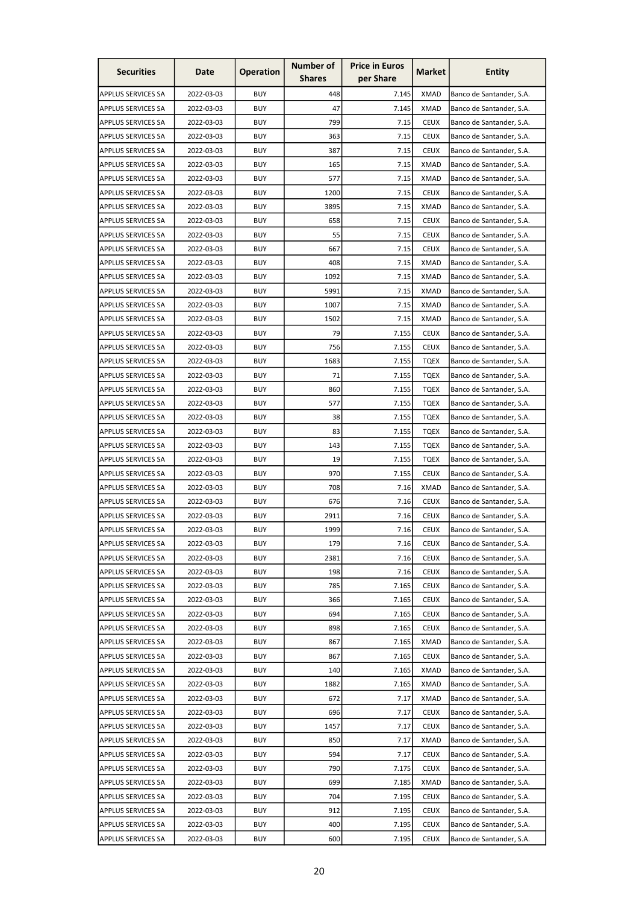| Securities | Date | Operation | Number of Shares | Price in Euros per Share | Market | Entity |
|---|---|---|---|---|---|---|
| APPLUS SERVICES SA | 2022-03-03 | BUY | 448 | 7.145 | XMAD | Banco de Santander, S.A. |
| APPLUS SERVICES SA | 2022-03-03 | BUY | 47 | 7.145 | XMAD | Banco de Santander, S.A. |
| APPLUS SERVICES SA | 2022-03-03 | BUY | 799 | 7.15 | CEUX | Banco de Santander, S.A. |
| APPLUS SERVICES SA | 2022-03-03 | BUY | 363 | 7.15 | CEUX | Banco de Santander, S.A. |
| APPLUS SERVICES SA | 2022-03-03 | BUY | 387 | 7.15 | CEUX | Banco de Santander, S.A. |
| APPLUS SERVICES SA | 2022-03-03 | BUY | 165 | 7.15 | XMAD | Banco de Santander, S.A. |
| APPLUS SERVICES SA | 2022-03-03 | BUY | 577 | 7.15 | XMAD | Banco de Santander, S.A. |
| APPLUS SERVICES SA | 2022-03-03 | BUY | 1200 | 7.15 | CEUX | Banco de Santander, S.A. |
| APPLUS SERVICES SA | 2022-03-03 | BUY | 3895 | 7.15 | XMAD | Banco de Santander, S.A. |
| APPLUS SERVICES SA | 2022-03-03 | BUY | 658 | 7.15 | CEUX | Banco de Santander, S.A. |
| APPLUS SERVICES SA | 2022-03-03 | BUY | 55 | 7.15 | CEUX | Banco de Santander, S.A. |
| APPLUS SERVICES SA | 2022-03-03 | BUY | 667 | 7.15 | CEUX | Banco de Santander, S.A. |
| APPLUS SERVICES SA | 2022-03-03 | BUY | 408 | 7.15 | XMAD | Banco de Santander, S.A. |
| APPLUS SERVICES SA | 2022-03-03 | BUY | 1092 | 7.15 | XMAD | Banco de Santander, S.A. |
| APPLUS SERVICES SA | 2022-03-03 | BUY | 5991 | 7.15 | XMAD | Banco de Santander, S.A. |
| APPLUS SERVICES SA | 2022-03-03 | BUY | 1007 | 7.15 | XMAD | Banco de Santander, S.A. |
| APPLUS SERVICES SA | 2022-03-03 | BUY | 1502 | 7.15 | XMAD | Banco de Santander, S.A. |
| APPLUS SERVICES SA | 2022-03-03 | BUY | 79 | 7.155 | CEUX | Banco de Santander, S.A. |
| APPLUS SERVICES SA | 2022-03-03 | BUY | 756 | 7.155 | CEUX | Banco de Santander, S.A. |
| APPLUS SERVICES SA | 2022-03-03 | BUY | 1683 | 7.155 | TQEX | Banco de Santander, S.A. |
| APPLUS SERVICES SA | 2022-03-03 | BUY | 71 | 7.155 | TQEX | Banco de Santander, S.A. |
| APPLUS SERVICES SA | 2022-03-03 | BUY | 860 | 7.155 | TQEX | Banco de Santander, S.A. |
| APPLUS SERVICES SA | 2022-03-03 | BUY | 577 | 7.155 | TQEX | Banco de Santander, S.A. |
| APPLUS SERVICES SA | 2022-03-03 | BUY | 38 | 7.155 | TQEX | Banco de Santander, S.A. |
| APPLUS SERVICES SA | 2022-03-03 | BUY | 83 | 7.155 | TQEX | Banco de Santander, S.A. |
| APPLUS SERVICES SA | 2022-03-03 | BUY | 143 | 7.155 | TQEX | Banco de Santander, S.A. |
| APPLUS SERVICES SA | 2022-03-03 | BUY | 19 | 7.155 | TQEX | Banco de Santander, S.A. |
| APPLUS SERVICES SA | 2022-03-03 | BUY | 970 | 7.155 | CEUX | Banco de Santander, S.A. |
| APPLUS SERVICES SA | 2022-03-03 | BUY | 708 | 7.16 | XMAD | Banco de Santander, S.A. |
| APPLUS SERVICES SA | 2022-03-03 | BUY | 676 | 7.16 | CEUX | Banco de Santander, S.A. |
| APPLUS SERVICES SA | 2022-03-03 | BUY | 2911 | 7.16 | CEUX | Banco de Santander, S.A. |
| APPLUS SERVICES SA | 2022-03-03 | BUY | 1999 | 7.16 | CEUX | Banco de Santander, S.A. |
| APPLUS SERVICES SA | 2022-03-03 | BUY | 179 | 7.16 | CEUX | Banco de Santander, S.A. |
| APPLUS SERVICES SA | 2022-03-03 | BUY | 2381 | 7.16 | CEUX | Banco de Santander, S.A. |
| APPLUS SERVICES SA | 2022-03-03 | BUY | 198 | 7.16 | CEUX | Banco de Santander, S.A. |
| APPLUS SERVICES SA | 2022-03-03 | BUY | 785 | 7.165 | CEUX | Banco de Santander, S.A. |
| APPLUS SERVICES SA | 2022-03-03 | BUY | 366 | 7.165 | CEUX | Banco de Santander, S.A. |
| APPLUS SERVICES SA | 2022-03-03 | BUY | 694 | 7.165 | CEUX | Banco de Santander, S.A. |
| APPLUS SERVICES SA | 2022-03-03 | BUY | 898 | 7.165 | CEUX | Banco de Santander, S.A. |
| APPLUS SERVICES SA | 2022-03-03 | BUY | 867 | 7.165 | XMAD | Banco de Santander, S.A. |
| APPLUS SERVICES SA | 2022-03-03 | BUY | 867 | 7.165 | CEUX | Banco de Santander, S.A. |
| APPLUS SERVICES SA | 2022-03-03 | BUY | 140 | 7.165 | XMAD | Banco de Santander, S.A. |
| APPLUS SERVICES SA | 2022-03-03 | BUY | 1882 | 7.165 | XMAD | Banco de Santander, S.A. |
| APPLUS SERVICES SA | 2022-03-03 | BUY | 672 | 7.17 | XMAD | Banco de Santander, S.A. |
| APPLUS SERVICES SA | 2022-03-03 | BUY | 696 | 7.17 | CEUX | Banco de Santander, S.A. |
| APPLUS SERVICES SA | 2022-03-03 | BUY | 1457 | 7.17 | CEUX | Banco de Santander, S.A. |
| APPLUS SERVICES SA | 2022-03-03 | BUY | 850 | 7.17 | XMAD | Banco de Santander, S.A. |
| APPLUS SERVICES SA | 2022-03-03 | BUY | 594 | 7.17 | CEUX | Banco de Santander, S.A. |
| APPLUS SERVICES SA | 2022-03-03 | BUY | 790 | 7.175 | CEUX | Banco de Santander, S.A. |
| APPLUS SERVICES SA | 2022-03-03 | BUY | 699 | 7.185 | XMAD | Banco de Santander, S.A. |
| APPLUS SERVICES SA | 2022-03-03 | BUY | 704 | 7.195 | CEUX | Banco de Santander, S.A. |
| APPLUS SERVICES SA | 2022-03-03 | BUY | 912 | 7.195 | CEUX | Banco de Santander, S.A. |
| APPLUS SERVICES SA | 2022-03-03 | BUY | 400 | 7.195 | CEUX | Banco de Santander, S.A. |
| APPLUS SERVICES SA | 2022-03-03 | BUY | 600 | 7.195 | CEUX | Banco de Santander, S.A. |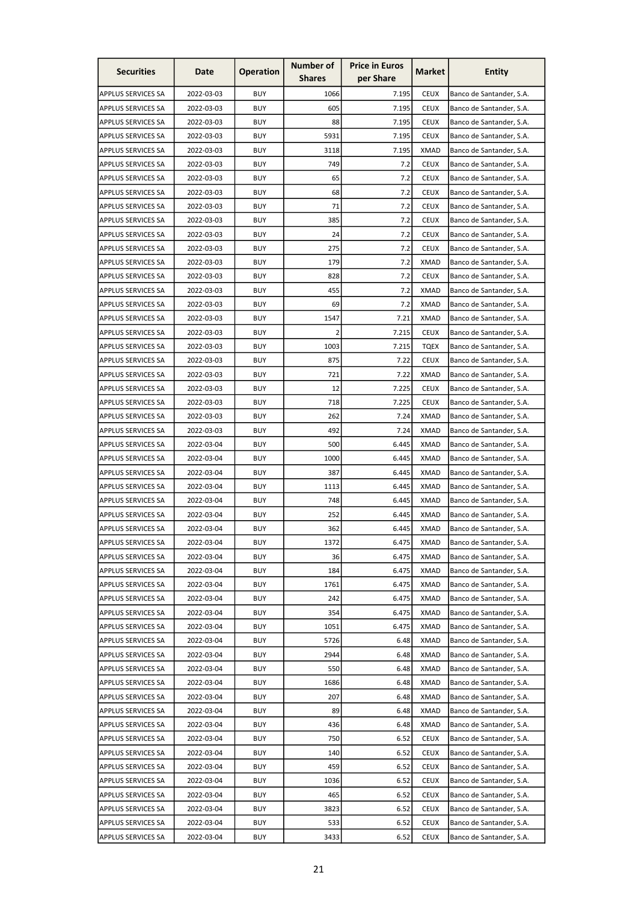| Securities | Date | Operation | Number of Shares | Price in Euros per Share | Market | Entity |
|---|---|---|---|---|---|---|
| APPLUS SERVICES SA | 2022-03-03 | BUY | 1066 | 7.195 | CEUX | Banco de Santander, S.A. |
| APPLUS SERVICES SA | 2022-03-03 | BUY | 605 | 7.195 | CEUX | Banco de Santander, S.A. |
| APPLUS SERVICES SA | 2022-03-03 | BUY | 88 | 7.195 | CEUX | Banco de Santander, S.A. |
| APPLUS SERVICES SA | 2022-03-03 | BUY | 5931 | 7.195 | CEUX | Banco de Santander, S.A. |
| APPLUS SERVICES SA | 2022-03-03 | BUY | 3118 | 7.195 | XMAD | Banco de Santander, S.A. |
| APPLUS SERVICES SA | 2022-03-03 | BUY | 749 | 7.2 | CEUX | Banco de Santander, S.A. |
| APPLUS SERVICES SA | 2022-03-03 | BUY | 65 | 7.2 | CEUX | Banco de Santander, S.A. |
| APPLUS SERVICES SA | 2022-03-03 | BUY | 68 | 7.2 | CEUX | Banco de Santander, S.A. |
| APPLUS SERVICES SA | 2022-03-03 | BUY | 71 | 7.2 | CEUX | Banco de Santander, S.A. |
| APPLUS SERVICES SA | 2022-03-03 | BUY | 385 | 7.2 | CEUX | Banco de Santander, S.A. |
| APPLUS SERVICES SA | 2022-03-03 | BUY | 24 | 7.2 | CEUX | Banco de Santander, S.A. |
| APPLUS SERVICES SA | 2022-03-03 | BUY | 275 | 7.2 | CEUX | Banco de Santander, S.A. |
| APPLUS SERVICES SA | 2022-03-03 | BUY | 179 | 7.2 | XMAD | Banco de Santander, S.A. |
| APPLUS SERVICES SA | 2022-03-03 | BUY | 828 | 7.2 | CEUX | Banco de Santander, S.A. |
| APPLUS SERVICES SA | 2022-03-03 | BUY | 455 | 7.2 | XMAD | Banco de Santander, S.A. |
| APPLUS SERVICES SA | 2022-03-03 | BUY | 69 | 7.2 | XMAD | Banco de Santander, S.A. |
| APPLUS SERVICES SA | 2022-03-03 | BUY | 1547 | 7.21 | XMAD | Banco de Santander, S.A. |
| APPLUS SERVICES SA | 2022-03-03 | BUY | 2 | 7.215 | CEUX | Banco de Santander, S.A. |
| APPLUS SERVICES SA | 2022-03-03 | BUY | 1003 | 7.215 | TQEX | Banco de Santander, S.A. |
| APPLUS SERVICES SA | 2022-03-03 | BUY | 875 | 7.22 | CEUX | Banco de Santander, S.A. |
| APPLUS SERVICES SA | 2022-03-03 | BUY | 721 | 7.22 | XMAD | Banco de Santander, S.A. |
| APPLUS SERVICES SA | 2022-03-03 | BUY | 12 | 7.225 | CEUX | Banco de Santander, S.A. |
| APPLUS SERVICES SA | 2022-03-03 | BUY | 718 | 7.225 | CEUX | Banco de Santander, S.A. |
| APPLUS SERVICES SA | 2022-03-03 | BUY | 262 | 7.24 | XMAD | Banco de Santander, S.A. |
| APPLUS SERVICES SA | 2022-03-03 | BUY | 492 | 7.24 | XMAD | Banco de Santander, S.A. |
| APPLUS SERVICES SA | 2022-03-04 | BUY | 500 | 6.445 | XMAD | Banco de Santander, S.A. |
| APPLUS SERVICES SA | 2022-03-04 | BUY | 1000 | 6.445 | XMAD | Banco de Santander, S.A. |
| APPLUS SERVICES SA | 2022-03-04 | BUY | 387 | 6.445 | XMAD | Banco de Santander, S.A. |
| APPLUS SERVICES SA | 2022-03-04 | BUY | 1113 | 6.445 | XMAD | Banco de Santander, S.A. |
| APPLUS SERVICES SA | 2022-03-04 | BUY | 748 | 6.445 | XMAD | Banco de Santander, S.A. |
| APPLUS SERVICES SA | 2022-03-04 | BUY | 252 | 6.445 | XMAD | Banco de Santander, S.A. |
| APPLUS SERVICES SA | 2022-03-04 | BUY | 362 | 6.445 | XMAD | Banco de Santander, S.A. |
| APPLUS SERVICES SA | 2022-03-04 | BUY | 1372 | 6.475 | XMAD | Banco de Santander, S.A. |
| APPLUS SERVICES SA | 2022-03-04 | BUY | 36 | 6.475 | XMAD | Banco de Santander, S.A. |
| APPLUS SERVICES SA | 2022-03-04 | BUY | 184 | 6.475 | XMAD | Banco de Santander, S.A. |
| APPLUS SERVICES SA | 2022-03-04 | BUY | 1761 | 6.475 | XMAD | Banco de Santander, S.A. |
| APPLUS SERVICES SA | 2022-03-04 | BUY | 242 | 6.475 | XMAD | Banco de Santander, S.A. |
| APPLUS SERVICES SA | 2022-03-04 | BUY | 354 | 6.475 | XMAD | Banco de Santander, S.A. |
| APPLUS SERVICES SA | 2022-03-04 | BUY | 1051 | 6.475 | XMAD | Banco de Santander, S.A. |
| APPLUS SERVICES SA | 2022-03-04 | BUY | 5726 | 6.48 | XMAD | Banco de Santander, S.A. |
| APPLUS SERVICES SA | 2022-03-04 | BUY | 2944 | 6.48 | XMAD | Banco de Santander, S.A. |
| APPLUS SERVICES SA | 2022-03-04 | BUY | 550 | 6.48 | XMAD | Banco de Santander, S.A. |
| APPLUS SERVICES SA | 2022-03-04 | BUY | 1686 | 6.48 | XMAD | Banco de Santander, S.A. |
| APPLUS SERVICES SA | 2022-03-04 | BUY | 207 | 6.48 | XMAD | Banco de Santander, S.A. |
| APPLUS SERVICES SA | 2022-03-04 | BUY | 89 | 6.48 | XMAD | Banco de Santander, S.A. |
| APPLUS SERVICES SA | 2022-03-04 | BUY | 436 | 6.48 | XMAD | Banco de Santander, S.A. |
| APPLUS SERVICES SA | 2022-03-04 | BUY | 750 | 6.52 | CEUX | Banco de Santander, S.A. |
| APPLUS SERVICES SA | 2022-03-04 | BUY | 140 | 6.52 | CEUX | Banco de Santander, S.A. |
| APPLUS SERVICES SA | 2022-03-04 | BUY | 459 | 6.52 | CEUX | Banco de Santander, S.A. |
| APPLUS SERVICES SA | 2022-03-04 | BUY | 1036 | 6.52 | CEUX | Banco de Santander, S.A. |
| APPLUS SERVICES SA | 2022-03-04 | BUY | 465 | 6.52 | CEUX | Banco de Santander, S.A. |
| APPLUS SERVICES SA | 2022-03-04 | BUY | 3823 | 6.52 | CEUX | Banco de Santander, S.A. |
| APPLUS SERVICES SA | 2022-03-04 | BUY | 533 | 6.52 | CEUX | Banco de Santander, S.A. |
| APPLUS SERVICES SA | 2022-03-04 | BUY | 3433 | 6.52 | CEUX | Banco de Santander, S.A. |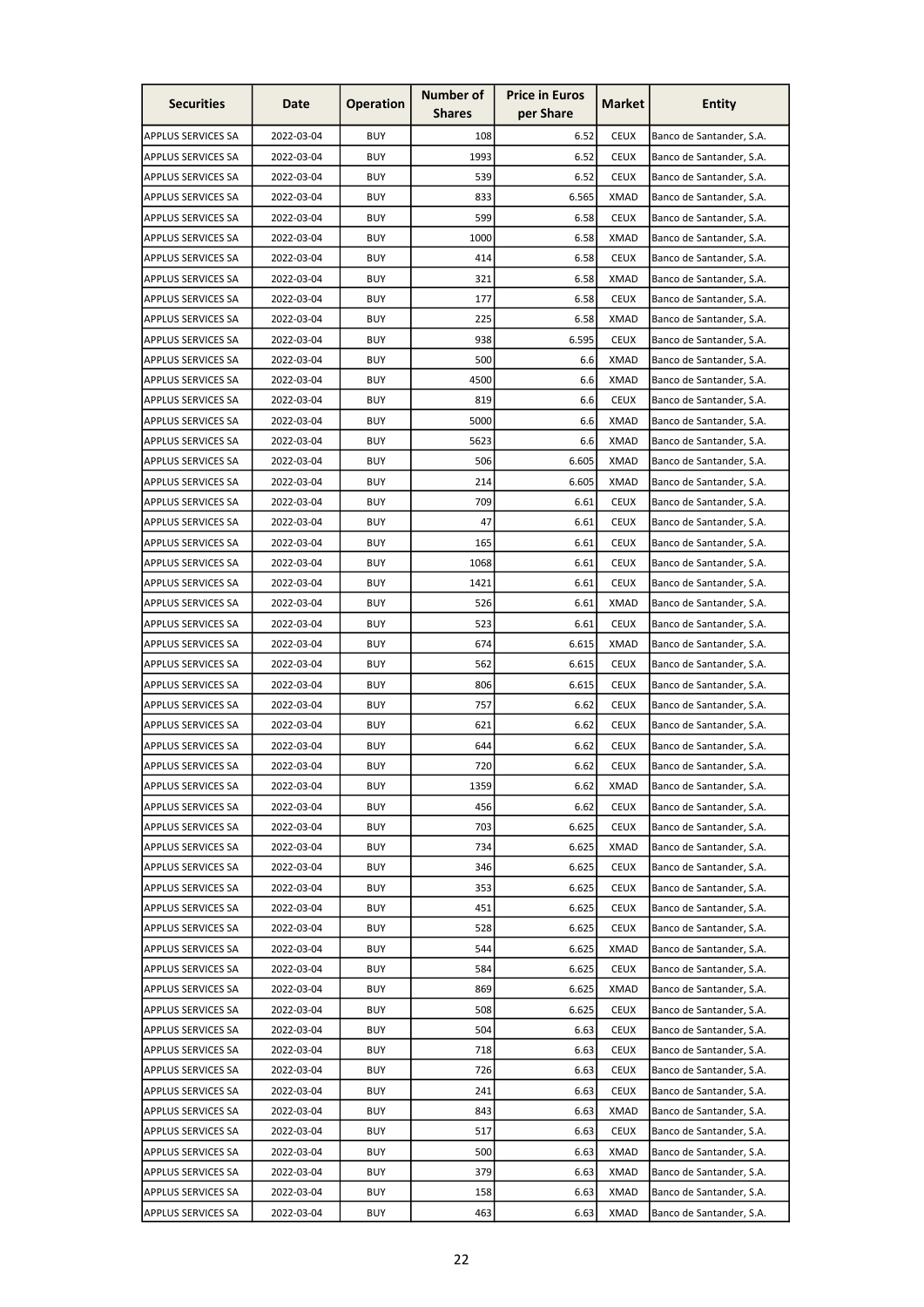| Securities | Date | Operation | Number of Shares | Price in Euros per Share | Market | Entity |
|---|---|---|---|---|---|---|
| APPLUS SERVICES SA | 2022-03-04 | BUY | 108 | 6.52 | CEUX | Banco de Santander, S.A. |
| APPLUS SERVICES SA | 2022-03-04 | BUY | 1993 | 6.52 | CEUX | Banco de Santander, S.A. |
| APPLUS SERVICES SA | 2022-03-04 | BUY | 539 | 6.52 | CEUX | Banco de Santander, S.A. |
| APPLUS SERVICES SA | 2022-03-04 | BUY | 833 | 6.565 | XMAD | Banco de Santander, S.A. |
| APPLUS SERVICES SA | 2022-03-04 | BUY | 599 | 6.58 | CEUX | Banco de Santander, S.A. |
| APPLUS SERVICES SA | 2022-03-04 | BUY | 1000 | 6.58 | XMAD | Banco de Santander, S.A. |
| APPLUS SERVICES SA | 2022-03-04 | BUY | 414 | 6.58 | CEUX | Banco de Santander, S.A. |
| APPLUS SERVICES SA | 2022-03-04 | BUY | 321 | 6.58 | XMAD | Banco de Santander, S.A. |
| APPLUS SERVICES SA | 2022-03-04 | BUY | 177 | 6.58 | CEUX | Banco de Santander, S.A. |
| APPLUS SERVICES SA | 2022-03-04 | BUY | 225 | 6.58 | XMAD | Banco de Santander, S.A. |
| APPLUS SERVICES SA | 2022-03-04 | BUY | 938 | 6.595 | CEUX | Banco de Santander, S.A. |
| APPLUS SERVICES SA | 2022-03-04 | BUY | 500 | 6.6 | XMAD | Banco de Santander, S.A. |
| APPLUS SERVICES SA | 2022-03-04 | BUY | 4500 | 6.6 | XMAD | Banco de Santander, S.A. |
| APPLUS SERVICES SA | 2022-03-04 | BUY | 819 | 6.6 | CEUX | Banco de Santander, S.A. |
| APPLUS SERVICES SA | 2022-03-04 | BUY | 5000 | 6.6 | XMAD | Banco de Santander, S.A. |
| APPLUS SERVICES SA | 2022-03-04 | BUY | 5623 | 6.6 | XMAD | Banco de Santander, S.A. |
| APPLUS SERVICES SA | 2022-03-04 | BUY | 506 | 6.605 | XMAD | Banco de Santander, S.A. |
| APPLUS SERVICES SA | 2022-03-04 | BUY | 214 | 6.605 | XMAD | Banco de Santander, S.A. |
| APPLUS SERVICES SA | 2022-03-04 | BUY | 709 | 6.61 | CEUX | Banco de Santander, S.A. |
| APPLUS SERVICES SA | 2022-03-04 | BUY | 47 | 6.61 | CEUX | Banco de Santander, S.A. |
| APPLUS SERVICES SA | 2022-03-04 | BUY | 165 | 6.61 | CEUX | Banco de Santander, S.A. |
| APPLUS SERVICES SA | 2022-03-04 | BUY | 1068 | 6.61 | CEUX | Banco de Santander, S.A. |
| APPLUS SERVICES SA | 2022-03-04 | BUY | 1421 | 6.61 | CEUX | Banco de Santander, S.A. |
| APPLUS SERVICES SA | 2022-03-04 | BUY | 526 | 6.61 | XMAD | Banco de Santander, S.A. |
| APPLUS SERVICES SA | 2022-03-04 | BUY | 523 | 6.61 | CEUX | Banco de Santander, S.A. |
| APPLUS SERVICES SA | 2022-03-04 | BUY | 674 | 6.615 | XMAD | Banco de Santander, S.A. |
| APPLUS SERVICES SA | 2022-03-04 | BUY | 562 | 6.615 | CEUX | Banco de Santander, S.A. |
| APPLUS SERVICES SA | 2022-03-04 | BUY | 806 | 6.615 | CEUX | Banco de Santander, S.A. |
| APPLUS SERVICES SA | 2022-03-04 | BUY | 757 | 6.62 | CEUX | Banco de Santander, S.A. |
| APPLUS SERVICES SA | 2022-03-04 | BUY | 621 | 6.62 | CEUX | Banco de Santander, S.A. |
| APPLUS SERVICES SA | 2022-03-04 | BUY | 644 | 6.62 | CEUX | Banco de Santander, S.A. |
| APPLUS SERVICES SA | 2022-03-04 | BUY | 720 | 6.62 | CEUX | Banco de Santander, S.A. |
| APPLUS SERVICES SA | 2022-03-04 | BUY | 1359 | 6.62 | XMAD | Banco de Santander, S.A. |
| APPLUS SERVICES SA | 2022-03-04 | BUY | 456 | 6.62 | CEUX | Banco de Santander, S.A. |
| APPLUS SERVICES SA | 2022-03-04 | BUY | 703 | 6.625 | CEUX | Banco de Santander, S.A. |
| APPLUS SERVICES SA | 2022-03-04 | BUY | 734 | 6.625 | XMAD | Banco de Santander, S.A. |
| APPLUS SERVICES SA | 2022-03-04 | BUY | 346 | 6.625 | CEUX | Banco de Santander, S.A. |
| APPLUS SERVICES SA | 2022-03-04 | BUY | 353 | 6.625 | CEUX | Banco de Santander, S.A. |
| APPLUS SERVICES SA | 2022-03-04 | BUY | 451 | 6.625 | CEUX | Banco de Santander, S.A. |
| APPLUS SERVICES SA | 2022-03-04 | BUY | 528 | 6.625 | CEUX | Banco de Santander, S.A. |
| APPLUS SERVICES SA | 2022-03-04 | BUY | 544 | 6.625 | XMAD | Banco de Santander, S.A. |
| APPLUS SERVICES SA | 2022-03-04 | BUY | 584 | 6.625 | CEUX | Banco de Santander, S.A. |
| APPLUS SERVICES SA | 2022-03-04 | BUY | 869 | 6.625 | XMAD | Banco de Santander, S.A. |
| APPLUS SERVICES SA | 2022-03-04 | BUY | 508 | 6.625 | CEUX | Banco de Santander, S.A. |
| APPLUS SERVICES SA | 2022-03-04 | BUY | 504 | 6.63 | CEUX | Banco de Santander, S.A. |
| APPLUS SERVICES SA | 2022-03-04 | BUY | 718 | 6.63 | CEUX | Banco de Santander, S.A. |
| APPLUS SERVICES SA | 2022-03-04 | BUY | 726 | 6.63 | CEUX | Banco de Santander, S.A. |
| APPLUS SERVICES SA | 2022-03-04 | BUY | 241 | 6.63 | CEUX | Banco de Santander, S.A. |
| APPLUS SERVICES SA | 2022-03-04 | BUY | 843 | 6.63 | XMAD | Banco de Santander, S.A. |
| APPLUS SERVICES SA | 2022-03-04 | BUY | 517 | 6.63 | CEUX | Banco de Santander, S.A. |
| APPLUS SERVICES SA | 2022-03-04 | BUY | 500 | 6.63 | XMAD | Banco de Santander, S.A. |
| APPLUS SERVICES SA | 2022-03-04 | BUY | 379 | 6.63 | XMAD | Banco de Santander, S.A. |
| APPLUS SERVICES SA | 2022-03-04 | BUY | 158 | 6.63 | XMAD | Banco de Santander, S.A. |
| APPLUS SERVICES SA | 2022-03-04 | BUY | 463 | 6.63 | XMAD | Banco de Santander, S.A. |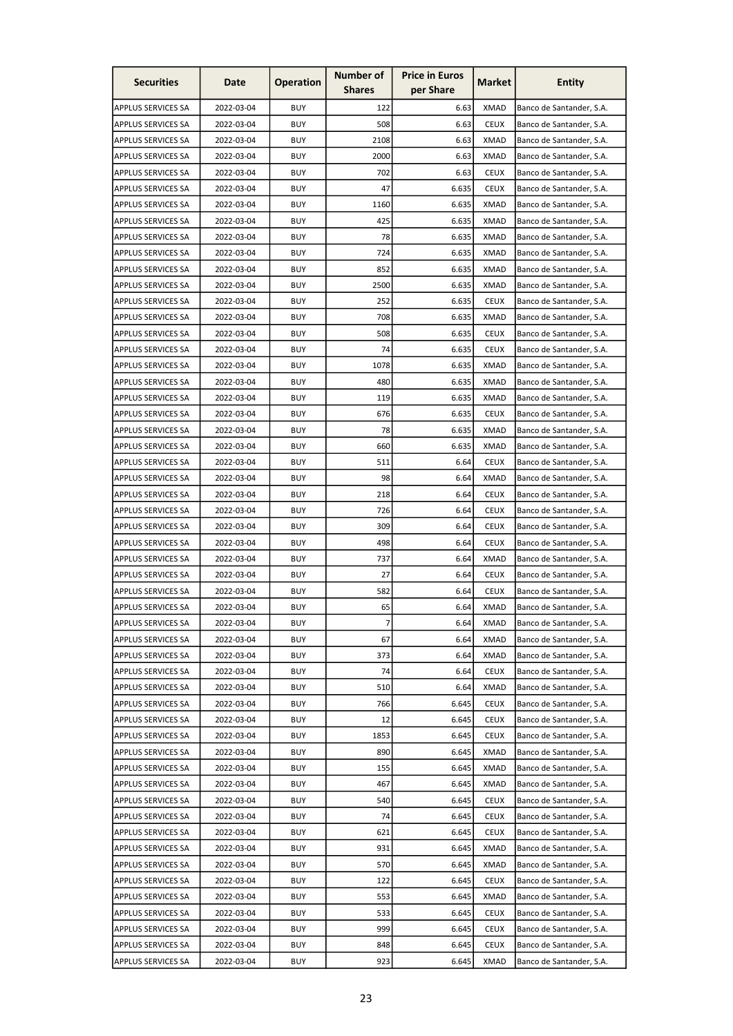| Securities | Date | Operation | Number of Shares | Price in Euros per Share | Market | Entity |
|---|---|---|---|---|---|---|
| APPLUS SERVICES SA | 2022-03-04 | BUY | 122 | 6.63 | XMAD | Banco de Santander, S.A. |
| APPLUS SERVICES SA | 2022-03-04 | BUY | 508 | 6.63 | CEUX | Banco de Santander, S.A. |
| APPLUS SERVICES SA | 2022-03-04 | BUY | 2108 | 6.63 | XMAD | Banco de Santander, S.A. |
| APPLUS SERVICES SA | 2022-03-04 | BUY | 2000 | 6.63 | XMAD | Banco de Santander, S.A. |
| APPLUS SERVICES SA | 2022-03-04 | BUY | 702 | 6.63 | CEUX | Banco de Santander, S.A. |
| APPLUS SERVICES SA | 2022-03-04 | BUY | 47 | 6.635 | CEUX | Banco de Santander, S.A. |
| APPLUS SERVICES SA | 2022-03-04 | BUY | 1160 | 6.635 | XMAD | Banco de Santander, S.A. |
| APPLUS SERVICES SA | 2022-03-04 | BUY | 425 | 6.635 | XMAD | Banco de Santander, S.A. |
| APPLUS SERVICES SA | 2022-03-04 | BUY | 78 | 6.635 | XMAD | Banco de Santander, S.A. |
| APPLUS SERVICES SA | 2022-03-04 | BUY | 724 | 6.635 | XMAD | Banco de Santander, S.A. |
| APPLUS SERVICES SA | 2022-03-04 | BUY | 852 | 6.635 | XMAD | Banco de Santander, S.A. |
| APPLUS SERVICES SA | 2022-03-04 | BUY | 2500 | 6.635 | XMAD | Banco de Santander, S.A. |
| APPLUS SERVICES SA | 2022-03-04 | BUY | 252 | 6.635 | CEUX | Banco de Santander, S.A. |
| APPLUS SERVICES SA | 2022-03-04 | BUY | 708 | 6.635 | XMAD | Banco de Santander, S.A. |
| APPLUS SERVICES SA | 2022-03-04 | BUY | 508 | 6.635 | CEUX | Banco de Santander, S.A. |
| APPLUS SERVICES SA | 2022-03-04 | BUY | 74 | 6.635 | CEUX | Banco de Santander, S.A. |
| APPLUS SERVICES SA | 2022-03-04 | BUY | 1078 | 6.635 | XMAD | Banco de Santander, S.A. |
| APPLUS SERVICES SA | 2022-03-04 | BUY | 480 | 6.635 | XMAD | Banco de Santander, S.A. |
| APPLUS SERVICES SA | 2022-03-04 | BUY | 119 | 6.635 | XMAD | Banco de Santander, S.A. |
| APPLUS SERVICES SA | 2022-03-04 | BUY | 676 | 6.635 | CEUX | Banco de Santander, S.A. |
| APPLUS SERVICES SA | 2022-03-04 | BUY | 78 | 6.635 | XMAD | Banco de Santander, S.A. |
| APPLUS SERVICES SA | 2022-03-04 | BUY | 660 | 6.635 | XMAD | Banco de Santander, S.A. |
| APPLUS SERVICES SA | 2022-03-04 | BUY | 511 | 6.64 | CEUX | Banco de Santander, S.A. |
| APPLUS SERVICES SA | 2022-03-04 | BUY | 98 | 6.64 | XMAD | Banco de Santander, S.A. |
| APPLUS SERVICES SA | 2022-03-04 | BUY | 218 | 6.64 | CEUX | Banco de Santander, S.A. |
| APPLUS SERVICES SA | 2022-03-04 | BUY | 726 | 6.64 | CEUX | Banco de Santander, S.A. |
| APPLUS SERVICES SA | 2022-03-04 | BUY | 309 | 6.64 | CEUX | Banco de Santander, S.A. |
| APPLUS SERVICES SA | 2022-03-04 | BUY | 498 | 6.64 | CEUX | Banco de Santander, S.A. |
| APPLUS SERVICES SA | 2022-03-04 | BUY | 737 | 6.64 | XMAD | Banco de Santander, S.A. |
| APPLUS SERVICES SA | 2022-03-04 | BUY | 27 | 6.64 | CEUX | Banco de Santander, S.A. |
| APPLUS SERVICES SA | 2022-03-04 | BUY | 582 | 6.64 | CEUX | Banco de Santander, S.A. |
| APPLUS SERVICES SA | 2022-03-04 | BUY | 65 | 6.64 | XMAD | Banco de Santander, S.A. |
| APPLUS SERVICES SA | 2022-03-04 | BUY | 7 | 6.64 | XMAD | Banco de Santander, S.A. |
| APPLUS SERVICES SA | 2022-03-04 | BUY | 67 | 6.64 | XMAD | Banco de Santander, S.A. |
| APPLUS SERVICES SA | 2022-03-04 | BUY | 373 | 6.64 | XMAD | Banco de Santander, S.A. |
| APPLUS SERVICES SA | 2022-03-04 | BUY | 74 | 6.64 | CEUX | Banco de Santander, S.A. |
| APPLUS SERVICES SA | 2022-03-04 | BUY | 510 | 6.64 | XMAD | Banco de Santander, S.A. |
| APPLUS SERVICES SA | 2022-03-04 | BUY | 766 | 6.645 | CEUX | Banco de Santander, S.A. |
| APPLUS SERVICES SA | 2022-03-04 | BUY | 12 | 6.645 | CEUX | Banco de Santander, S.A. |
| APPLUS SERVICES SA | 2022-03-04 | BUY | 1853 | 6.645 | CEUX | Banco de Santander, S.A. |
| APPLUS SERVICES SA | 2022-03-04 | BUY | 890 | 6.645 | XMAD | Banco de Santander, S.A. |
| APPLUS SERVICES SA | 2022-03-04 | BUY | 155 | 6.645 | XMAD | Banco de Santander, S.A. |
| APPLUS SERVICES SA | 2022-03-04 | BUY | 467 | 6.645 | XMAD | Banco de Santander, S.A. |
| APPLUS SERVICES SA | 2022-03-04 | BUY | 540 | 6.645 | CEUX | Banco de Santander, S.A. |
| APPLUS SERVICES SA | 2022-03-04 | BUY | 74 | 6.645 | CEUX | Banco de Santander, S.A. |
| APPLUS SERVICES SA | 2022-03-04 | BUY | 621 | 6.645 | CEUX | Banco de Santander, S.A. |
| APPLUS SERVICES SA | 2022-03-04 | BUY | 931 | 6.645 | XMAD | Banco de Santander, S.A. |
| APPLUS SERVICES SA | 2022-03-04 | BUY | 570 | 6.645 | XMAD | Banco de Santander, S.A. |
| APPLUS SERVICES SA | 2022-03-04 | BUY | 122 | 6.645 | CEUX | Banco de Santander, S.A. |
| APPLUS SERVICES SA | 2022-03-04 | BUY | 553 | 6.645 | XMAD | Banco de Santander, S.A. |
| APPLUS SERVICES SA | 2022-03-04 | BUY | 533 | 6.645 | CEUX | Banco de Santander, S.A. |
| APPLUS SERVICES SA | 2022-03-04 | BUY | 999 | 6.645 | CEUX | Banco de Santander, S.A. |
| APPLUS SERVICES SA | 2022-03-04 | BUY | 848 | 6.645 | CEUX | Banco de Santander, S.A. |
| APPLUS SERVICES SA | 2022-03-04 | BUY | 923 | 6.645 | XMAD | Banco de Santander, S.A. |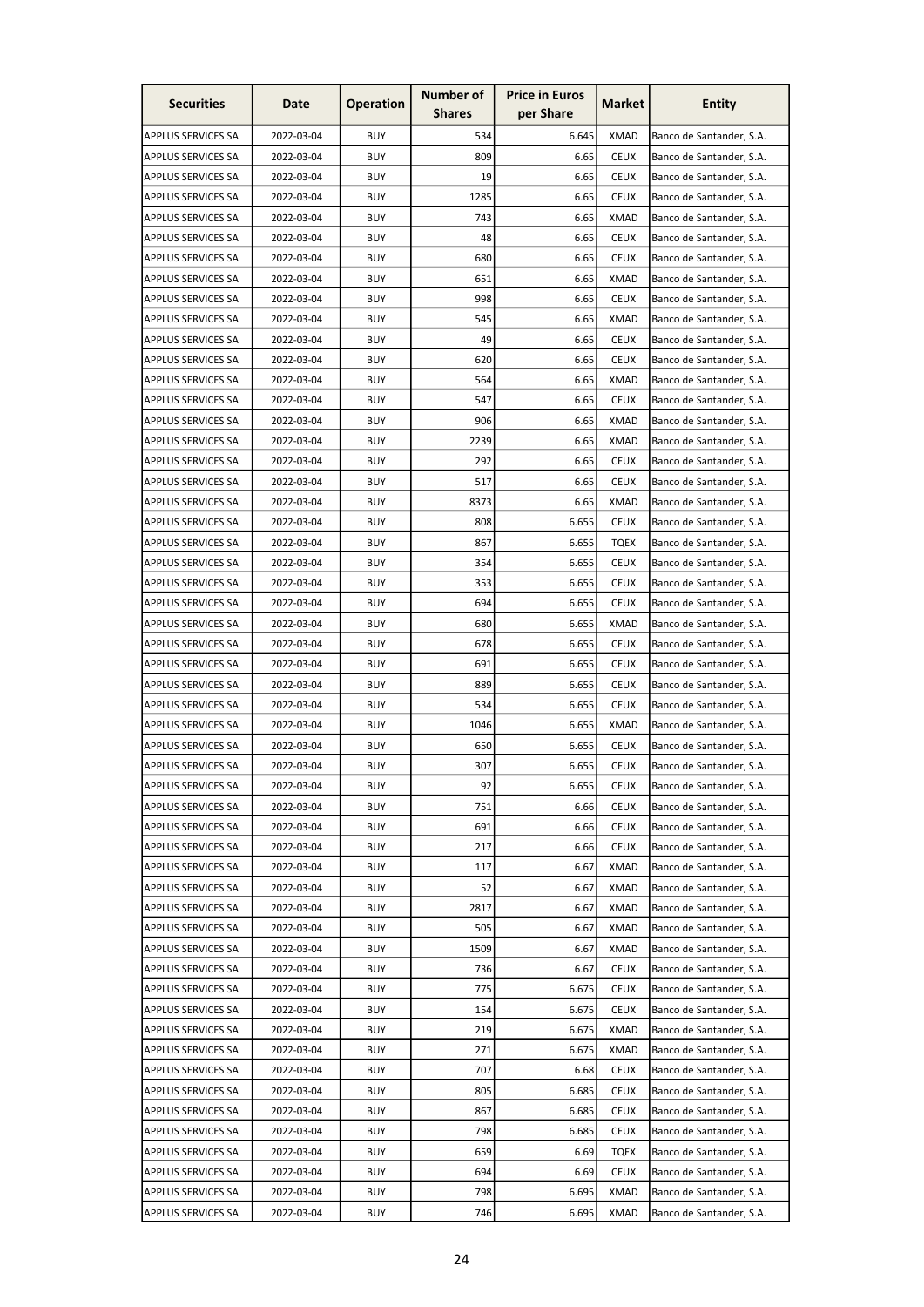| Securities | Date | Operation | Number of Shares | Price in Euros per Share | Market | Entity |
|---|---|---|---|---|---|---|
| APPLUS SERVICES SA | 2022-03-04 | BUY | 534 | 6.645 | XMAD | Banco de Santander, S.A. |
| APPLUS SERVICES SA | 2022-03-04 | BUY | 809 | 6.65 | CEUX | Banco de Santander, S.A. |
| APPLUS SERVICES SA | 2022-03-04 | BUY | 19 | 6.65 | CEUX | Banco de Santander, S.A. |
| APPLUS SERVICES SA | 2022-03-04 | BUY | 1285 | 6.65 | CEUX | Banco de Santander, S.A. |
| APPLUS SERVICES SA | 2022-03-04 | BUY | 743 | 6.65 | XMAD | Banco de Santander, S.A. |
| APPLUS SERVICES SA | 2022-03-04 | BUY | 48 | 6.65 | CEUX | Banco de Santander, S.A. |
| APPLUS SERVICES SA | 2022-03-04 | BUY | 680 | 6.65 | CEUX | Banco de Santander, S.A. |
| APPLUS SERVICES SA | 2022-03-04 | BUY | 651 | 6.65 | XMAD | Banco de Santander, S.A. |
| APPLUS SERVICES SA | 2022-03-04 | BUY | 998 | 6.65 | CEUX | Banco de Santander, S.A. |
| APPLUS SERVICES SA | 2022-03-04 | BUY | 545 | 6.65 | XMAD | Banco de Santander, S.A. |
| APPLUS SERVICES SA | 2022-03-04 | BUY | 49 | 6.65 | CEUX | Banco de Santander, S.A. |
| APPLUS SERVICES SA | 2022-03-04 | BUY | 620 | 6.65 | CEUX | Banco de Santander, S.A. |
| APPLUS SERVICES SA | 2022-03-04 | BUY | 564 | 6.65 | XMAD | Banco de Santander, S.A. |
| APPLUS SERVICES SA | 2022-03-04 | BUY | 547 | 6.65 | CEUX | Banco de Santander, S.A. |
| APPLUS SERVICES SA | 2022-03-04 | BUY | 906 | 6.65 | XMAD | Banco de Santander, S.A. |
| APPLUS SERVICES SA | 2022-03-04 | BUY | 2239 | 6.65 | XMAD | Banco de Santander, S.A. |
| APPLUS SERVICES SA | 2022-03-04 | BUY | 292 | 6.65 | CEUX | Banco de Santander, S.A. |
| APPLUS SERVICES SA | 2022-03-04 | BUY | 517 | 6.65 | CEUX | Banco de Santander, S.A. |
| APPLUS SERVICES SA | 2022-03-04 | BUY | 8373 | 6.65 | XMAD | Banco de Santander, S.A. |
| APPLUS SERVICES SA | 2022-03-04 | BUY | 808 | 6.655 | CEUX | Banco de Santander, S.A. |
| APPLUS SERVICES SA | 2022-03-04 | BUY | 867 | 6.655 | TQEX | Banco de Santander, S.A. |
| APPLUS SERVICES SA | 2022-03-04 | BUY | 354 | 6.655 | CEUX | Banco de Santander, S.A. |
| APPLUS SERVICES SA | 2022-03-04 | BUY | 353 | 6.655 | CEUX | Banco de Santander, S.A. |
| APPLUS SERVICES SA | 2022-03-04 | BUY | 694 | 6.655 | CEUX | Banco de Santander, S.A. |
| APPLUS SERVICES SA | 2022-03-04 | BUY | 680 | 6.655 | XMAD | Banco de Santander, S.A. |
| APPLUS SERVICES SA | 2022-03-04 | BUY | 678 | 6.655 | CEUX | Banco de Santander, S.A. |
| APPLUS SERVICES SA | 2022-03-04 | BUY | 691 | 6.655 | CEUX | Banco de Santander, S.A. |
| APPLUS SERVICES SA | 2022-03-04 | BUY | 889 | 6.655 | CEUX | Banco de Santander, S.A. |
| APPLUS SERVICES SA | 2022-03-04 | BUY | 534 | 6.655 | CEUX | Banco de Santander, S.A. |
| APPLUS SERVICES SA | 2022-03-04 | BUY | 1046 | 6.655 | XMAD | Banco de Santander, S.A. |
| APPLUS SERVICES SA | 2022-03-04 | BUY | 650 | 6.655 | CEUX | Banco de Santander, S.A. |
| APPLUS SERVICES SA | 2022-03-04 | BUY | 307 | 6.655 | CEUX | Banco de Santander, S.A. |
| APPLUS SERVICES SA | 2022-03-04 | BUY | 92 | 6.655 | CEUX | Banco de Santander, S.A. |
| APPLUS SERVICES SA | 2022-03-04 | BUY | 751 | 6.66 | CEUX | Banco de Santander, S.A. |
| APPLUS SERVICES SA | 2022-03-04 | BUY | 691 | 6.66 | CEUX | Banco de Santander, S.A. |
| APPLUS SERVICES SA | 2022-03-04 | BUY | 217 | 6.66 | CEUX | Banco de Santander, S.A. |
| APPLUS SERVICES SA | 2022-03-04 | BUY | 117 | 6.67 | XMAD | Banco de Santander, S.A. |
| APPLUS SERVICES SA | 2022-03-04 | BUY | 52 | 6.67 | XMAD | Banco de Santander, S.A. |
| APPLUS SERVICES SA | 2022-03-04 | BUY | 2817 | 6.67 | XMAD | Banco de Santander, S.A. |
| APPLUS SERVICES SA | 2022-03-04 | BUY | 505 | 6.67 | XMAD | Banco de Santander, S.A. |
| APPLUS SERVICES SA | 2022-03-04 | BUY | 1509 | 6.67 | XMAD | Banco de Santander, S.A. |
| APPLUS SERVICES SA | 2022-03-04 | BUY | 736 | 6.67 | CEUX | Banco de Santander, S.A. |
| APPLUS SERVICES SA | 2022-03-04 | BUY | 775 | 6.675 | CEUX | Banco de Santander, S.A. |
| APPLUS SERVICES SA | 2022-03-04 | BUY | 154 | 6.675 | CEUX | Banco de Santander, S.A. |
| APPLUS SERVICES SA | 2022-03-04 | BUY | 219 | 6.675 | XMAD | Banco de Santander, S.A. |
| APPLUS SERVICES SA | 2022-03-04 | BUY | 271 | 6.675 | XMAD | Banco de Santander, S.A. |
| APPLUS SERVICES SA | 2022-03-04 | BUY | 707 | 6.68 | CEUX | Banco de Santander, S.A. |
| APPLUS SERVICES SA | 2022-03-04 | BUY | 805 | 6.685 | CEUX | Banco de Santander, S.A. |
| APPLUS SERVICES SA | 2022-03-04 | BUY | 867 | 6.685 | CEUX | Banco de Santander, S.A. |
| APPLUS SERVICES SA | 2022-03-04 | BUY | 798 | 6.685 | CEUX | Banco de Santander, S.A. |
| APPLUS SERVICES SA | 2022-03-04 | BUY | 659 | 6.69 | TQEX | Banco de Santander, S.A. |
| APPLUS SERVICES SA | 2022-03-04 | BUY | 694 | 6.69 | CEUX | Banco de Santander, S.A. |
| APPLUS SERVICES SA | 2022-03-04 | BUY | 798 | 6.695 | XMAD | Banco de Santander, S.A. |
| APPLUS SERVICES SA | 2022-03-04 | BUY | 746 | 6.695 | XMAD | Banco de Santander, S.A. |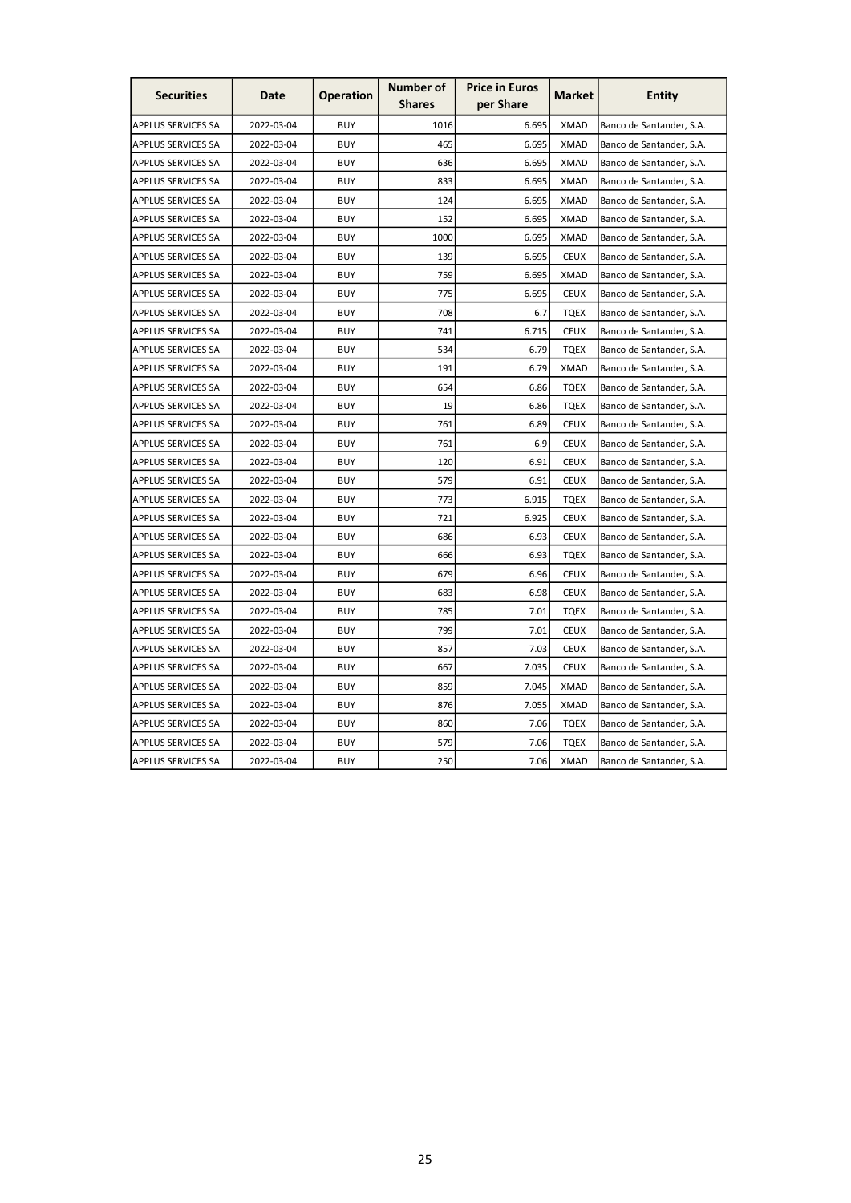| Securities | Date | Operation | Number of Shares | Price in Euros per Share | Market | Entity |
| --- | --- | --- | --- | --- | --- | --- |
| APPLUS SERVICES SA | 2022-03-04 | BUY | 1016 | 6.695 | XMAD | Banco de Santander, S.A. |
| APPLUS SERVICES SA | 2022-03-04 | BUY | 465 | 6.695 | XMAD | Banco de Santander, S.A. |
| APPLUS SERVICES SA | 2022-03-04 | BUY | 636 | 6.695 | XMAD | Banco de Santander, S.A. |
| APPLUS SERVICES SA | 2022-03-04 | BUY | 833 | 6.695 | XMAD | Banco de Santander, S.A. |
| APPLUS SERVICES SA | 2022-03-04 | BUY | 124 | 6.695 | XMAD | Banco de Santander, S.A. |
| APPLUS SERVICES SA | 2022-03-04 | BUY | 152 | 6.695 | XMAD | Banco de Santander, S.A. |
| APPLUS SERVICES SA | 2022-03-04 | BUY | 1000 | 6.695 | XMAD | Banco de Santander, S.A. |
| APPLUS SERVICES SA | 2022-03-04 | BUY | 139 | 6.695 | CEUX | Banco de Santander, S.A. |
| APPLUS SERVICES SA | 2022-03-04 | BUY | 759 | 6.695 | XMAD | Banco de Santander, S.A. |
| APPLUS SERVICES SA | 2022-03-04 | BUY | 775 | 6.695 | CEUX | Banco de Santander, S.A. |
| APPLUS SERVICES SA | 2022-03-04 | BUY | 708 | 6.7 | TQEX | Banco de Santander, S.A. |
| APPLUS SERVICES SA | 2022-03-04 | BUY | 741 | 6.715 | CEUX | Banco de Santander, S.A. |
| APPLUS SERVICES SA | 2022-03-04 | BUY | 534 | 6.79 | TQEX | Banco de Santander, S.A. |
| APPLUS SERVICES SA | 2022-03-04 | BUY | 191 | 6.79 | XMAD | Banco de Santander, S.A. |
| APPLUS SERVICES SA | 2022-03-04 | BUY | 654 | 6.86 | TQEX | Banco de Santander, S.A. |
| APPLUS SERVICES SA | 2022-03-04 | BUY | 19 | 6.86 | TQEX | Banco de Santander, S.A. |
| APPLUS SERVICES SA | 2022-03-04 | BUY | 761 | 6.89 | CEUX | Banco de Santander, S.A. |
| APPLUS SERVICES SA | 2022-03-04 | BUY | 761 | 6.9 | CEUX | Banco de Santander, S.A. |
| APPLUS SERVICES SA | 2022-03-04 | BUY | 120 | 6.91 | CEUX | Banco de Santander, S.A. |
| APPLUS SERVICES SA | 2022-03-04 | BUY | 579 | 6.91 | CEUX | Banco de Santander, S.A. |
| APPLUS SERVICES SA | 2022-03-04 | BUY | 773 | 6.915 | TQEX | Banco de Santander, S.A. |
| APPLUS SERVICES SA | 2022-03-04 | BUY | 721 | 6.925 | CEUX | Banco de Santander, S.A. |
| APPLUS SERVICES SA | 2022-03-04 | BUY | 686 | 6.93 | CEUX | Banco de Santander, S.A. |
| APPLUS SERVICES SA | 2022-03-04 | BUY | 666 | 6.93 | TQEX | Banco de Santander, S.A. |
| APPLUS SERVICES SA | 2022-03-04 | BUY | 679 | 6.96 | CEUX | Banco de Santander, S.A. |
| APPLUS SERVICES SA | 2022-03-04 | BUY | 683 | 6.98 | CEUX | Banco de Santander, S.A. |
| APPLUS SERVICES SA | 2022-03-04 | BUY | 785 | 7.01 | TQEX | Banco de Santander, S.A. |
| APPLUS SERVICES SA | 2022-03-04 | BUY | 799 | 7.01 | CEUX | Banco de Santander, S.A. |
| APPLUS SERVICES SA | 2022-03-04 | BUY | 857 | 7.03 | CEUX | Banco de Santander, S.A. |
| APPLUS SERVICES SA | 2022-03-04 | BUY | 667 | 7.035 | CEUX | Banco de Santander, S.A. |
| APPLUS SERVICES SA | 2022-03-04 | BUY | 859 | 7.045 | XMAD | Banco de Santander, S.A. |
| APPLUS SERVICES SA | 2022-03-04 | BUY | 876 | 7.055 | XMAD | Banco de Santander, S.A. |
| APPLUS SERVICES SA | 2022-03-04 | BUY | 860 | 7.06 | TQEX | Banco de Santander, S.A. |
| APPLUS SERVICES SA | 2022-03-04 | BUY | 579 | 7.06 | TQEX | Banco de Santander, S.A. |
| APPLUS SERVICES SA | 2022-03-04 | BUY | 250 | 7.06 | XMAD | Banco de Santander, S.A. |